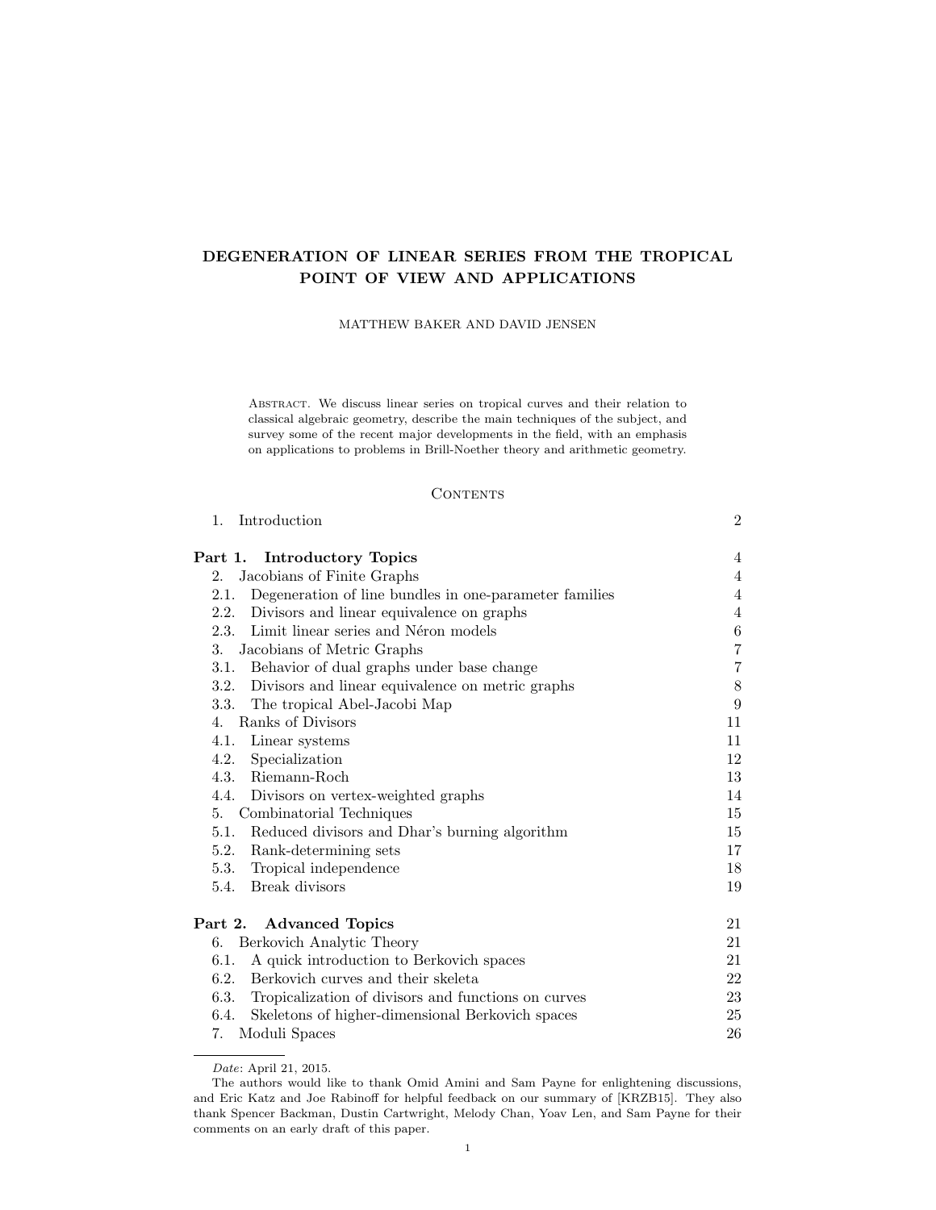# DEGENERATION OF LINEAR SERIES FROM THE TROPICAL POINT OF VIEW AND APPLICATIONS

MATTHEW BAKER AND DAVID JENSEN

ABSTRACT. We discuss linear series on tropical curves and their relation to classical algebraic geometry, describe the main techniques of the subject, and survey some of the recent major developments in the field, with an emphasis on applications to problems in Brill-Noether theory and arithmetic geometry.

## CONTENTS

| | |
|---|---|
| 1. Introduction | 2 |
| **Part 1. Introductory Topics** | 4 |
| 2. Jacobians of Finite Graphs | 4 |
| 2.1. Degeneration of line bundles in one-parameter families | 4 |
| 2.2. Divisors and linear equivalence on graphs | 4 |
| 2.3. Limit linear series and Néron models | 6 |
| 3. Jacobians of Metric Graphs | 7 |
| 3.1. Behavior of dual graphs under base change | 7 |
| 3.2. Divisors and linear equivalence on metric graphs | 8 |
| 3.3. The tropical Abel-Jacobi Map | 9 |
| 4. Ranks of Divisors | 11 |
| 4.1. Linear systems | 11 |
| 4.2. Specialization | 12 |
| 4.3. Riemann-Roch | 13 |
| 4.4. Divisors on vertex-weighted graphs | 14 |
| 5. Combinatorial Techniques | 15 |
| 5.1. Reduced divisors and Dhar's burning algorithm | 15 |
| 5.2. Rank-determining sets | 17 |
| 5.3. Tropical independence | 18 |
| 5.4. Break divisors | 19 |
| **Part 2. Advanced Topics** | 21 |
| 6. Berkovich Analytic Theory | 21 |
| 6.1. A quick introduction to Berkovich spaces | 21 |
| 6.2. Berkovich curves and their skeleta | 22 |
| 6.3. Tropicalization of divisors and functions on curves | 23 |
| 6.4. Skeletons of higher-dimensional Berkovich spaces | 25 |
| 7. Moduli Spaces | 26 |

*Date*: April 21, 2015.

The authors would like to thank Omid Amini and Sam Payne for enlightening discussions, and Eric Katz and Joe Rabinoff for helpful feedback on our summary of [KRZB15]. They also thank Spencer Backman, Dustin Cartwright, Melody Chan, Yoav Len, and Sam Payne for their comments on an early draft of this paper.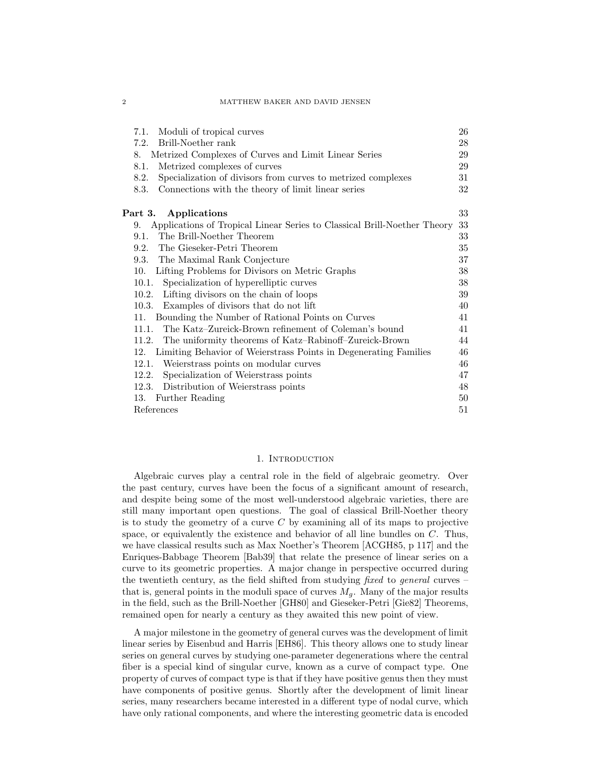7.1. Moduli of tropical curves 26
7.2. Brill-Noether rank 28
8. Metrized Complexes of Curves and Limit Linear Series 29
8.1. Metrized complexes of curves 29
8.2. Specialization of divisors from curves to metrized complexes 31
8.3. Connections with the theory of limit linear series 32

**Part 3. Applications** 33
9. Applications of Tropical Linear Series to Classical Brill-Noether Theory 33
9.1. The Brill-Noether Theorem 33
9.2. The Gieseker-Petri Theorem 35
9.3. The Maximal Rank Conjecture 37
10. Lifting Problems for Divisors on Metric Graphs 38
10.1. Specialization of hyperelliptic curves 38
10.2. Lifting divisors on the chain of loops 39
10.3. Examples of divisors that do not lift 40
11. Bounding the Number of Rational Points on Curves 41
11.1. The Katz–Zureick-Brown refinement of Coleman's bound 41
11.2. The uniformity theorems of Katz–Rabinoff–Zureick-Brown 44
12. Limiting Behavior of Weierstrass Points in Degenerating Families 46
12.1. Weierstrass points on modular curves 46
12.2. Specialization of Weierstrass points 47
12.3. Distribution of Weierstrass points 48
13. Further Reading 50
References 51

## 1. Introduction

Algebraic curves play a central role in the field of algebraic geometry. Over the past century, curves have been the focus of a significant amount of research, and despite being some of the most well-understood algebraic varieties, there are still many important open questions. The goal of classical Brill-Noether theory is to study the geometry of a curve $C$ by examining all of its maps to projective space, or equivalently the existence and behavior of all line bundles on $C$. Thus, we have classical results such as Max Noether's Theorem [ACGH85, p 117] and the Enriques-Babbage Theorem [Bab39] that relate the presence of linear series on a curve to its geometric properties. A major change in perspective occurred during the twentieth century, as the field shifted from studying *fixed* to *general* curves – that is, general points in the moduli space of curves $M_g$. Many of the major results in the field, such as the Brill-Noether [GH80] and Gieseker-Petri [Gie82] Theorems, remained open for nearly a century as they awaited this new point of view.

A major milestone in the geometry of general curves was the development of limit linear series by Eisenbud and Harris [EH86]. This theory allows one to study linear series on general curves by studying one-parameter degenerations where the central fiber is a special kind of singular curve, known as a curve of compact type. One property of curves of compact type is that if they have positive genus then they must have components of positive genus. Shortly after the development of limit linear series, many researchers became interested in a different type of nodal curve, which have only rational components, and where the interesting geometric data is encoded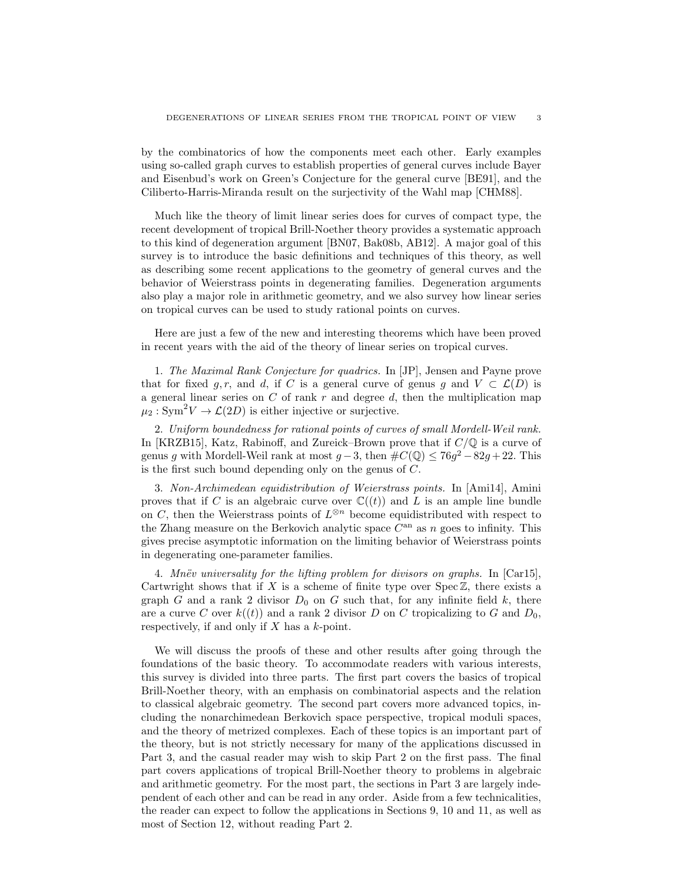by the combinatorics of how the components meet each other. Early examples using so-called graph curves to establish properties of general curves include Bayer and Eisenbud's work on Green's Conjecture for the general curve [BE91], and the Ciliberto-Harris-Miranda result on the surjectivity of the Wahl map [CHM88].

Much like the theory of limit linear series does for curves of compact type, the recent development of tropical Brill-Noether theory provides a systematic approach to this kind of degeneration argument [BN07, Bak08b, AB12]. A major goal of this survey is to introduce the basic definitions and techniques of this theory, as well as describing some recent applications to the geometry of general curves and the behavior of Weierstrass points in degenerating families. Degeneration arguments also play a major role in arithmetic geometry, and we also survey how linear series on tropical curves can be used to study rational points on curves.

Here are just a few of the new and interesting theorems which have been proved in recent years with the aid of the theory of linear series on tropical curves.

1. *The Maximal Rank Conjecture for quadrics.* In [JP], Jensen and Payne prove that for fixed $g, r$, and $d$, if $C$ is a general curve of genus $g$ and $V \subset \mathcal{L}(D)$ is a general linear series on $C$ of rank $r$ and degree $d$, then the multiplication map $\mu_2 : \mathrm{Sym}^2 V \to \mathcal{L}(2D)$ is either injective or surjective.

2. *Uniform boundedness for rational points of curves of small Mordell-Weil rank.* In [KRZB15], Katz, Rabinoff, and Zureick–Brown prove that if $C/\mathbb{Q}$ is a curve of genus $g$ with Mordell-Weil rank at most $g-3$, then $\#C(\mathbb{Q}) \leq 76g^2 - 82g + 22$. This is the first such bound depending only on the genus of $C$.

3. *Non-Archimedean equidistribution of Weierstrass points.* In [Ami14], Amini proves that if $C$ is an algebraic curve over $\mathbb{C}((t))$ and $L$ is an ample line bundle on $C$, then the Weierstrass points of $L^{\otimes n}$ become equidistributed with respect to the Zhang measure on the Berkovich analytic space $C^{\mathrm{an}}$ as $n$ goes to infinity. This gives precise asymptotic information on the limiting behavior of Weierstrass points in degenerating one-parameter families.

4. *Mnëv universality for the lifting problem for divisors on graphs.* In [Car15], Cartwright shows that if $X$ is a scheme of finite type over $\operatorname{Spec} \mathbb{Z}$, there exists a graph $G$ and a rank 2 divisor $D_0$ on $G$ such that, for any infinite field $k$, there are a curve $C$ over $k((t))$ and a rank 2 divisor $D$ on $C$ tropicalizing to $G$ and $D_0$, respectively, if and only if $X$ has a $k$-point.

We will discuss the proofs of these and other results after going through the foundations of the basic theory. To accommodate readers with various interests, this survey is divided into three parts. The first part covers the basics of tropical Brill-Noether theory, with an emphasis on combinatorial aspects and the relation to classical algebraic geometry. The second part covers more advanced topics, including the nonarchimedean Berkovich space perspective, tropical moduli spaces, and the theory of metrized complexes. Each of these topics is an important part of the theory, but is not strictly necessary for many of the applications discussed in Part 3, and the casual reader may wish to skip Part 2 on the first pass. The final part covers applications of tropical Brill-Noether theory to problems in algebraic and arithmetic geometry. For the most part, the sections in Part 3 are largely independent of each other and can be read in any order. Aside from a few technicalities, the reader can expect to follow the applications in Sections 9, 10 and 11, as well as most of Section 12, without reading Part 2.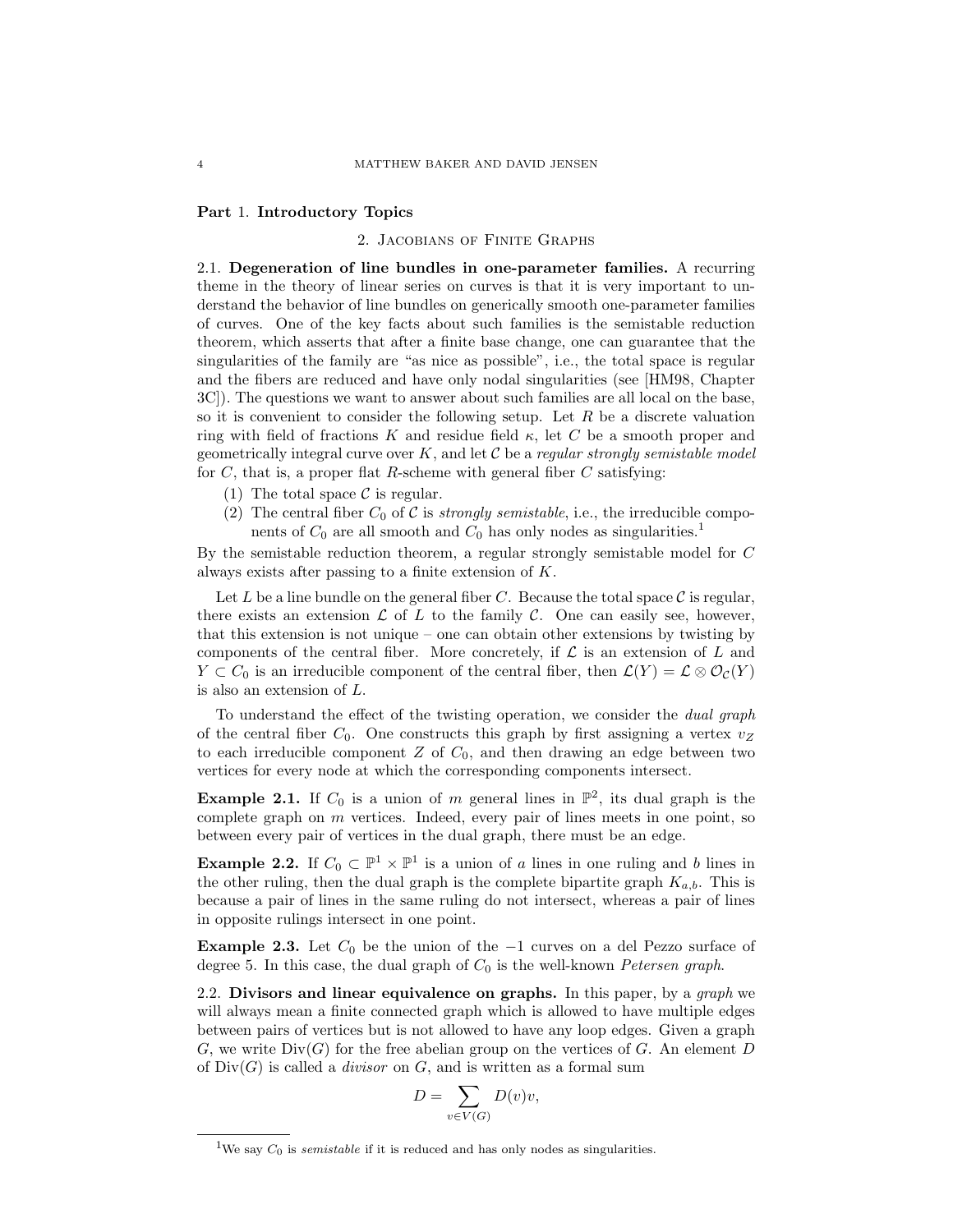# Part 1. Introductory Topics

## 2. Jacobians of Finite Graphs

**2.1. Degeneration of line bundles in one-parameter families.** A recurring theme in the theory of linear series on curves is that it is very important to understand the behavior of line bundles on generically smooth one-parameter families of curves. One of the key facts about such families is the semistable reduction theorem, which asserts that after a finite base change, one can guarantee that the singularities of the family are "as nice as possible", i.e., the total space is regular and the fibers are reduced and have only nodal singularities (see [HM98, Chapter 3C]). The questions we want to answer about such families are all local on the base, so it is convenient to consider the following setup. Let $R$ be a discrete valuation ring with field of fractions $K$ and residue field $\kappa$, let $C$ be a smooth proper and geometrically integral curve over $K$, and let $\mathcal{C}$ be a *regular strongly semistable model* for $C$, that is, a proper flat $R$-scheme with general fiber $C$ satisfying:

1. The total space $\mathcal{C}$ is regular.
2. The central fiber $C_0$ of $\mathcal{C}$ is *strongly semistable*, i.e., the irreducible components of $C_0$ are all smooth and $C_0$ has only nodes as singularities.[1]

By the semistable reduction theorem, a regular strongly semistable model for $C$ always exists after passing to a finite extension of $K$.

Let $L$ be a line bundle on the general fiber $C$. Because the total space $\mathcal{C}$ is regular, there exists an extension $\mathcal{L}$ of $L$ to the family $\mathcal{C}$. One can easily see, however, that this extension is not unique – one can obtain other extensions by twisting by components of the central fiber. More concretely, if $\mathcal{L}$ is an extension of $L$ and $Y \subset C_0$ is an irreducible component of the central fiber, then $\mathcal{L}(Y) = \mathcal{L} \otimes \mathcal{O}_{\mathcal{C}}(Y)$ is also an extension of $L$.

To understand the effect of the twisting operation, we consider the *dual graph* of the central fiber $C_0$. One constructs this graph by first assigning a vertex $v_Z$ to each irreducible component $Z$ of $C_0$, and then drawing an edge between two vertices for every node at which the corresponding components intersect.

**Example 2.1.** If $C_0$ is a union of $m$ general lines in $\mathbb{P}^2$, its dual graph is the complete graph on $m$ vertices. Indeed, every pair of lines meets in one point, so between every pair of vertices in the dual graph, there must be an edge.

**Example 2.2.** If $C_0 \subset \mathbb{P}^1 \times \mathbb{P}^1$ is a union of $a$ lines in one ruling and $b$ lines in the other ruling, then the dual graph is the complete bipartite graph $K_{a,b}$. This is because a pair of lines in the same ruling do not intersect, whereas a pair of lines in opposite rulings intersect in one point.

**Example 2.3.** Let $C_0$ be the union of the $-1$ curves on a del Pezzo surface of degree 5. In this case, the dual graph of $C_0$ is the well-known *Petersen graph*.

**2.2. Divisors and linear equivalence on graphs.** In this paper, by a *graph* we will always mean a finite connected graph which is allowed to have multiple edges between pairs of vertices but is not allowed to have any loop edges. Given a graph $G$, we write $\mathrm{Div}(G)$ for the free abelian group on the vertices of $G$. An element $D$ of $\mathrm{Div}(G)$ is called a *divisor* on $G$, and is written as a formal sum

$$D = \sum_{v \in V(G)} D(v)v,$$

[1] We say $C_0$ is *semistable* if it is reduced and has only nodes as singularities.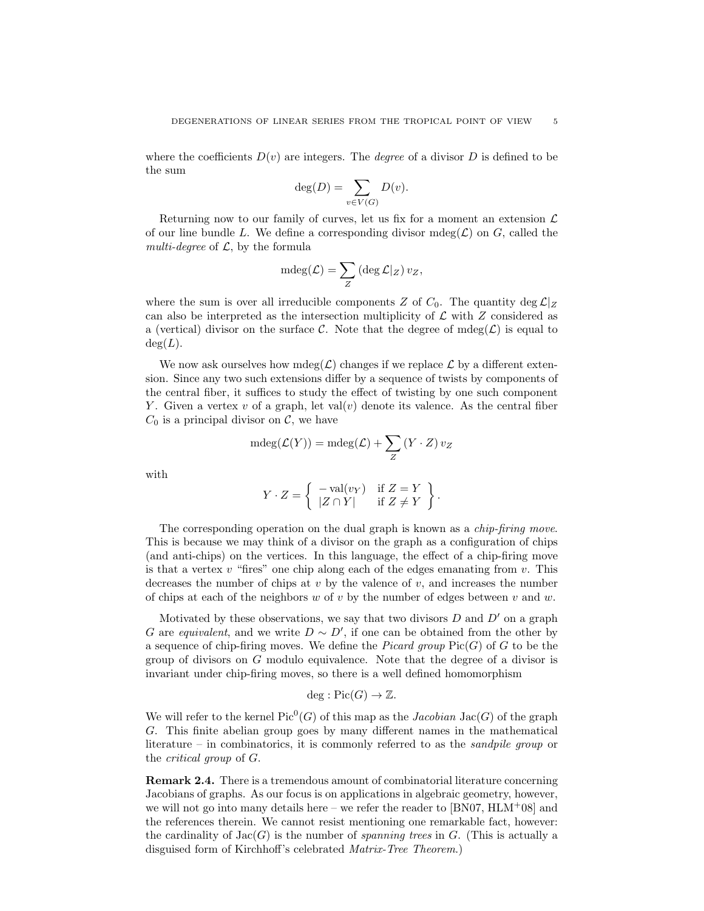where the coefficients $D(v)$ are integers. The *degree* of a divisor $D$ is defined to be the sum

$$\deg(D) = \sum_{v \in V(G)} D(v).$$

Returning now to our family of curves, let us fix for a moment an extension $\mathcal{L}$ of our line bundle $L$. We define a corresponding divisor $\mathrm{mdeg}(\mathcal{L})$ on $G$, called the *multi-degree* of $\mathcal{L}$, by the formula

$$\mathrm{mdeg}(\mathcal{L}) = \sum_{Z} (\deg \mathcal{L}|_Z)\, v_Z,$$

where the sum is over all irreducible components $Z$ of $C_0$. The quantity $\deg \mathcal{L}|_Z$ can also be interpreted as the intersection multiplicity of $\mathcal{L}$ with $Z$ considered as a (vertical) divisor on the surface $\mathcal{C}$. Note that the degree of $\mathrm{mdeg}(\mathcal{L})$ is equal to $\deg(L)$.

We now ask ourselves how $\mathrm{mdeg}(\mathcal{L})$ changes if we replace $\mathcal{L}$ by a different extension. Since any two such extensions differ by a sequence of twists by components of the central fiber, it suffices to study the effect of twisting by one such component $Y$. Given a vertex $v$ of a graph, let $\mathrm{val}(v)$ denote its valence. As the central fiber $C_0$ is a principal divisor on $\mathcal{C}$, we have

$$\mathrm{mdeg}(\mathcal{L}(Y)) = \mathrm{mdeg}(\mathcal{L}) + \sum_{Z} (Y \cdot Z)\, v_Z$$

with

$$Y \cdot Z = \left\{ \begin{array}{ll} -\mathrm{val}(v_Y) & \text{if } Z = Y \\ |Z \cap Y| & \text{if } Z \neq Y \end{array} \right\}.$$

The corresponding operation on the dual graph is known as a *chip-firing move*. This is because we may think of a divisor on the graph as a configuration of chips (and anti-chips) on the vertices. In this language, the effect of a chip-firing move is that a vertex $v$ "fires" one chip along each of the edges emanating from $v$. This decreases the number of chips at $v$ by the valence of $v$, and increases the number of chips at each of the neighbors $w$ of $v$ by the number of edges between $v$ and $w$.

Motivated by these observations, we say that two divisors $D$ and $D'$ on a graph $G$ are *equivalent*, and we write $D \sim D'$, if one can be obtained from the other by a sequence of chip-firing moves. We define the *Picard group* $\mathrm{Pic}(G)$ of $G$ to be the group of divisors on $G$ modulo equivalence. Note that the degree of a divisor is invariant under chip-firing moves, so there is a well defined homomorphism

$$\deg : \mathrm{Pic}(G) \to \mathbb{Z}.$$

We will refer to the kernel $\mathrm{Pic}^0(G)$ of this map as the *Jacobian* $\mathrm{Jac}(G)$ of the graph $G$. This finite abelian group goes by many different names in the mathematical literature – in combinatorics, it is commonly referred to as the *sandpile group* or the *critical group* of $G$.

**Remark 2.4.** There is a tremendous amount of combinatorial literature concerning Jacobians of graphs. As our focus is on applications in algebraic geometry, however, we will not go into many details here – we refer the reader to [BN07, HLM+08] and the references therein. We cannot resist mentioning one remarkable fact, however: the cardinality of $\mathrm{Jac}(G)$ is the number of *spanning trees* in $G$. (This is actually a disguised form of Kirchhoff's celebrated *Matrix-Tree Theorem*.)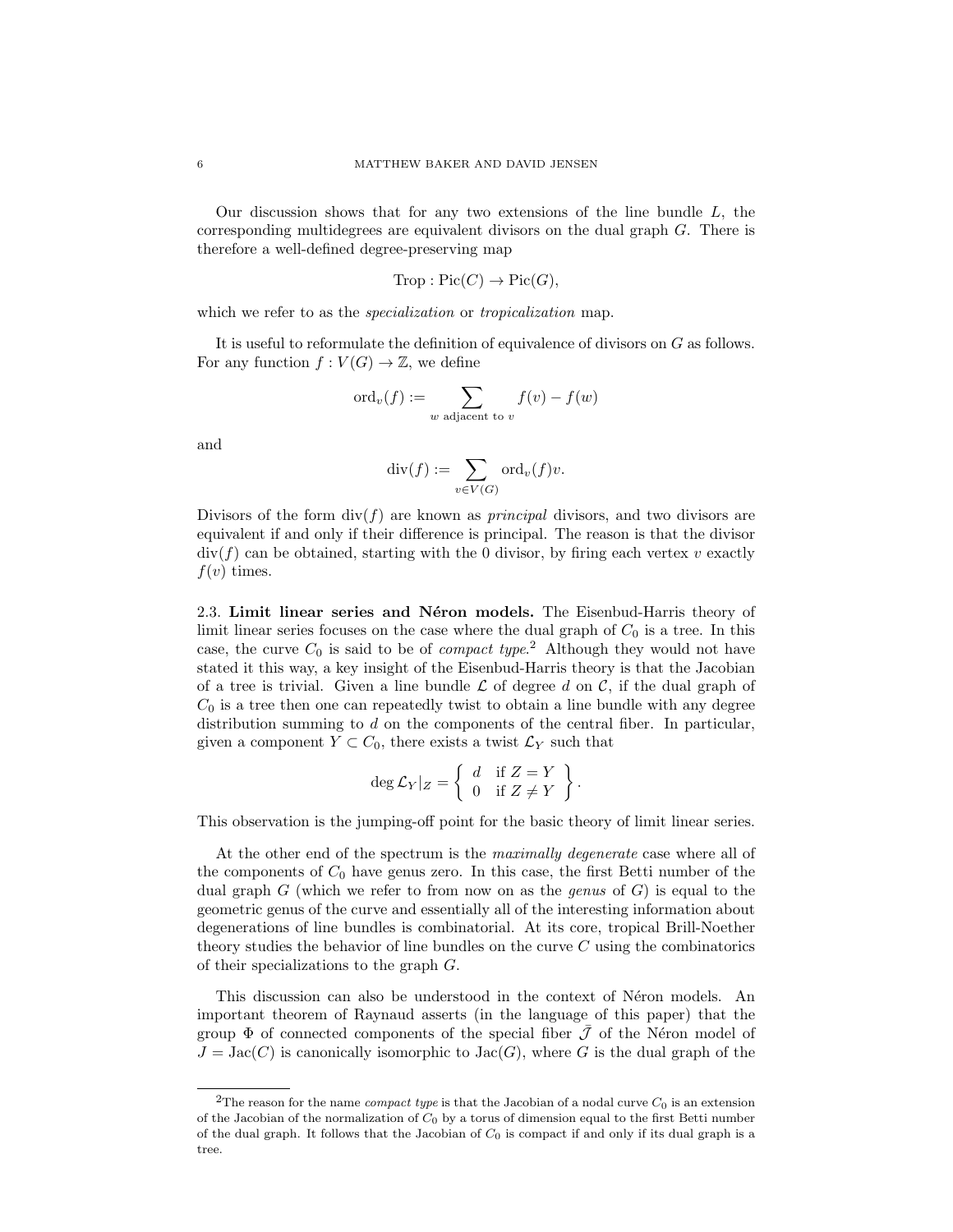Our discussion shows that for any two extensions of the line bundle $L$, the corresponding multidegrees are equivalent divisors on the dual graph $G$. There is therefore a well-defined degree-preserving map

$$\mathrm{Trop} : \mathrm{Pic}(C) \to \mathrm{Pic}(G),$$

which we refer to as the *specialization* or *tropicalization* map.

It is useful to reformulate the definition of equivalence of divisors on $G$ as follows. For any function $f : V(G) \to \mathbb{Z}$, we define

$$\mathrm{ord}_v(f) := \sum_{w \text{ adjacent to } v} f(v) - f(w)$$

and

$$\mathrm{div}(f) := \sum_{v \in V(G)} \mathrm{ord}_v(f) v.$$

Divisors of the form $\mathrm{div}(f)$ are known as *principal* divisors, and two divisors are equivalent if and only if their difference is principal. The reason is that the divisor $\mathrm{div}(f)$ can be obtained, starting with the 0 divisor, by firing each vertex $v$ exactly $f(v)$ times.

### 2.3. Limit linear series and Néron models.

The Eisenbud-Harris theory of limit linear series focuses on the case where the dual graph of $C_0$ is a tree. In this case, the curve $C_0$ is said to be of *compact type*.[2] Although they would not have stated it this way, a key insight of the Eisenbud-Harris theory is that the Jacobian of a tree is trivial. Given a line bundle $\mathcal{L}$ of degree $d$ on $\mathcal{C}$, if the dual graph of $C_0$ is a tree then one can repeatedly twist to obtain a line bundle with any degree distribution summing to $d$ on the components of the central fiber. In particular, given a component $Y \subset C_0$, there exists a twist $\mathcal{L}_Y$ such that

$$\deg \mathcal{L}_Y|_Z = \left\{ \begin{array}{ll} d & \text{if } Z = Y \\ 0 & \text{if } Z \neq Y \end{array} \right\}.$$

This observation is the jumping-off point for the basic theory of limit linear series.

At the other end of the spectrum is the *maximally degenerate* case where all of the components of $C_0$ have genus zero. In this case, the first Betti number of the dual graph $G$ (which we refer to from now on as the *genus* of $G$) is equal to the geometric genus of the curve and essentially all of the interesting information about degenerations of line bundles is combinatorial. At its core, tropical Brill-Noether theory studies the behavior of line bundles on the curve $C$ using the combinatorics of their specializations to the graph $G$.

This discussion can also be understood in the context of Néron models. An important theorem of Raynaud asserts (in the language of this paper) that the group $\Phi$ of connected components of the special fiber $\bar{\mathcal{J}}$ of the Néron model of $J = \mathrm{Jac}(C)$ is canonically isomorphic to $\mathrm{Jac}(G)$, where $G$ is the dual graph of the

---

[2] The reason for the name *compact type* is that the Jacobian of a nodal curve $C_0$ is an extension of the Jacobian of the normalization of $C_0$ by a torus of dimension equal to the first Betti number of the dual graph. It follows that the Jacobian of $C_0$ is compact if and only if its dual graph is a tree.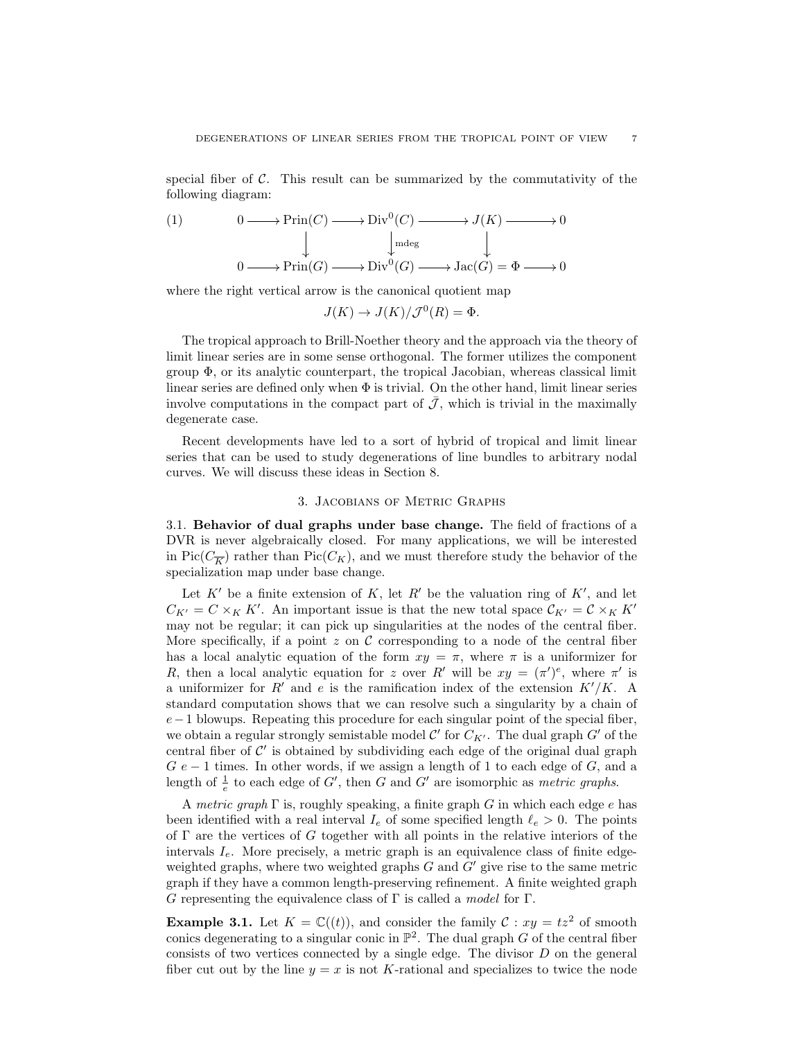special fiber of $\mathcal{C}$. This result can be summarized by the commutativity of the following diagram:

$$
\begin{array}{ccccccccc}
0 & \longrightarrow & \mathrm{Prin}(C) & \longrightarrow & \mathrm{Div}^0(C) & \longrightarrow & J(K) & \longrightarrow & 0 \\
 & & \downarrow & & \downarrow \scriptstyle{\mathrm{mdeg}} & & \downarrow & & \\
0 & \longrightarrow & \mathrm{Prin}(G) & \longrightarrow & \mathrm{Div}^0(G) & \longrightarrow & \mathrm{Jac}(G) = \Phi & \longrightarrow & 0
\end{array} \tag{1}
$$

where the right vertical arrow is the canonical quotient map

$$J(K) \to J(K)/\mathcal{J}^0(R) = \Phi.$$

The tropical approach to Brill-Noether theory and the approach via the theory of limit linear series are in some sense orthogonal. The former utilizes the component group $\Phi$, or its analytic counterpart, the tropical Jacobian, whereas classical limit linear series are defined only when $\Phi$ is trivial. On the other hand, limit linear series involve computations in the compact part of $\bar{\mathcal{J}}$, which is trivial in the maximally degenerate case.

Recent developments have led to a sort of hybrid of tropical and limit linear series that can be used to study degenerations of line bundles to arbitrary nodal curves. We will discuss these ideas in Section 8.

## 3. Jacobians of Metric Graphs

**3.1. Behavior of dual graphs under base change.** The field of fractions of a DVR is never algebraically closed. For many applications, we will be interested in $\mathrm{Pic}(C_{\overline{K}})$ rather than $\mathrm{Pic}(C_K)$, and we must therefore study the behavior of the specialization map under base change.

Let $K'$ be a finite extension of $K$, let $R'$ be the valuation ring of $K'$, and let $C_{K'} = C \times_K K'$. An important issue is that the new total space $\mathcal{C}_{K'} = \mathcal{C} \times_K K'$ may not be regular; it can pick up singularities at the nodes of the central fiber. More specifically, if a point $z$ on $\mathcal{C}$ corresponding to a node of the central fiber has a local analytic equation of the form $xy = \pi$, where $\pi$ is a uniformizer for $R$, then a local analytic equation for $z$ over $R'$ will be $xy = (\pi')^e$, where $\pi'$ is a uniformizer for $R'$ and $e$ is the ramification index of the extension $K'/K$. A standard computation shows that we can resolve such a singularity by a chain of $e-1$ blowups. Repeating this procedure for each singular point of the special fiber, we obtain a regular strongly semistable model $\mathcal{C}'$ for $C_{K'}$. The dual graph $G'$ of the central fiber of $\mathcal{C}'$ is obtained by subdividing each edge of the original dual graph $G$ $e-1$ times. In other words, if we assign a length of 1 to each edge of $G$, and a length of $\frac{1}{e}$ to each edge of $G'$, then $G$ and $G'$ are isomorphic as *metric graphs*.

A *metric graph* $\Gamma$ is, roughly speaking, a finite graph $G$ in which each edge $e$ has been identified with a real interval $I_e$ of some specified length $\ell_e > 0$. The points of $\Gamma$ are the vertices of $G$ together with all points in the relative interiors of the intervals $I_e$. More precisely, a metric graph is an equivalence class of finite edge-weighted graphs, where two weighted graphs $G$ and $G'$ give rise to the same metric graph if they have a common length-preserving refinement. A finite weighted graph $G$ representing the equivalence class of $\Gamma$ is called a *model* for $\Gamma$.

**Example 3.1.** Let $K = \mathbb{C}((t))$, and consider the family $\mathcal{C} : xy = tz^2$ of smooth conics degenerating to a singular conic in $\mathbb{P}^2$. The dual graph $G$ of the central fiber consists of two vertices connected by a single edge. The divisor $D$ on the general fiber cut out by the line $y = x$ is not $K$-rational and specializes to twice the node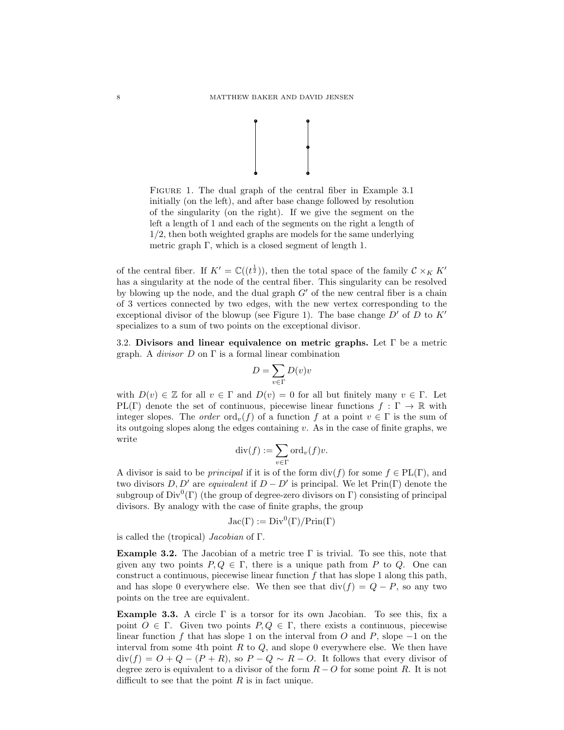FIGURE 1. The dual graph of the central fiber in Example 3.1 initially (on the left), and after base change followed by resolution of the singularity (on the right). If we give the segment on the left a length of 1 and each of the segments on the right a length of 1/2, then both weighted graphs are models for the same underlying metric graph $\Gamma$, which is a closed segment of length 1.

of the central fiber. If $K' = \mathbb{C}((t^{\frac{1}{2}}))$, then the total space of the family $\mathcal{C} \times_K K'$ has a singularity at the node of the central fiber. This singularity can be resolved by blowing up the node, and the dual graph $G'$ of the new central fiber is a chain of 3 vertices connected by two edges, with the new vertex corresponding to the exceptional divisor of the blowup (see Figure 1). The base change $D'$ of $D$ to $K'$ specializes to a sum of two points on the exceptional divisor.

3.2. **Divisors and linear equivalence on metric graphs.** Let $\Gamma$ be a metric graph. A *divisor* $D$ on $\Gamma$ is a formal linear combination

$$D = \sum_{v \in \Gamma} D(v)v$$

with $D(v) \in \mathbb{Z}$ for all $v \in \Gamma$ and $D(v) = 0$ for all but finitely many $v \in \Gamma$. Let $\mathrm{PL}(\Gamma)$ denote the set of continuous, piecewise linear functions $f : \Gamma \to \mathbb{R}$ with integer slopes. The *order* $\mathrm{ord}_v(f)$ of a function $f$ at a point $v \in \Gamma$ is the sum of its outgoing slopes along the edges containing $v$. As in the case of finite graphs, we write

$$\mathrm{div}(f) := \sum_{v \in \Gamma} \mathrm{ord}_v(f)v.$$

A divisor is said to be *principal* if it is of the form $\mathrm{div}(f)$ for some $f \in \mathrm{PL}(\Gamma)$, and two divisors $D, D'$ are *equivalent* if $D - D'$ is principal. We let $\mathrm{Prin}(\Gamma)$ denote the subgroup of $\mathrm{Div}^0(\Gamma)$ (the group of degree-zero divisors on $\Gamma$) consisting of principal divisors. By analogy with the case of finite graphs, the group

$$\mathrm{Jac}(\Gamma) := \mathrm{Div}^0(\Gamma)/\mathrm{Prin}(\Gamma)$$

is called the (tropical) *Jacobian* of $\Gamma$.

**Example 3.2.** The Jacobian of a metric tree $\Gamma$ is trivial. To see this, note that given any two points $P, Q \in \Gamma$, there is a unique path from $P$ to $Q$. One can construct a continuous, piecewise linear function $f$ that has slope 1 along this path, and has slope 0 everywhere else. We then see that $\mathrm{div}(f) = Q - P$, so any two points on the tree are equivalent.

**Example 3.3.** A circle $\Gamma$ is a torsor for its own Jacobian. To see this, fix a point $O \in \Gamma$. Given two points $P, Q \in \Gamma$, there exists a continuous, piecewise linear function $f$ that has slope 1 on the interval from $O$ and $P$, slope $-1$ on the interval from some 4th point $R$ to $Q$, and slope 0 everywhere else. We then have $\mathrm{div}(f) = O + Q - (P + R)$, so $P - Q \sim R - O$. It follows that every divisor of degree zero is equivalent to a divisor of the form $R - O$ for some point $R$. It is not difficult to see that the point $R$ is in fact unique.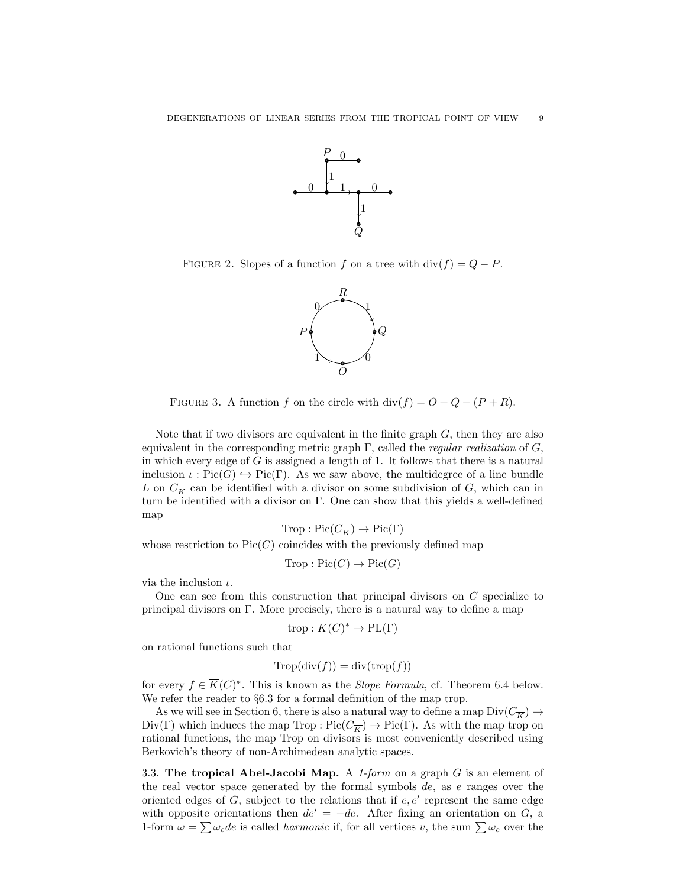FIGURE 2. Slopes of a function $f$ on a tree with $\operatorname{div}(f) = Q - P$.

FIGURE 3. A function $f$ on the circle with $\operatorname{div}(f) = O + Q - (P + R)$.

Note that if two divisors are equivalent in the finite graph $G$, then they are also equivalent in the corresponding metric graph $\Gamma$, called the *regular realization* of $G$, in which every edge of $G$ is assigned a length of 1. It follows that there is a natural inclusion $\iota : \operatorname{Pic}(G) \hookrightarrow \operatorname{Pic}(\Gamma)$. As we saw above, the multidegree of a line bundle $L$ on $C_{\overline{K}}$ can be identified with a divisor on some subdivision of $G$, which can in turn be identified with a divisor on $\Gamma$. One can show that this yields a well-defined map

$$\operatorname{Trop} : \operatorname{Pic}(C_{\overline{K}}) \to \operatorname{Pic}(\Gamma)$$

whose restriction to $\operatorname{Pic}(C)$ coincides with the previously defined map

$$\operatorname{Trop} : \operatorname{Pic}(C) \to \operatorname{Pic}(G)$$

via the inclusion $\iota$.

One can see from this construction that principal divisors on $C$ specialize to principal divisors on $\Gamma$. More precisely, there is a natural way to define a map

$$\operatorname{trop} : \overline{K}(C)^* \to \operatorname{PL}(\Gamma)$$

on rational functions such that

$$\operatorname{Trop}(\operatorname{div}(f)) = \operatorname{div}(\operatorname{trop}(f))$$

for every $f \in \overline{K}(C)^*$. This is known as the *Slope Formula*, cf. Theorem 6.4 below. We refer the reader to §6.3 for a formal definition of the map trop.

As we will see in Section 6, there is also a natural way to define a map $\operatorname{Div}(C_{\overline{K}}) \to \operatorname{Div}(\Gamma)$ which induces the map $\operatorname{Trop} : \operatorname{Pic}(C_{\overline{K}}) \to \operatorname{Pic}(\Gamma)$. As with the map trop on rational functions, the map Trop on divisors is most conveniently described using Berkovich's theory of non-Archimedean analytic spaces.

**3.3. The tropical Abel-Jacobi Map.** A *1-form* on a graph $G$ is an element of the real vector space generated by the formal symbols $de$, as $e$ ranges over the oriented edges of $G$, subject to the relations that if $e, e'$ represent the same edge with opposite orientations then $de' = -de$. After fixing an orientation on $G$, a 1-form $\omega = \sum \omega_e de$ is called *harmonic* if, for all vertices $v$, the sum $\sum \omega_e$ over the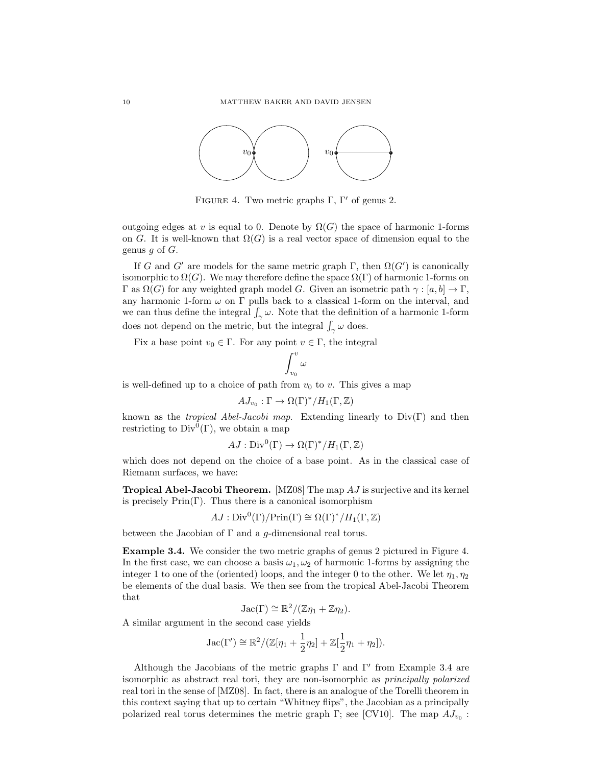FIGURE 4. Two metric graphs $\Gamma$, $\Gamma'$ of genus 2.

outgoing edges at $v$ is equal to 0. Denote by $\Omega(G)$ the space of harmonic 1-forms on $G$. It is well-known that $\Omega(G)$ is a real vector space of dimension equal to the genus $g$ of $G$.

If $G$ and $G'$ are models for the same metric graph $\Gamma$, then $\Omega(G')$ is canonically isomorphic to $\Omega(G)$. We may therefore define the space $\Omega(\Gamma)$ of harmonic 1-forms on $\Gamma$ as $\Omega(G)$ for any weighted graph model $G$. Given an isometric path $\gamma : [a, b] \to \Gamma$, any harmonic 1-form $\omega$ on $\Gamma$ pulls back to a classical 1-form on the interval, and we can thus define the integral $\int_\gamma \omega$. Note that the definition of a harmonic 1-form does not depend on the metric, but the integral $\int_\gamma \omega$ does.

Fix a base point $v_0 \in \Gamma$. For any point $v \in \Gamma$, the integral

$$\int_{v_0}^{v} \omega$$

is well-defined up to a choice of path from $v_0$ to $v$. This gives a map

$$AJ_{v_0} : \Gamma \to \Omega(\Gamma)^*/H_1(\Gamma, \mathbb{Z})$$

known as the *tropical Abel-Jacobi map*. Extending linearly to $\mathrm{Div}(\Gamma)$ and then restricting to $\mathrm{Div}^0(\Gamma)$, we obtain a map

$$AJ : \mathrm{Div}^0(\Gamma) \to \Omega(\Gamma)^*/H_1(\Gamma, \mathbb{Z})$$

which does not depend on the choice of a base point. As in the classical case of Riemann surfaces, we have:

**Tropical Abel-Jacobi Theorem.** [MZ08] The map $AJ$ is surjective and its kernel is precisely $\mathrm{Prin}(\Gamma)$. Thus there is a canonical isomorphism

$$AJ : \mathrm{Div}^0(\Gamma)/\mathrm{Prin}(\Gamma) \cong \Omega(\Gamma)^*/H_1(\Gamma, \mathbb{Z})$$

between the Jacobian of $\Gamma$ and a $g$-dimensional real torus.

**Example 3.4.** We consider the two metric graphs of genus 2 pictured in Figure 4. In the first case, we can choose a basis $\omega_1, \omega_2$ of harmonic 1-forms by assigning the integer 1 to one of the (oriented) loops, and the integer 0 to the other. We let $\eta_1, \eta_2$ be elements of the dual basis. We then see from the tropical Abel-Jacobi Theorem that

$$\mathrm{Jac}(\Gamma) \cong \mathbb{R}^2/(\mathbb{Z}\eta_1 + \mathbb{Z}\eta_2).$$

A similar argument in the second case yields

$$\mathrm{Jac}(\Gamma') \cong \mathbb{R}^2/(\mathbb{Z}[\eta_1 + \frac{1}{2}\eta_2] + \mathbb{Z}[\frac{1}{2}\eta_1 + \eta_2]).$$

Although the Jacobians of the metric graphs $\Gamma$ and $\Gamma'$ from Example 3.4 are isomorphic as abstract real tori, they are non-isomorphic as *principally polarized* real tori in the sense of [MZ08]. In fact, there is an analogue of the Torelli theorem in this context saying that up to certain "Whitney flips", the Jacobian as a principally polarized real torus determines the metric graph $\Gamma$; see [CV10]. The map $AJ_{v_0}$ :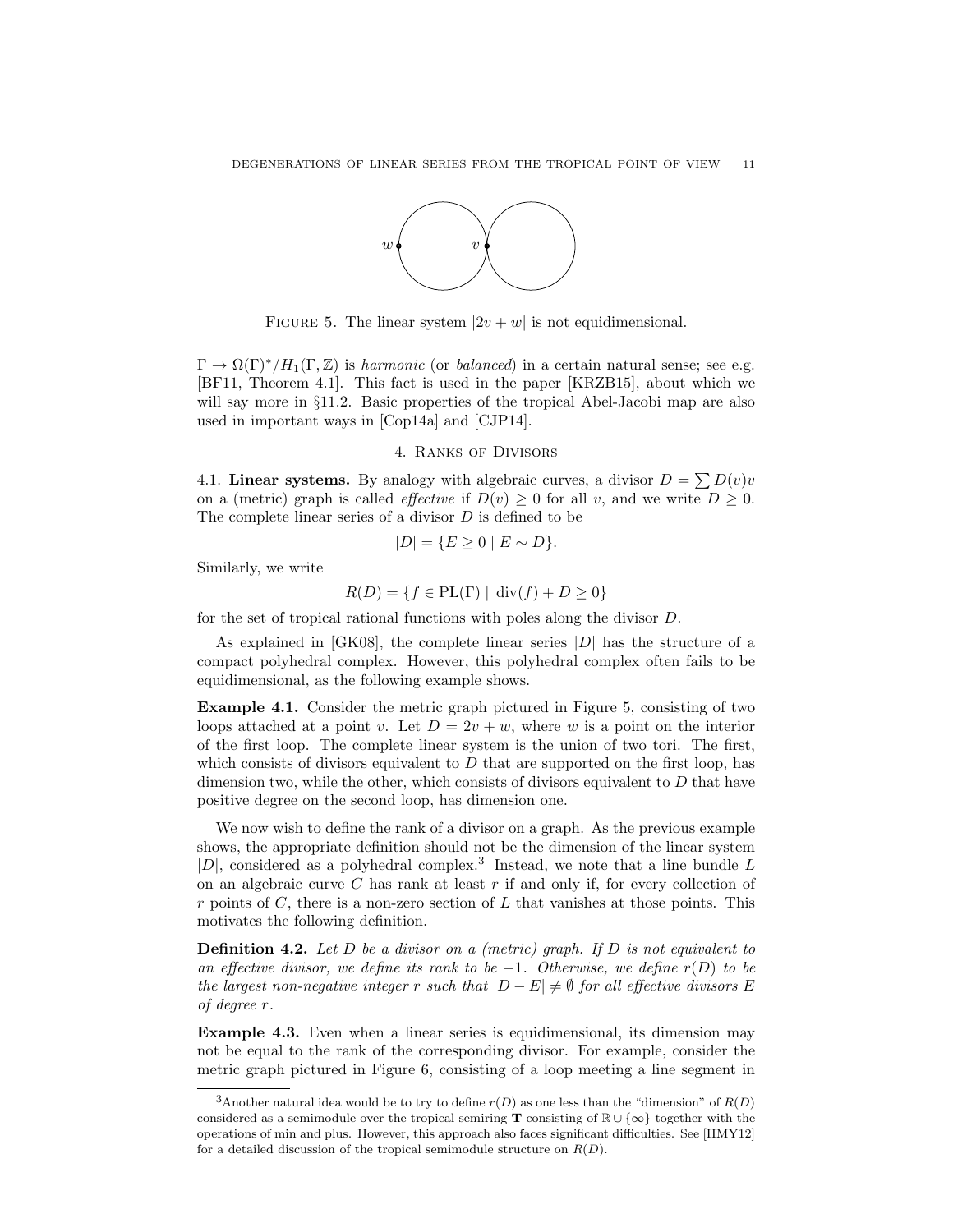FIGURE 5. The linear system $|2v + w|$ is not equidimensional.

$\Gamma \to \Omega(\Gamma)^*/H_1(\Gamma, \mathbb{Z})$ is *harmonic* (or *balanced*) in a certain natural sense; see e.g. [BF11, Theorem 4.1]. This fact is used in the paper [KRZB15], about which we will say more in §11.2. Basic properties of the tropical Abel-Jacobi map are also used in important ways in [Cop14a] and [CJP14].

## 4. Ranks of Divisors

4.1. **Linear systems.** By analogy with algebraic curves, a divisor $D = \sum D(v)v$ on a (metric) graph is called *effective* if $D(v) \geq 0$ for all $v$, and we write $D \geq 0$. The complete linear series of a divisor $D$ is defined to be

$$|D| = \{E \geq 0 \mid E \sim D\}.$$

Similarly, we write

$$R(D) = \{f \in \mathrm{PL}(\Gamma) \mid \operatorname{div}(f) + D \geq 0\}$$

for the set of tropical rational functions with poles along the divisor $D$.

As explained in [GK08], the complete linear series $|D|$ has the structure of a compact polyhedral complex. However, this polyhedral complex often fails to be equidimensional, as the following example shows.

**Example 4.1.** Consider the metric graph pictured in Figure 5, consisting of two loops attached at a point $v$. Let $D = 2v + w$, where $w$ is a point on the interior of the first loop. The complete linear system is the union of two tori. The first, which consists of divisors equivalent to $D$ that are supported on the first loop, has dimension two, while the other, which consists of divisors equivalent to $D$ that have positive degree on the second loop, has dimension one.

We now wish to define the rank of a divisor on a graph. As the previous example shows, the appropriate definition should not be the dimension of the linear system $|D|$, considered as a polyhedral complex.[3] Instead, we note that a line bundle $L$ on an algebraic curve $C$ has rank at least $r$ if and only if, for every collection of $r$ points of $C$, there is a non-zero section of $L$ that vanishes at those points. This motivates the following definition.

**Definition 4.2.** *Let $D$ be a divisor on a (metric) graph. If $D$ is not equivalent to an effective divisor, we define its rank to be $-1$. Otherwise, we define $r(D)$ to be the largest non-negative integer $r$ such that $|D - E| \neq \emptyset$ for all effective divisors $E$ of degree $r$.*

**Example 4.3.** Even when a linear series is equidimensional, its dimension may not be equal to the rank of the corresponding divisor. For example, consider the metric graph pictured in Figure 6, consisting of a loop meeting a line segment in

---

[3] Another natural idea would be to try to define $r(D)$ as one less than the "dimension" of $R(D)$ considered as a semimodule over the tropical semiring $\mathbf{T}$ consisting of $\mathbb{R} \cup \{\infty\}$ together with the operations of min and plus. However, this approach also faces significant difficulties. See [HMY12] for a detailed discussion of the tropical semimodule structure on $R(D)$.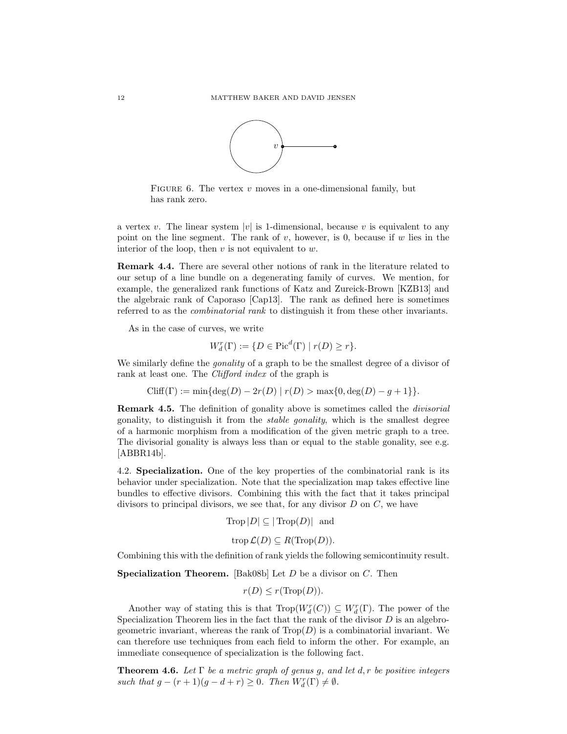FIGURE 6. The vertex $v$ moves in a one-dimensional family, but has rank zero.

a vertex $v$. The linear system $|v|$ is 1-dimensional, because $v$ is equivalent to any point on the line segment. The rank of $v$, however, is 0, because if $w$ lies in the interior of the loop, then $v$ is not equivalent to $w$.

**Remark 4.4.** There are several other notions of rank in the literature related to our setup of a line bundle on a degenerating family of curves. We mention, for example, the generalized rank functions of Katz and Zureick-Brown [KZB13] and the algebraic rank of Caporaso [Cap13]. The rank as defined here is sometimes referred to as the *combinatorial rank* to distinguish it from these other invariants.

As in the case of curves, we write

$$W^r_d(\Gamma) := \{D \in \mathrm{Pic}^d(\Gamma) \mid r(D) \geq r\}.$$

We similarly define the *gonality* of a graph to be the smallest degree of a divisor of rank at least one. The *Clifford index* of the graph is

$$\mathrm{Cliff}(\Gamma) := \min\{\deg(D) - 2r(D) \mid r(D) > \max\{0, \deg(D) - g + 1\}\}.$$

**Remark 4.5.** The definition of gonality above is sometimes called the *divisorial* gonality, to distinguish it from the *stable gonality*, which is the smallest degree of a harmonic morphism from a modification of the given metric graph to a tree. The divisorial gonality is always less than or equal to the stable gonality, see e.g. [ABBR14b].

4.2. **Specialization.** One of the key properties of the combinatorial rank is its behavior under specialization. Note that the specialization map takes effective line bundles to effective divisors. Combining this with the fact that it takes principal divisors to principal divisors, we see that, for any divisor $D$ on $C$, we have

$$\mathrm{Trop}\,|D| \subseteq |\,\mathrm{Trop}(D)| \quad \text{and}$$

$$\mathrm{trop}\,\mathcal{L}(D) \subseteq R(\mathrm{Trop}(D)).$$

Combining this with the definition of rank yields the following semicontinuity result.

**Specialization Theorem.** [Bak08b] Let $D$ be a divisor on $C$. Then

$$r(D) \leq r(\mathrm{Trop}(D)).$$

Another way of stating this is that $\mathrm{Trop}(W^r_d(C)) \subseteq W^r_d(\Gamma)$. The power of the Specialization Theorem lies in the fact that the rank of the divisor $D$ is an algebro-geometric invariant, whereas the rank of $\mathrm{Trop}(D)$ is a combinatorial invariant. We can therefore use techniques from each field to inform the other. For example, an immediate consequence of specialization is the following fact.

**Theorem 4.6.** *Let $\Gamma$ be a metric graph of genus $g$, and let $d, r$ be positive integers such that $g - (r+1)(g - d + r) \geq 0$. Then $W^r_d(\Gamma) \neq \emptyset$.*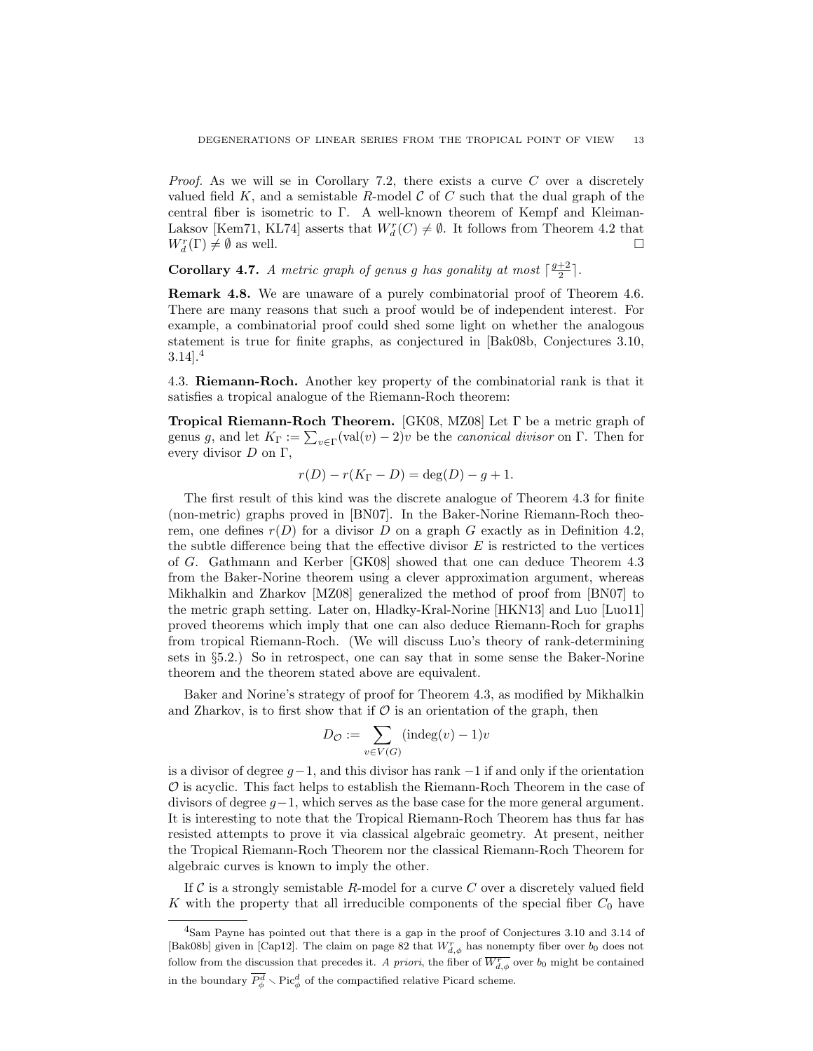*Proof.* As we will se in Corollary 7.2, there exists a curve $C$ over a discretely valued field $K$, and a semistable $R$-model $\mathcal{C}$ of $C$ such that the dual graph of the central fiber is isometric to $\Gamma$. A well-known theorem of Kempf and Kleiman-Laksov [Kem71, KL74] asserts that $W^r_d(C) \neq \emptyset$. It follows from Theorem 4.2 that $W^r_d(\Gamma) \neq \emptyset$ as well. □

**Corollary 4.7.** *A metric graph of genus $g$ has gonality at most $\lceil \frac{g+2}{2} \rceil$.*

**Remark 4.8.** We are unaware of a purely combinatorial proof of Theorem 4.6. There are many reasons that such a proof would be of independent interest. For example, a combinatorial proof could shed some light on whether the analogous statement is true for finite graphs, as conjectured in [Bak08b, Conjectures 3.10, 3.14].[4]

4.3. **Riemann-Roch.** Another key property of the combinatorial rank is that it satisfies a tropical analogue of the Riemann-Roch theorem:

**Tropical Riemann-Roch Theorem.** [GK08, MZ08] Let $\Gamma$ be a metric graph of genus $g$, and let $K_\Gamma := \sum_{v \in \Gamma}(\mathrm{val}(v) - 2)v$ be the *canonical divisor* on $\Gamma$. Then for every divisor $D$ on $\Gamma$,

$$r(D) - r(K_\Gamma - D) = \deg(D) - g + 1.$$

The first result of this kind was the discrete analogue of Theorem 4.3 for finite (non-metric) graphs proved in [BN07]. In the Baker-Norine Riemann-Roch theorem, one defines $r(D)$ for a divisor $D$ on a graph $G$ exactly as in Definition 4.2, the subtle difference being that the effective divisor $E$ is restricted to the vertices of $G$. Gathmann and Kerber [GK08] showed that one can deduce Theorem 4.3 from the Baker-Norine theorem using a clever approximation argument, whereas Mikhalkin and Zharkov [MZ08] generalized the method of proof from [BN07] to the metric graph setting. Later on, Hladky-Kral-Norine [HKN13] and Luo [Luo11] proved theorems which imply that one can also deduce Riemann-Roch for graphs from tropical Riemann-Roch. (We will discuss Luo's theory of rank-determining sets in §5.2.) So in retrospect, one can say that in some sense the Baker-Norine theorem and the theorem stated above are equivalent.

Baker and Norine's strategy of proof for Theorem 4.3, as modified by Mikhalkin and Zharkov, is to first show that if $\mathcal{O}$ is an orientation of the graph, then

$$D_{\mathcal{O}} := \sum_{v \in V(G)} (\mathrm{indeg}(v) - 1)v$$

is a divisor of degree $g-1$, and this divisor has rank $-1$ if and only if the orientation $\mathcal{O}$ is acyclic. This fact helps to establish the Riemann-Roch Theorem in the case of divisors of degree $g-1$, which serves as the base case for the more general argument. It is interesting to note that the Tropical Riemann-Roch Theorem has thus far has resisted attempts to prove it via classical algebraic geometry. At present, neither the Tropical Riemann-Roch Theorem nor the classical Riemann-Roch Theorem for algebraic curves is known to imply the other.

If $\mathcal{C}$ is a strongly semistable $R$-model for a curve $C$ over a discretely valued field $K$ with the property that all irreducible components of the special fiber $C_0$ have

---

[4] Sam Payne has pointed out that there is a gap in the proof of Conjectures 3.10 and 3.14 of [Bak08b] given in [Cap12]. The claim on page 82 that $W^r_{d,\phi}$ has nonempty fiber over $b_0$ does not follow from the discussion that precedes it. *A priori*, the fiber of $\overline{W^r_{d,\phi}}$ over $b_0$ might be contained in the boundary $\overline{P^d_\phi} \smallsetminus \mathrm{Pic}^d_\phi$ of the compactified relative Picard scheme.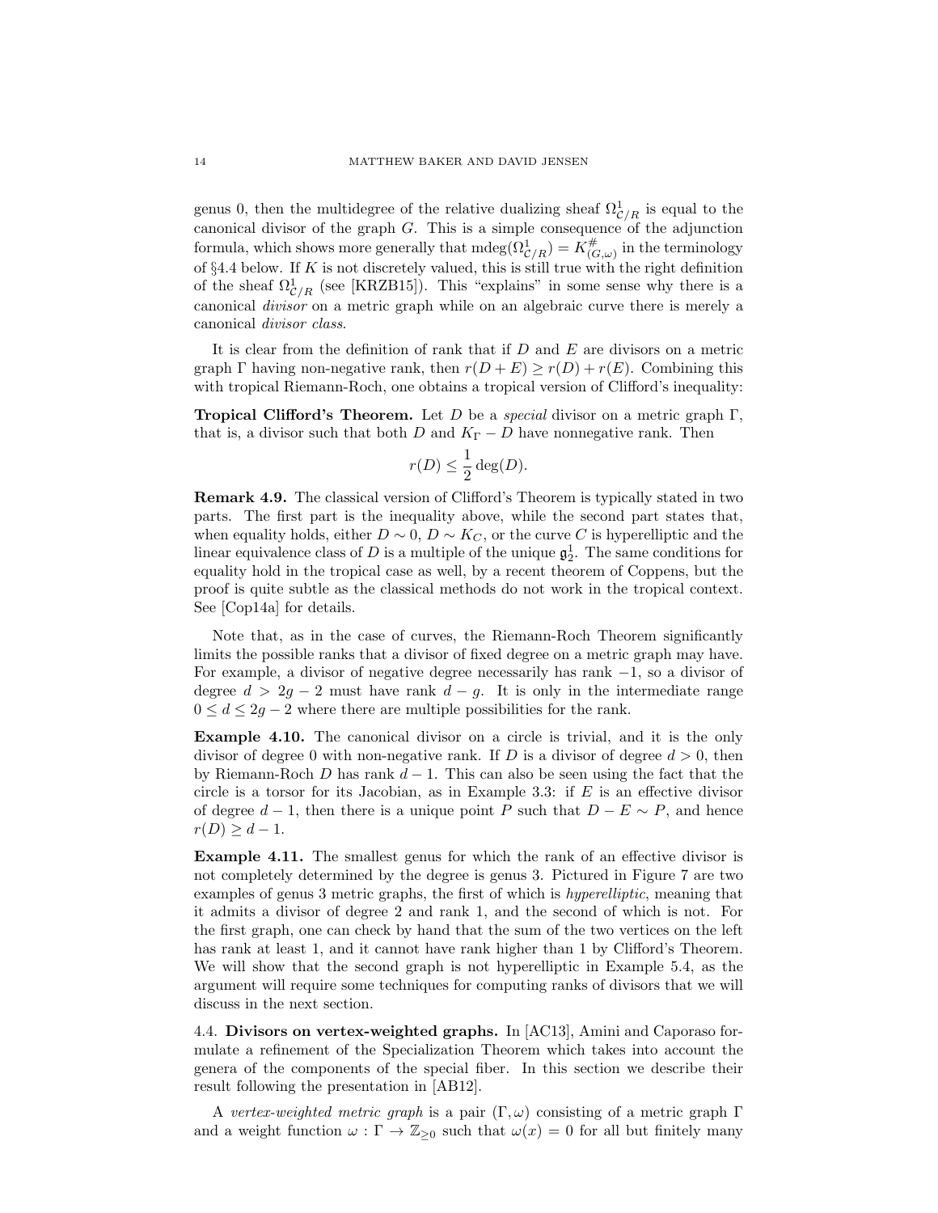genus 0, then the multidegree of the relative dualizing sheaf $\Omega^1_{\mathcal{C}/R}$ is equal to the canonical divisor of the graph $G$. This is a simple consequence of the adjunction formula, which shows more generally that $\mathrm{mdeg}(\Omega^1_{\mathcal{C}/R}) = K^{\#}_{(G,\omega)}$ in the terminology of §4.4 below. If $K$ is not discretely valued, this is still true with the right definition of the sheaf $\Omega^1_{\mathcal{C}/R}$ (see [KRZB15]). This "explains" in some sense why there is a canonical *divisor* on a metric graph while on an algebraic curve there is merely a canonical *divisor class*.

It is clear from the definition of rank that if $D$ and $E$ are divisors on a metric graph $\Gamma$ having non-negative rank, then $r(D+E) \geq r(D) + r(E)$. Combining this with tropical Riemann-Roch, one obtains a tropical version of Clifford's inequality:

**Tropical Clifford's Theorem.** Let $D$ be a *special* divisor on a metric graph $\Gamma$, that is, a divisor such that both $D$ and $K_\Gamma - D$ have nonnegative rank. Then

$$r(D) \leq \frac{1}{2}\deg(D).$$

**Remark 4.9.** The classical version of Clifford's Theorem is typically stated in two parts. The first part is the inequality above, while the second part states that, when equality holds, either $D \sim 0$, $D \sim K_C$, or the curve $C$ is hyperelliptic and the linear equivalence class of $D$ is a multiple of the unique $\mathfrak{g}^1_2$. The same conditions for equality hold in the tropical case as well, by a recent theorem of Coppens, but the proof is quite subtle as the classical methods do not work in the tropical context. See [Cop14a] for details.

Note that, as in the case of curves, the Riemann-Roch Theorem significantly limits the possible ranks that a divisor of fixed degree on a metric graph may have. For example, a divisor of negative degree necessarily has rank $-1$, so a divisor of degree $d > 2g-2$ must have rank $d-g$. It is only in the intermediate range $0 \leq d \leq 2g-2$ where there are multiple possibilities for the rank.

**Example 4.10.** The canonical divisor on a circle is trivial, and it is the only divisor of degree 0 with non-negative rank. If $D$ is a divisor of degree $d > 0$, then by Riemann-Roch $D$ has rank $d-1$. This can also be seen using the fact that the circle is a torsor for its Jacobian, as in Example 3.3: if $E$ is an effective divisor of degree $d-1$, then there is a unique point $P$ such that $D - E \sim P$, and hence $r(D) \geq d-1$.

**Example 4.11.** The smallest genus for which the rank of an effective divisor is not completely determined by the degree is genus 3. Pictured in Figure 7 are two examples of genus 3 metric graphs, the first of which is *hyperelliptic*, meaning that it admits a divisor of degree 2 and rank 1, and the second of which is not. For the first graph, one can check by hand that the sum of the two vertices on the left has rank at least 1, and it cannot have rank higher than 1 by Clifford's Theorem. We will show that the second graph is not hyperelliptic in Example 5.4, as the argument will require some techniques for computing ranks of divisors that we will discuss in the next section.

## 4.4. Divisors on vertex-weighted graphs.

In [AC13], Amini and Caporaso formulate a refinement of the Specialization Theorem which takes into account the genera of the components of the special fiber. In this section we describe their result following the presentation in [AB12].

A *vertex-weighted metric graph* is a pair $(\Gamma, \omega)$ consisting of a metric graph $\Gamma$ and a weight function $\omega : \Gamma \to \mathbb{Z}_{\geq 0}$ such that $\omega(x) = 0$ for all but finitely many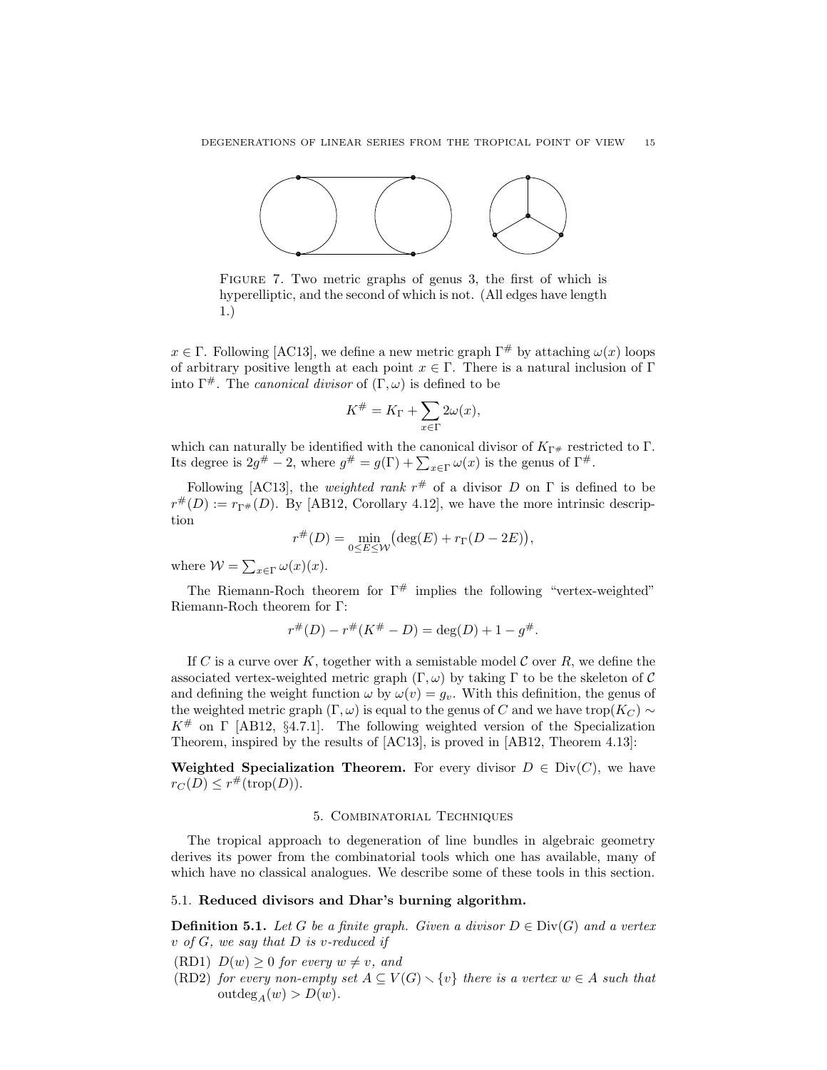FIGURE 7. Two metric graphs of genus 3, the first of which is hyperelliptic, and the second of which is not. (All edges have length 1.)

$x \in \Gamma$. Following [AC13], we define a new metric graph $\Gamma^{\#}$ by attaching $\omega(x)$ loops of arbitrary positive length at each point $x \in \Gamma$. There is a natural inclusion of $\Gamma$ into $\Gamma^{\#}$. The *canonical divisor* of $(\Gamma, \omega)$ is defined to be

$$K^{\#} = K_{\Gamma} + \sum_{x \in \Gamma} 2\omega(x),$$

which can naturally be identified with the canonical divisor of $K_{\Gamma^{\#}}$ restricted to $\Gamma$. Its degree is $2g^{\#} - 2$, where $g^{\#} = g(\Gamma) + \sum_{x \in \Gamma} \omega(x)$ is the genus of $\Gamma^{\#}$.

Following [AC13], the *weighted rank* $r^{\#}$ of a divisor $D$ on $\Gamma$ is defined to be $r^{\#}(D) := r_{\Gamma^{\#}}(D)$. By [AB12, Corollary 4.12], we have the more intrinsic description

$$r^{\#}(D) = \min_{0 \leq E \leq \mathcal{W}} \big(\deg(E) + r_{\Gamma}(D - 2E)\big),$$

where $\mathcal{W} = \sum_{x \in \Gamma} \omega(x)(x)$.

The Riemann-Roch theorem for $\Gamma^{\#}$ implies the following "vertex-weighted" Riemann-Roch theorem for $\Gamma$:

$$r^{\#}(D) - r^{\#}(K^{\#} - D) = \deg(D) + 1 - g^{\#}.$$

If $C$ is a curve over $K$, together with a semistable model $\mathcal{C}$ over $R$, we define the associated vertex-weighted metric graph $(\Gamma, \omega)$ by taking $\Gamma$ to be the skeleton of $\mathcal{C}$ and defining the weight function $\omega$ by $\omega(v) = g_v$. With this definition, the genus of the weighted metric graph $(\Gamma, \omega)$ is equal to the genus of $C$ and we have $\mathrm{trop}(K_C) \sim K^{\#}$ on $\Gamma$ [AB12, §4.7.1]. The following weighted version of the Specialization Theorem, inspired by the results of [AC13], is proved in [AB12, Theorem 4.13]:

**Weighted Specialization Theorem.** For every divisor $D \in \mathrm{Div}(C)$, we have $r_C(D) \leq r^{\#}(\mathrm{trop}(D))$.

## 5. Combinatorial Techniques

The tropical approach to degeneration of line bundles in algebraic geometry derives its power from the combinatorial tools which one has available, many of which have no classical analogues. We describe some of these tools in this section.

### 5.1. Reduced divisors and Dhar's burning algorithm.

**Definition 5.1.** *Let $G$ be a finite graph. Given a divisor $D \in \mathrm{Div}(G)$ and a vertex $v$ of $G$, we say that $D$ is $v$-reduced if*

- (RD1) *$D(w) \geq 0$ for every $w \neq v$, and*
- (RD2) *for every non-empty set $A \subseteq V(G) \smallsetminus \{v\}$ there is a vertex $w \in A$ such that $\mathrm{outdeg}_A(w) > D(w)$.*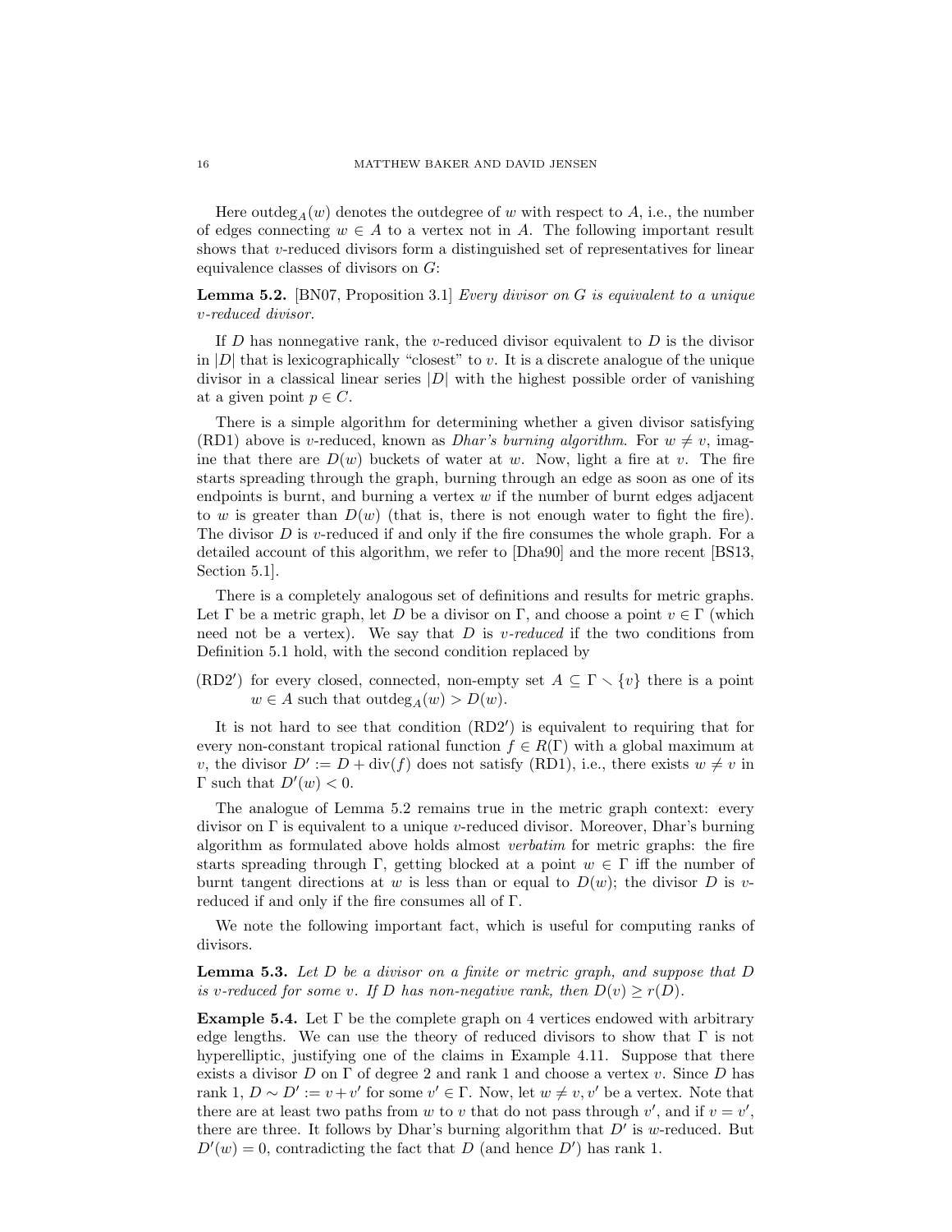Here $\mathrm{outdeg}_A(w)$ denotes the outdegree of $w$ with respect to $A$, i.e., the number of edges connecting $w \in A$ to a vertex not in $A$. The following important result shows that $v$-reduced divisors form a distinguished set of representatives for linear equivalence classes of divisors on $G$:

**Lemma 5.2.** [BN07, Proposition 3.1] *Every divisor on $G$ is equivalent to a unique $v$-reduced divisor.*

If $D$ has nonnegative rank, the $v$-reduced divisor equivalent to $D$ is the divisor in $|D|$ that is lexicographically "closest" to $v$. It is a discrete analogue of the unique divisor in a classical linear series $|D|$ with the highest possible order of vanishing at a given point $p \in C$.

There is a simple algorithm for determining whether a given divisor satisfying (RD1) above is $v$-reduced, known as *Dhar's burning algorithm*. For $w \neq v$, imagine that there are $D(w)$ buckets of water at $w$. Now, light a fire at $v$. The fire starts spreading through the graph, burning through an edge as soon as one of its endpoints is burnt, and burning a vertex $w$ if the number of burnt edges adjacent to $w$ is greater than $D(w)$ (that is, there is not enough water to fight the fire). The divisor $D$ is $v$-reduced if and only if the fire consumes the whole graph. For a detailed account of this algorithm, we refer to [Dha90] and the more recent [BS13, Section 5.1].

There is a completely analogous set of definitions and results for metric graphs. Let $\Gamma$ be a metric graph, let $D$ be a divisor on $\Gamma$, and choose a point $v \in \Gamma$ (which need not be a vertex). We say that $D$ is *$v$-reduced* if the two conditions from Definition 5.1 hold, with the second condition replaced by

(RD2$'$) for every closed, connected, non-empty set $A \subseteq \Gamma \smallsetminus \{v\}$ there is a point $w \in A$ such that $\mathrm{outdeg}_A(w) > D(w)$.

It is not hard to see that condition (RD2$'$) is equivalent to requiring that for every non-constant tropical rational function $f \in R(\Gamma)$ with a global maximum at $v$, the divisor $D' := D + \mathrm{div}(f)$ does not satisfy (RD1), i.e., there exists $w \neq v$ in $\Gamma$ such that $D'(w) < 0$.

The analogue of Lemma 5.2 remains true in the metric graph context: every divisor on $\Gamma$ is equivalent to a unique $v$-reduced divisor. Moreover, Dhar's burning algorithm as formulated above holds almost *verbatim* for metric graphs: the fire starts spreading through $\Gamma$, getting blocked at a point $w \in \Gamma$ iff the number of burnt tangent directions at $w$ is less than or equal to $D(w)$; the divisor $D$ is $v$-reduced if and only if the fire consumes all of $\Gamma$.

We note the following important fact, which is useful for computing ranks of divisors.

**Lemma 5.3.** *Let $D$ be a divisor on a finite or metric graph, and suppose that $D$ is $v$-reduced for some $v$. If $D$ has non-negative rank, then $D(v) \geq r(D)$.*

**Example 5.4.** Let $\Gamma$ be the complete graph on 4 vertices endowed with arbitrary edge lengths. We can use the theory of reduced divisors to show that $\Gamma$ is not hyperelliptic, justifying one of the claims in Example 4.11. Suppose that there exists a divisor $D$ on $\Gamma$ of degree 2 and rank 1 and choose a vertex $v$. Since $D$ has rank 1, $D \sim D' := v + v'$ for some $v' \in \Gamma$. Now, let $w \neq v, v'$ be a vertex. Note that there are at least two paths from $w$ to $v$ that do not pass through $v'$, and if $v = v'$, there are three. It follows by Dhar's burning algorithm that $D'$ is $w$-reduced. But $D'(w) = 0$, contradicting the fact that $D$ (and hence $D'$) has rank 1.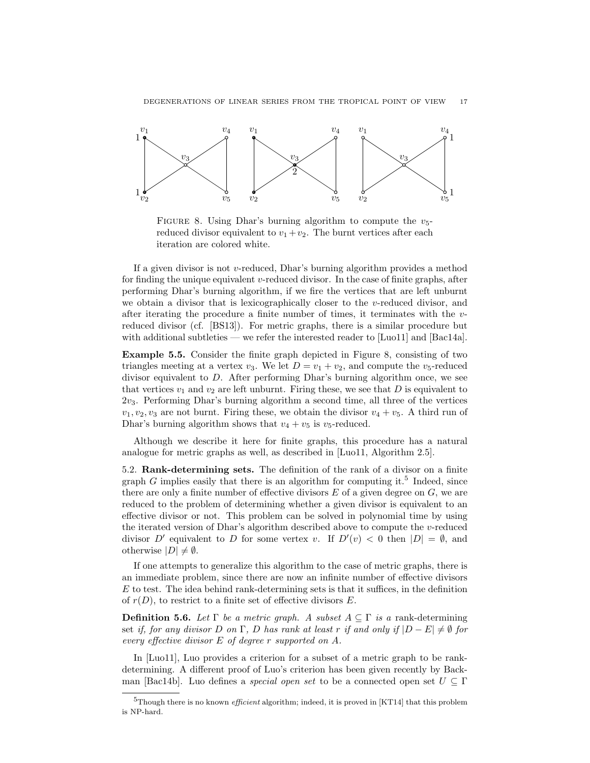FIGURE 8. Using Dhar's burning algorithm to compute the $v_5$-reduced divisor equivalent to $v_1+v_2$. The burnt vertices after each iteration are colored white.

If a given divisor is not $v$-reduced, Dhar's burning algorithm provides a method for finding the unique equivalent $v$-reduced divisor. In the case of finite graphs, after performing Dhar's burning algorithm, if we fire the vertices that are left unburnt we obtain a divisor that is lexicographically closer to the $v$-reduced divisor, and after iterating the procedure a finite number of times, it terminates with the $v$-reduced divisor (cf. [BS13]). For metric graphs, there is a similar procedure but with additional subtleties — we refer the interested reader to [Luo11] and [Bac14a].

**Example 5.5.** Consider the finite graph depicted in Figure 8, consisting of two triangles meeting at a vertex $v_3$. We let $D = v_1 + v_2$, and compute the $v_5$-reduced divisor equivalent to $D$. After performing Dhar's burning algorithm once, we see that vertices $v_1$ and $v_2$ are left unburnt. Firing these, we see that $D$ is equivalent to $2v_3$. Performing Dhar's burning algorithm a second time, all three of the vertices $v_1, v_2, v_3$ are not burnt. Firing these, we obtain the divisor $v_4 + v_5$. A third run of Dhar's burning algorithm shows that $v_4 + v_5$ is $v_5$-reduced.

Although we describe it here for finite graphs, this procedure has a natural analogue for metric graphs as well, as described in [Luo11, Algorithm 2.5].

5.2. **Rank-determining sets.** The definition of the rank of a divisor on a finite graph $G$ implies easily that there is an algorithm for computing it.[5] Indeed, since there are only a finite number of effective divisors $E$ of a given degree on $G$, we are reduced to the problem of determining whether a given divisor is equivalent to an effective divisor or not. This problem can be solved in polynomial time by using the iterated version of Dhar's algorithm described above to compute the $v$-reduced divisor $D'$ equivalent to $D$ for some vertex $v$. If $D'(v) < 0$ then $|D| = \emptyset$, and otherwise $|D| \neq \emptyset$.

If one attempts to generalize this algorithm to the case of metric graphs, there is an immediate problem, since there are now an infinite number of effective divisors $E$ to test. The idea behind rank-determining sets is that it suffices, in the definition of $r(D)$, to restrict to a finite set of effective divisors $E$.

**Definition 5.6.** *Let $\Gamma$ be a metric graph. A subset $A \subseteq \Gamma$ is a* rank-determining set *if, for any divisor $D$ on $\Gamma$, $D$ has rank at least $r$ if and only if $|D - E| \neq \emptyset$ for every effective divisor $E$ of degree $r$ supported on $A$.*

In [Luo11], Luo provides a criterion for a subset of a metric graph to be rank-determining. A different proof of Luo's criterion has been given recently by Backman [Bac14b]. Luo defines a *special open set* to be a connected open set $U \subseteq \Gamma$

[5] Though there is no known *efficient* algorithm; indeed, it is proved in [KT14] that this problem is NP-hard.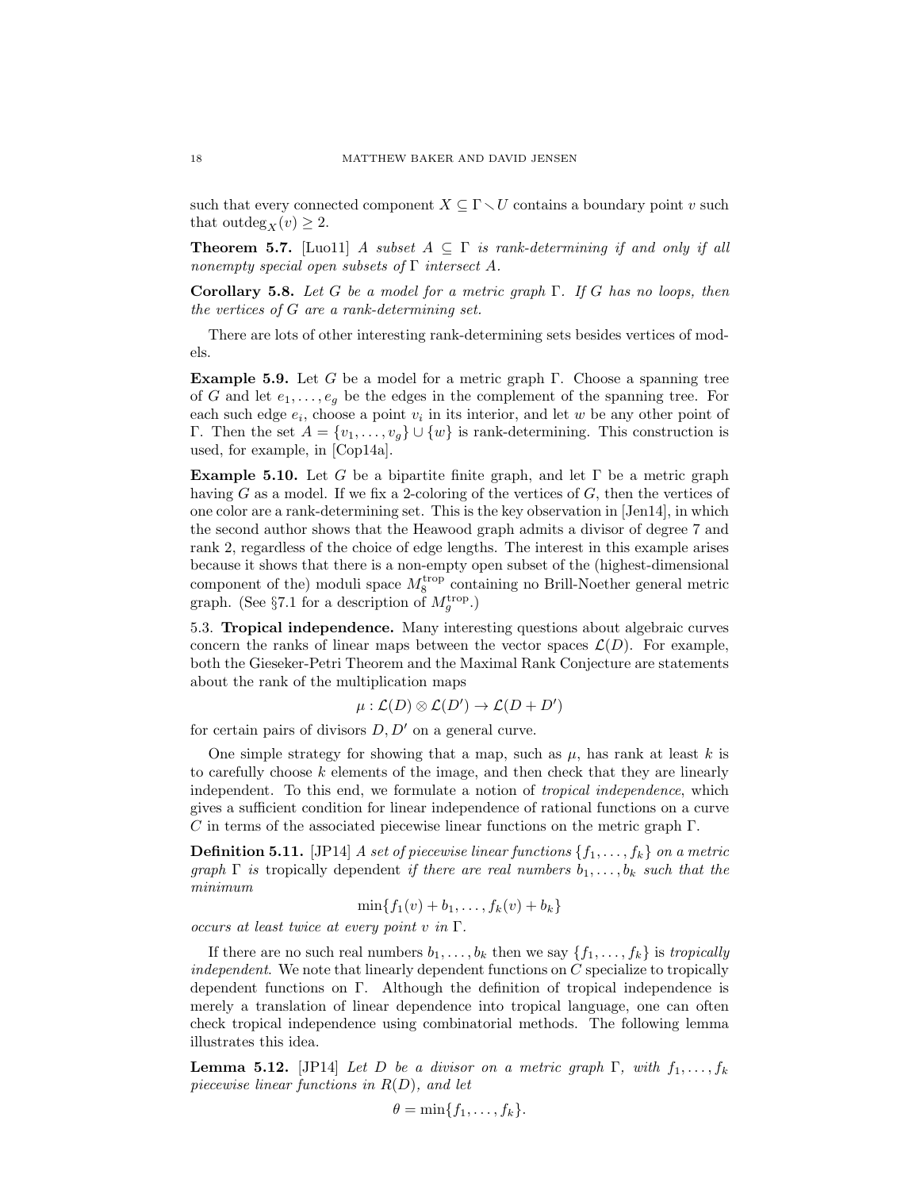such that every connected component $X \subseteq \Gamma \smallsetminus U$ contains a boundary point $v$ such that $\operatorname{outdeg}_X(v) \geq 2$.

**Theorem 5.7.** [Luo11] *A subset $A \subseteq \Gamma$ is rank-determining if and only if all nonempty special open subsets of $\Gamma$ intersect $A$.*

**Corollary 5.8.** *Let $G$ be a model for a metric graph $\Gamma$. If $G$ has no loops, then the vertices of $G$ are a rank-determining set.*

There are lots of other interesting rank-determining sets besides vertices of models.

**Example 5.9.** Let $G$ be a model for a metric graph $\Gamma$. Choose a spanning tree of $G$ and let $e_1, \ldots, e_g$ be the edges in the complement of the spanning tree. For each such edge $e_i$, choose a point $v_i$ in its interior, and let $w$ be any other point of $\Gamma$. Then the set $A = \{v_1, \ldots, v_g\} \cup \{w\}$ is rank-determining. This construction is used, for example, in [Cop14a].

**Example 5.10.** Let $G$ be a bipartite finite graph, and let $\Gamma$ be a metric graph having $G$ as a model. If we fix a 2-coloring of the vertices of $G$, then the vertices of one color are a rank-determining set. This is the key observation in [Jen14], in which the second author shows that the Heawood graph admits a divisor of degree 7 and rank 2, regardless of the choice of edge lengths. The interest in this example arises because it shows that there is a non-empty open subset of the (highest-dimensional component of the) moduli space $M_8^{\text{trop}}$ containing no Brill-Noether general metric graph. (See §7.1 for a description of $M_g^{\text{trop}}$.)

5.3. **Tropical independence.** Many interesting questions about algebraic curves concern the ranks of linear maps between the vector spaces $\mathcal{L}(D)$. For example, both the Gieseker-Petri Theorem and the Maximal Rank Conjecture are statements about the rank of the multiplication maps

$$\mu : \mathcal{L}(D) \otimes \mathcal{L}(D') \to \mathcal{L}(D + D')$$

for certain pairs of divisors $D, D'$ on a general curve.

One simple strategy for showing that a map, such as $\mu$, has rank at least $k$ is to carefully choose $k$ elements of the image, and then check that they are linearly independent. To this end, we formulate a notion of *tropical independence*, which gives a sufficient condition for linear independence of rational functions on a curve $C$ in terms of the associated piecewise linear functions on the metric graph $\Gamma$.

**Definition 5.11.** [JP14] *A set of piecewise linear functions $\{f_1, \ldots, f_k\}$ on a metric graph $\Gamma$ is* tropically dependent *if there are real numbers $b_1, \ldots, b_k$ such that the minimum*

$$\min\{f_1(v) + b_1, \ldots, f_k(v) + b_k\}$$

*occurs at least twice at every point $v$ in $\Gamma$.*

If there are no such real numbers $b_1, \ldots, b_k$ then we say $\{f_1, \ldots, f_k\}$ is *tropically independent*. We note that linearly dependent functions on $C$ specialize to tropically dependent functions on $\Gamma$. Although the definition of tropical independence is merely a translation of linear dependence into tropical language, one can often check tropical independence using combinatorial methods. The following lemma illustrates this idea.

**Lemma 5.12.** [JP14] *Let $D$ be a divisor on a metric graph $\Gamma$, with $f_1, \ldots, f_k$ piecewise linear functions in $R(D)$, and let*

$$\theta = \min\{f_1, \ldots, f_k\}.$$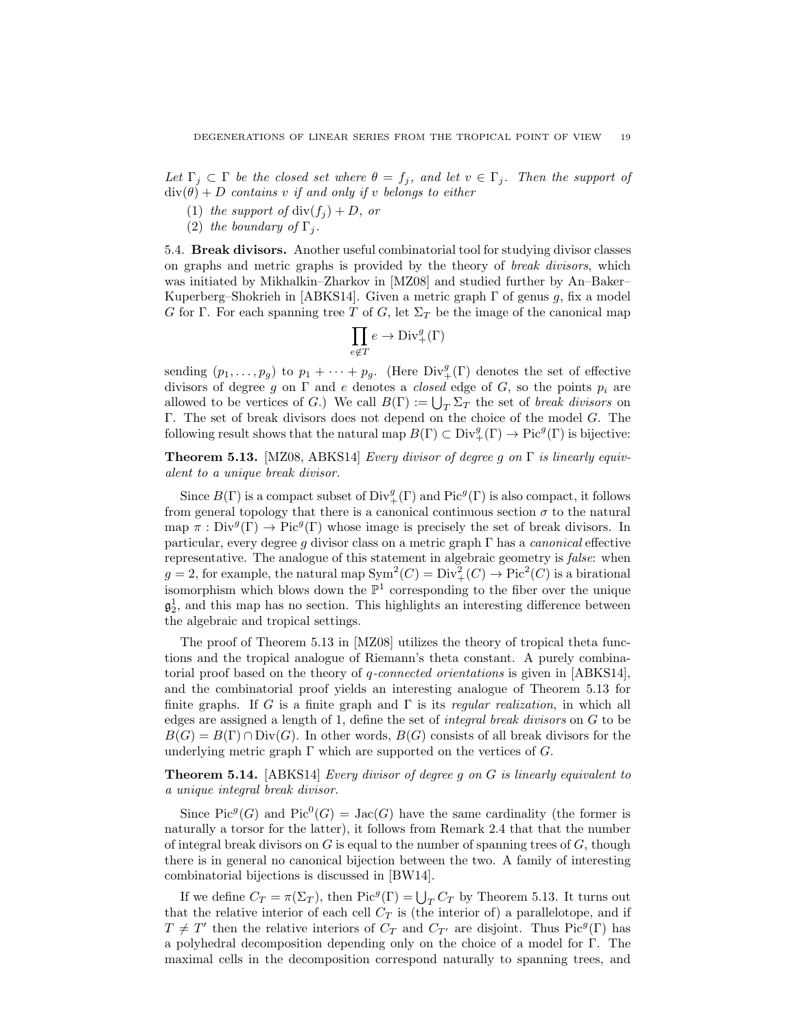*Let $\Gamma_j \subset \Gamma$ be the closed set where $\theta = f_j$, and let $v \in \Gamma_j$. Then the support of $\mathrm{div}(\theta) + D$ contains $v$ if and only if $v$ belongs to either*

(1) *the support of $\mathrm{div}(f_j) + D$, or*
(2) *the boundary of $\Gamma_j$.*

**5.4. Break divisors.** Another useful combinatorial tool for studying divisor classes on graphs and metric graphs is provided by the theory of *break divisors*, which was initiated by Mikhalkin–Zharkov in [MZ08] and studied further by An–Baker–Kuperberg–Shokrieh in [ABKS14]. Given a metric graph $\Gamma$ of genus $g$, fix a model $G$ for $\Gamma$. For each spanning tree $T$ of $G$, let $\Sigma_T$ be the image of the canonical map

$$\prod_{e \notin T} e \to \mathrm{Div}_+^g(\Gamma)$$

sending $(p_1, \ldots, p_g)$ to $p_1 + \cdots + p_g$. (Here $\mathrm{Div}_+^g(\Gamma)$ denotes the set of effective divisors of degree $g$ on $\Gamma$ and $e$ denotes a *closed* edge of $G$, so the points $p_i$ are allowed to be vertices of $G$.) We call $B(\Gamma) := \bigcup_T \Sigma_T$ the set of *break divisors* on $\Gamma$. The set of break divisors does not depend on the choice of the model $G$. The following result shows that the natural map $B(\Gamma) \subset \mathrm{Div}_+^g(\Gamma) \to \mathrm{Pic}^g(\Gamma)$ is bijective:

**Theorem 5.13.** [MZ08, ABKS14] *Every divisor of degree $g$ on $\Gamma$ is linearly equivalent to a unique break divisor.*

Since $B(\Gamma)$ is a compact subset of $\mathrm{Div}_+^g(\Gamma)$ and $\mathrm{Pic}^g(\Gamma)$ is also compact, it follows from general topology that there is a canonical continuous section $\sigma$ to the natural map $\pi : \mathrm{Div}^g(\Gamma) \to \mathrm{Pic}^g(\Gamma)$ whose image is precisely the set of break divisors. In particular, every degree $g$ divisor class on a metric graph $\Gamma$ has a *canonical* effective representative. The analogue of this statement in algebraic geometry is *false*: when $g = 2$, for example, the natural map $\mathrm{Sym}^2(C) = \mathrm{Div}_+^2(C) \to \mathrm{Pic}^2(C)$ is a birational isomorphism which blows down the $\mathbb{P}^1$ corresponding to the fiber over the unique $\mathfrak{g}_2^1$, and this map has no section. This highlights an interesting difference between the algebraic and tropical settings.

The proof of Theorem 5.13 in [MZ08] utilizes the theory of tropical theta functions and the tropical analogue of Riemann's theta constant. A purely combinatorial proof based on the theory of *q-connected orientations* is given in [ABKS14], and the combinatorial proof yields an interesting analogue of Theorem 5.13 for finite graphs. If $G$ is a finite graph and $\Gamma$ is its *regular realization*, in which all edges are assigned a length of 1, define the set of *integral break divisors* on $G$ to be $B(G) = B(\Gamma) \cap \mathrm{Div}(G)$. In other words, $B(G)$ consists of all break divisors for the underlying metric graph $\Gamma$ which are supported on the vertices of $G$.

**Theorem 5.14.** [ABKS14] *Every divisor of degree $g$ on $G$ is linearly equivalent to a unique integral break divisor.*

Since $\mathrm{Pic}^g(G)$ and $\mathrm{Pic}^0(G) = \mathrm{Jac}(G)$ have the same cardinality (the former is naturally a torsor for the latter), it follows from Remark 2.4 that that the number of integral break divisors on $G$ is equal to the number of spanning trees of $G$, though there is in general no canonical bijection between the two. A family of interesting combinatorial bijections is discussed in [BW14].

If we define $C_T = \pi(\Sigma_T)$, then $\mathrm{Pic}^g(\Gamma) = \bigcup_T C_T$ by Theorem 5.13. It turns out that the relative interior of each cell $C_T$ is (the interior of) a parallelotope, and if $T \neq T'$ then the relative interiors of $C_T$ and $C_{T'}$ are disjoint. Thus $\mathrm{Pic}^g(\Gamma)$ has a polyhedral decomposition depending only on the choice of a model for $\Gamma$. The maximal cells in the decomposition correspond naturally to spanning trees, and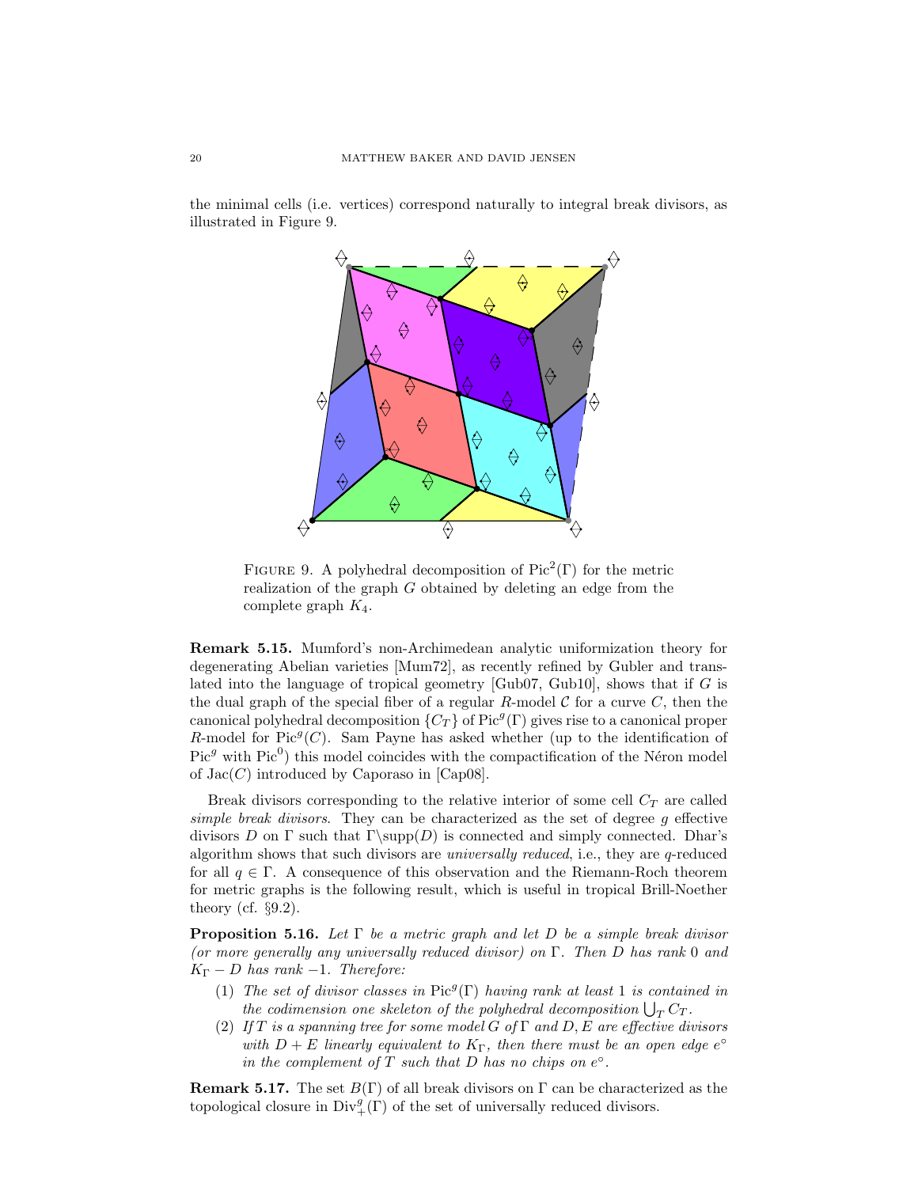the minimal cells (i.e. vertices) correspond naturally to integral break divisors, as illustrated in Figure 9.

FIGURE 9. A polyhedral decomposition of $\mathrm{Pic}^2(\Gamma)$ for the metric realization of the graph $G$ obtained by deleting an edge from the complete graph $K_4$.

**Remark 5.15.** Mumford's non-Archimedean analytic uniformization theory for degenerating Abelian varieties [Mum72], as recently refined by Gubler and translated into the language of tropical geometry [Gub07, Gub10], shows that if $G$ is the dual graph of the special fiber of a regular $R$-model $\mathcal{C}$ for a curve $C$, then the canonical polyhedral decomposition $\{C_T\}$ of $\mathrm{Pic}^g(\Gamma)$ gives rise to a canonical proper $R$-model for $\mathrm{Pic}^g(C)$. Sam Payne has asked whether (up to the identification of $\mathrm{Pic}^g$ with $\mathrm{Pic}^0$) this model coincides with the compactification of the Néron model of $\mathrm{Jac}(C)$ introduced by Caporaso in [Cap08].

Break divisors corresponding to the relative interior of some cell $C_T$ are called *simple break divisors*. They can be characterized as the set of degree $g$ effective divisors $D$ on $\Gamma$ such that $\Gamma \backslash \mathrm{supp}(D)$ is connected and simply connected. Dhar's algorithm shows that such divisors are *universally reduced*, i.e., they are $q$-reduced for all $q \in \Gamma$. A consequence of this observation and the Riemann-Roch theorem for metric graphs is the following result, which is useful in tropical Brill-Noether theory (cf. §9.2).

**Proposition 5.16.** *Let $\Gamma$ be a metric graph and let $D$ be a simple break divisor (or more generally any universally reduced divisor) on $\Gamma$. Then $D$ has rank $0$ and $K_\Gamma - D$ has rank $-1$. Therefore:*

1. *The set of divisor classes in $\mathrm{Pic}^g(\Gamma)$ having rank at least $1$ is contained in the codimension one skeleton of the polyhedral decomposition $\bigcup_T C_T$.*
2. *If $T$ is a spanning tree for some model $G$ of $\Gamma$ and $D, E$ are effective divisors with $D + E$ linearly equivalent to $K_\Gamma$, then there must be an open edge $e^\circ$ in the complement of $T$ such that $D$ has no chips on $e^\circ$.*

**Remark 5.17.** The set $B(\Gamma)$ of all break divisors on $\Gamma$ can be characterized as the topological closure in $\mathrm{Div}^g_+(\Gamma)$ of the set of universally reduced divisors.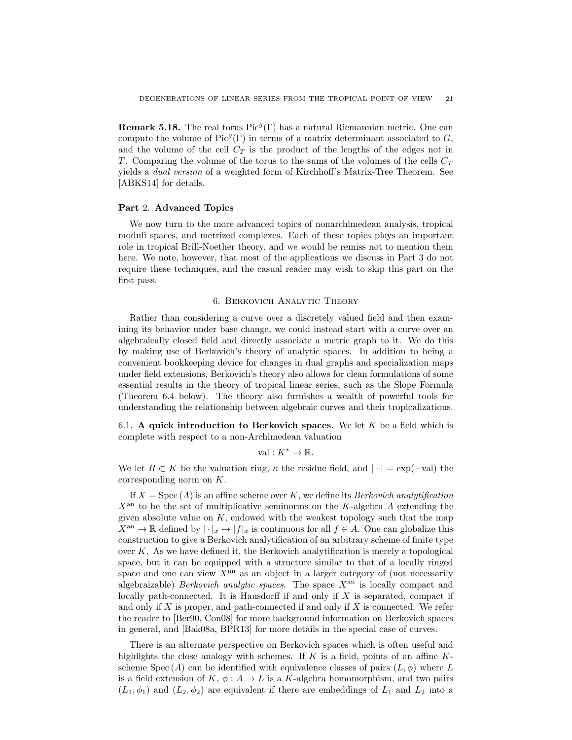**Remark 5.18.** The real torus $\mathrm{Pic}^g(\Gamma)$ has a natural Riemannian metric. One can compute the volume of $\mathrm{Pic}^g(\Gamma)$ in terms of a matrix determinant associated to $G$, and the volume of the cell $C_T$ is the product of the lengths of the edges not in $T$. Comparing the volume of the torus to the sums of the volumes of the cells $C_T$ yields a *dual version* of a weighted form of Kirchhoff's Matrix-Tree Theorem. See [ABKS14] for details.

# Part 2. Advanced Topics

We now turn to the more advanced topics of nonarchimedean analysis, tropical moduli spaces, and metrized complexes. Each of these topics plays an important role in tropical Brill-Noether theory, and we would be remiss not to mention them here. We note, however, that most of the applications we discuss in Part 3 do not require these techniques, and the casual reader may wish to skip this part on the first pass.

## 6. Berkovich Analytic Theory

Rather than considering a curve over a discretely valued field and then examining its behavior under base change, we could instead start with a curve over an algebraically closed field and directly associate a metric graph to it. We do this by making use of Berkovich's theory of analytic spaces. In addition to being a convenient bookkeeping device for changes in dual graphs and specialization maps under field extensions, Berkovich's theory also allows for clean formulations of some essential results in the theory of tropical linear series, such as the Slope Formula (Theorem 6.4 below). The theory also furnishes a wealth of powerful tools for understanding the relationship between algebraic curves and their tropicalizations.

### 6.1. A quick introduction to Berkovich spaces.

We let $K$ be a field which is complete with respect to a non-Archimedean valuation

$$\mathrm{val} : K^* \to \mathbb{R}.$$

We let $R \subset K$ be the valuation ring, $\kappa$ the residue field, and $|\cdot| = \exp(-\mathrm{val})$ the corresponding norm on $K$.

If $X = \mathrm{Spec}\,(A)$ is an affine scheme over $K$, we define its *Berkovich analytification* $X^{\mathrm{an}}$ to be the set of multiplicative seminorms on the $K$-algebra $A$ extending the given absolute value on $K$, endowed with the weakest topology such that the map $X^{\mathrm{an}} \to \mathbb{R}$ defined by $|\cdot|_x \mapsto |f|_x$ is continuous for all $f \in A$. One can globalize this construction to give a Berkovich analytification of an arbitrary scheme of finite type over $K$. As we have defined it, the Berkovich analytification is merely a topological space, but it can be equipped with a structure similar to that of a locally ringed space and one can view $X^{\mathrm{an}}$ as an object in a larger category of (not necessarily algebraizable) *Berkovich analytic spaces*. The space $X^{\mathrm{an}}$ is locally compact and locally path-connected. It is Hausdorff if and only if $X$ is separated, compact if and only if $X$ is proper, and path-connected if and only if $X$ is connected. We refer the reader to [Ber90, Con08] for more background information on Berkovich spaces in general, and [Bak08a, BPR13] for more details in the special case of curves.

There is an alternate perspective on Berkovich spaces which is often useful and highlights the close analogy with schemes. If $K$ is a field, points of an affine $K$-scheme $\mathrm{Spec}\,(A)$ can be identified with equivalence classes of pairs $(L, \phi)$ where $L$ is a field extension of $K$, $\phi : A \to L$ is a $K$-algebra homomorphism, and two pairs $(L_1, \phi_1)$ and $(L_2, \phi_2)$ are equivalent if there are embeddings of $L_1$ and $L_2$ into a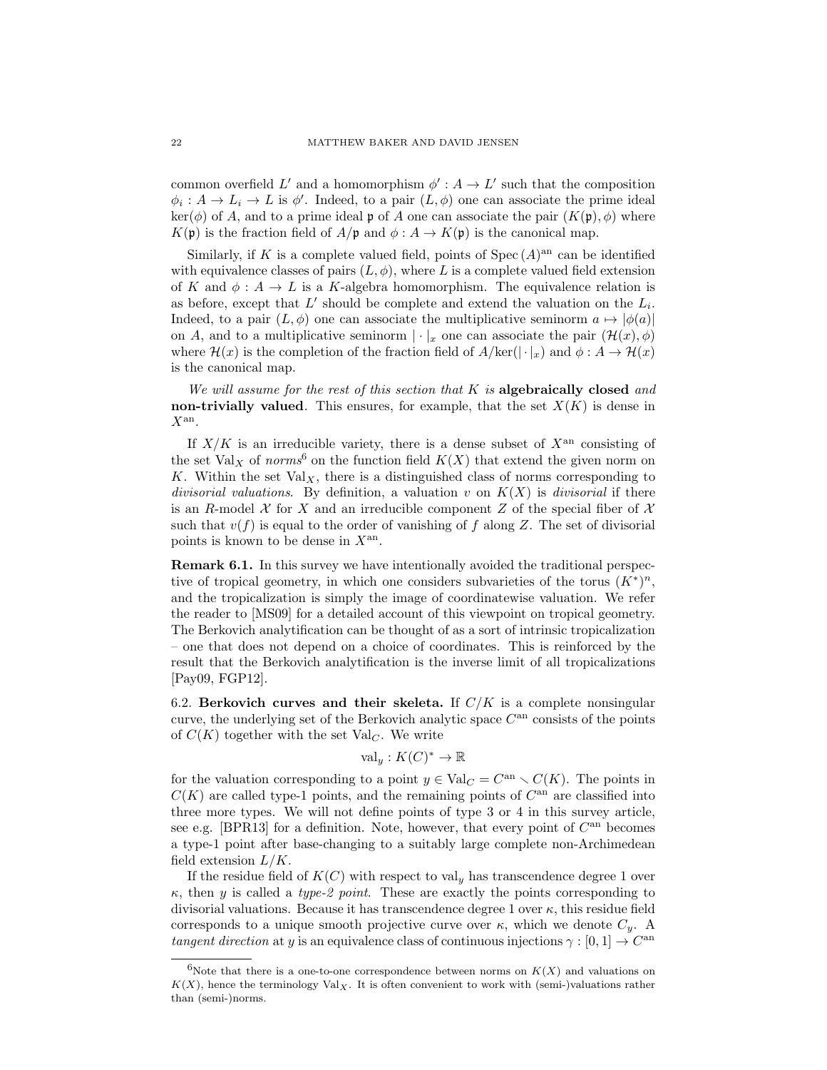common overfield $L'$ and a homomorphism $\phi' : A \to L'$ such that the composition $\phi_i : A \to L_i \to L$ is $\phi'$. Indeed, to a pair $(L, \phi)$ one can associate the prime ideal $\ker(\phi)$ of $A$, and to a prime ideal $\mathfrak{p}$ of $A$ one can associate the pair $(K(\mathfrak{p}), \phi)$ where $K(\mathfrak{p})$ is the fraction field of $A/\mathfrak{p}$ and $\phi : A \to K(\mathfrak{p})$ is the canonical map.

Similarly, if $K$ is a complete valued field, points of $\mathrm{Spec}\,(A)^{\mathrm{an}}$ can be identified with equivalence classes of pairs $(L, \phi)$, where $L$ is a complete valued field extension of $K$ and $\phi : A \to L$ is a $K$-algebra homomorphism. The equivalence relation is as before, except that $L'$ should be complete and extend the valuation on the $L_i$. Indeed, to a pair $(L, \phi)$ one can associate the multiplicative seminorm $a \mapsto |\phi(a)|$ on $A$, and to a multiplicative seminorm $|\cdot|_x$ one can associate the pair $(\mathcal{H}(x), \phi)$ where $\mathcal{H}(x)$ is the completion of the fraction field of $A/\ker(|\cdot|_x)$ and $\phi : A \to \mathcal{H}(x)$ is the canonical map.

*We will assume for the rest of this section that $K$ is* **algebraically closed** *and* **non-trivially valued**. This ensures, for example, that the set $X(K)$ is dense in $X^{\mathrm{an}}$.

If $X/K$ is an irreducible variety, there is a dense subset of $X^{\mathrm{an}}$ consisting of the set $\mathrm{Val}_X$ of *norms*[6] on the function field $K(X)$ that extend the given norm on $K$. Within the set $\mathrm{Val}_X$, there is a distinguished class of norms corresponding to *divisorial valuations*. By definition, a valuation $v$ on $K(X)$ is *divisorial* if there is an $R$-model $\mathcal{X}$ for $X$ and an irreducible component $Z$ of the special fiber of $\mathcal{X}$ such that $v(f)$ is equal to the order of vanishing of $f$ along $Z$. The set of divisorial points is known to be dense in $X^{\mathrm{an}}$.

**Remark 6.1.** In this survey we have intentionally avoided the traditional perspective of tropical geometry, in which one considers subvarieties of the torus $(K^*)^n$, and the tropicalization is simply the image of coordinatewise valuation. We refer the reader to [MS09] for a detailed account of this viewpoint on tropical geometry. The Berkovich analytification can be thought of as a sort of intrinsic tropicalization – one that does not depend on a choice of coordinates. This is reinforced by the result that the Berkovich analytification is the inverse limit of all tropicalizations [Pay09, FGP12].

6.2. **Berkovich curves and their skeleta.** If $C/K$ is a complete nonsingular curve, the underlying set of the Berkovich analytic space $C^{\mathrm{an}}$ consists of the points of $C(K)$ together with the set $\mathrm{Val}_C$. We write

$$\mathrm{val}_y : K(C)^* \to \mathbb{R}$$

for the valuation corresponding to a point $y \in \mathrm{Val}_C = C^{\mathrm{an}} \smallsetminus C(K)$. The points in $C(K)$ are called type-1 points, and the remaining points of $C^{\mathrm{an}}$ are classified into three more types. We will not define points of type 3 or 4 in this survey article, see e.g. [BPR13] for a definition. Note, however, that every point of $C^{\mathrm{an}}$ becomes a type-1 point after base-changing to a suitably large complete non-Archimedean field extension $L/K$.

If the residue field of $K(C)$ with respect to $\mathrm{val}_y$ has transcendence degree 1 over $\kappa$, then $y$ is called a *type-2 point*. These are exactly the points corresponding to divisorial valuations. Because it has transcendence degree 1 over $\kappa$, this residue field corresponds to a unique smooth projective curve over $\kappa$, which we denote $C_y$. A *tangent direction* at $y$ is an equivalence class of continuous injections $\gamma : [0, 1] \to C^{\mathrm{an}}$

[6] Note that there is a one-to-one correspondence between norms on $K(X)$ and valuations on $K(X)$, hence the terminology $\mathrm{Val}_X$. It is often convenient to work with (semi-)valuations rather than (semi-)norms.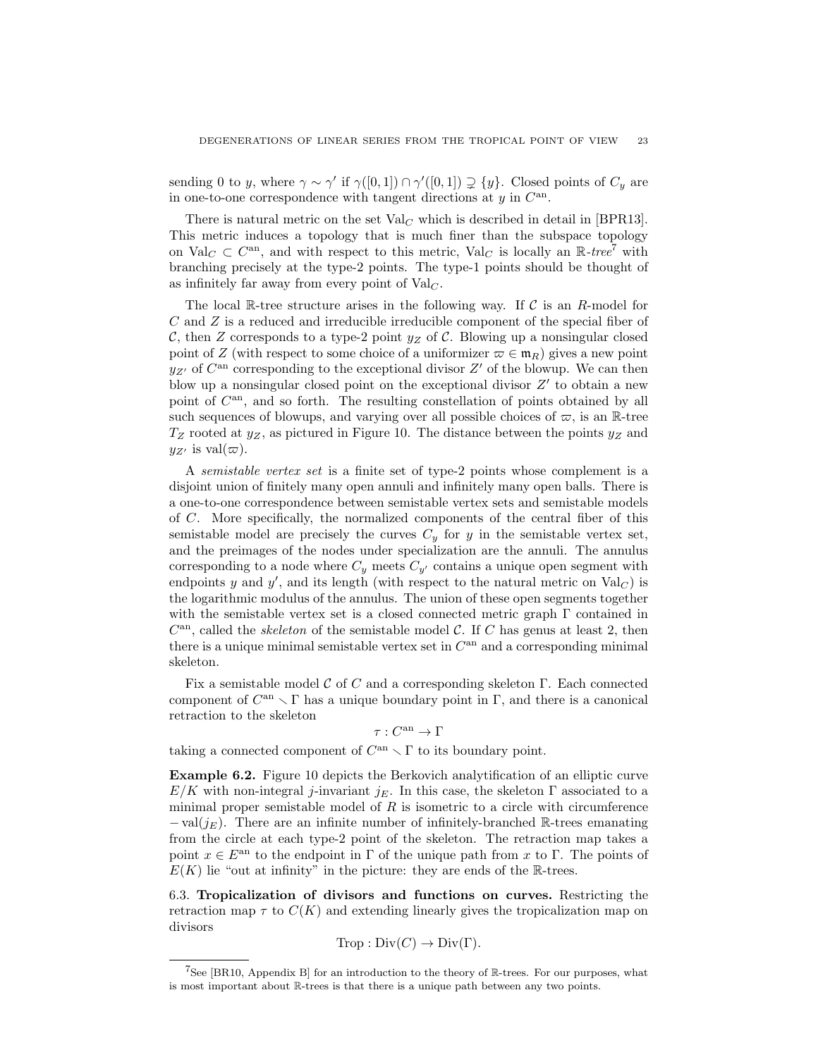sending 0 to $y$, where $\gamma \sim \gamma'$ if $\gamma([0,1]) \cap \gamma'([0,1]) \supsetneq \{y\}$. Closed points of $C_y$ are in one-to-one correspondence with tangent directions at $y$ in $C^{\mathrm{an}}$.

There is natural metric on the set $\mathrm{Val}_C$ which is described in detail in [BPR13]. This metric induces a topology that is much finer than the subspace topology on $\mathrm{Val}_C \subset C^{\mathrm{an}}$, and with respect to this metric, $\mathrm{Val}_C$ is locally an $\mathbb{R}$-*tree*[7] with branching precisely at the type-2 points. The type-1 points should be thought of as infinitely far away from every point of $\mathrm{Val}_C$.

The local $\mathbb{R}$-tree structure arises in the following way. If $\mathcal{C}$ is an $R$-model for $C$ and $Z$ is a reduced and irreducible irreducible component of the special fiber of $\mathcal{C}$, then $Z$ corresponds to a type-2 point $y_Z$ of $\mathcal{C}$. Blowing up a nonsingular closed point of $Z$ (with respect to some choice of a uniformizer $\varpi \in \mathfrak{m}_R$) gives a new point $y_{Z'}$ of $C^{\mathrm{an}}$ corresponding to the exceptional divisor $Z'$ of the blowup. We can then blow up a nonsingular closed point on the exceptional divisor $Z'$ to obtain a new point of $C^{\mathrm{an}}$, and so forth. The resulting constellation of points obtained by all such sequences of blowups, and varying over all possible choices of $\varpi$, is an $\mathbb{R}$-tree $T_Z$ rooted at $y_Z$, as pictured in Figure 10. The distance between the points $y_Z$ and $y_{Z'}$ is $\mathrm{val}(\varpi)$.

A *semistable vertex set* is a finite set of type-2 points whose complement is a disjoint union of finitely many open annuli and infinitely many open balls. There is a one-to-one correspondence between semistable vertex sets and semistable models of $C$. More specifically, the normalized components of the central fiber of this semistable model are precisely the curves $C_y$ for $y$ in the semistable vertex set, and the preimages of the nodes under specialization are the annuli. The annulus corresponding to a node where $C_y$ meets $C_{y'}$ contains a unique open segment with endpoints $y$ and $y'$, and its length (with respect to the natural metric on $\mathrm{Val}_C$) is the logarithmic modulus of the annulus. The union of these open segments together with the semistable vertex set is a closed connected metric graph $\Gamma$ contained in $C^{\mathrm{an}}$, called the *skeleton* of the semistable model $\mathcal{C}$. If $C$ has genus at least 2, then there is a unique minimal semistable vertex set in $C^{\mathrm{an}}$ and a corresponding minimal skeleton.

Fix a semistable model $\mathcal{C}$ of $C$ and a corresponding skeleton $\Gamma$. Each connected component of $C^{\mathrm{an}} \smallsetminus \Gamma$ has a unique boundary point in $\Gamma$, and there is a canonical retraction to the skeleton

$$\tau : C^{\mathrm{an}} \to \Gamma$$

taking a connected component of $C^{\mathrm{an}} \smallsetminus \Gamma$ to its boundary point.

**Example 6.2.** Figure 10 depicts the Berkovich analytification of an elliptic curve $E/K$ with non-integral $j$-invariant $j_E$. In this case, the skeleton $\Gamma$ associated to a minimal proper semistable model of $R$ is isometric to a circle with circumference $-\mathrm{val}(j_E)$. There are an infinite number of infinitely-branched $\mathbb{R}$-trees emanating from the circle at each type-2 point of the skeleton. The retraction map takes a point $x \in E^{\mathrm{an}}$ to the endpoint in $\Gamma$ of the unique path from $x$ to $\Gamma$. The points of $E(K)$ lie "out at infinity" in the picture: they are ends of the $\mathbb{R}$-trees.

6.3. **Tropicalization of divisors and functions on curves.** Restricting the retraction map $\tau$ to $C(K)$ and extending linearly gives the tropicalization map on divisors

$$\mathrm{Trop} : \mathrm{Div}(C) \to \mathrm{Div}(\Gamma).$$

[7] See [BR10, Appendix B] for an introduction to the theory of $\mathbb{R}$-trees. For our purposes, what is most important about $\mathbb{R}$-trees is that there is a unique path between any two points.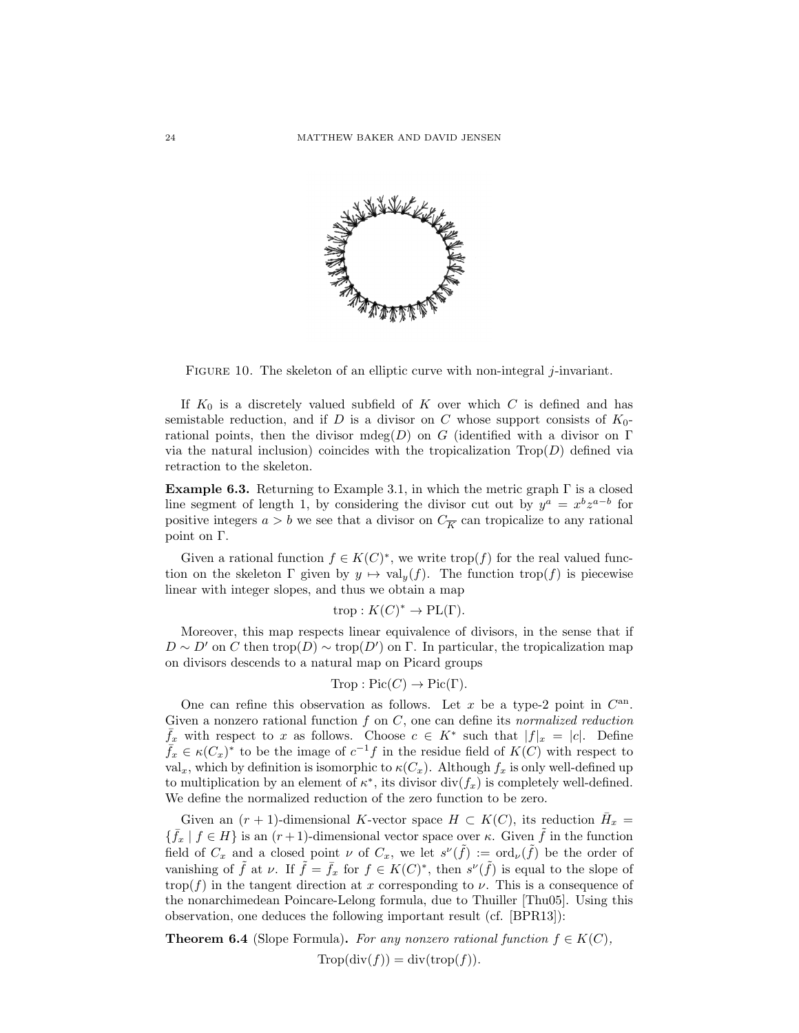FIGURE 10. The skeleton of an elliptic curve with non-integral $j$-invariant.

If $K_0$ is a discretely valued subfield of $K$ over which $C$ is defined and has semistable reduction, and if $D$ is a divisor on $C$ whose support consists of $K_0$-rational points, then the divisor $\mathrm{mdeg}(D)$ on $G$ (identified with a divisor on $\Gamma$ via the natural inclusion) coincides with the tropicalization $\mathrm{Trop}(D)$ defined via retraction to the skeleton.

**Example 6.3.** Returning to Example 3.1, in which the metric graph $\Gamma$ is a closed line segment of length 1, by considering the divisor cut out by $y^a = x^b z^{a-b}$ for positive integers $a > b$ we see that a divisor on $C_{\overline{K}}$ can tropicalize to any rational point on $\Gamma$.

Given a rational function $f \in K(C)^*$, we write $\mathrm{trop}(f)$ for the real valued function on the skeleton $\Gamma$ given by $y \mapsto \mathrm{val}_y(f)$. The function $\mathrm{trop}(f)$ is piecewise linear with integer slopes, and thus we obtain a map

$$\mathrm{trop} : K(C)^* \to \mathrm{PL}(\Gamma).$$

Moreover, this map respects linear equivalence of divisors, in the sense that if $D \sim D'$ on $C$ then $\mathrm{trop}(D) \sim \mathrm{trop}(D')$ on $\Gamma$. In particular, the tropicalization map on divisors descends to a natural map on Picard groups

$$\mathrm{Trop} : \mathrm{Pic}(C) \to \mathrm{Pic}(\Gamma).$$

One can refine this observation as follows. Let $x$ be a type-2 point in $C^{\mathrm{an}}$. Given a nonzero rational function $f$ on $C$, one can define its *normalized reduction* $\bar{f}_x$ with respect to $x$ as follows. Choose $c \in K^*$ such that $|f|_x = |c|$. Define $\bar{f}_x \in \kappa(C_x)^*$ to be the image of $c^{-1}f$ in the residue field of $K(C)$ with respect to $\mathrm{val}_x$, which by definition is isomorphic to $\kappa(C_x)$. Although $f_x$ is only well-defined up to multiplication by an element of $\kappa^*$, its divisor $\mathrm{div}(f_x)$ is completely well-defined. We define the normalized reduction of the zero function to be zero.

Given an $(r+1)$-dimensional $K$-vector space $H \subset K(C)$, its reduction $\bar{H}_x = \{\bar{f}_x \mid f \in H\}$ is an $(r+1)$-dimensional vector space over $\kappa$. Given $\tilde{f}$ in the function field of $C_x$ and a closed point $\nu$ of $C_x$, we let $s^\nu(\tilde{f}) := \mathrm{ord}_\nu(\tilde{f})$ be the order of vanishing of $\tilde{f}$ at $\nu$. If $\tilde{f} = \bar{f}_x$ for $f \in K(C)^*$, then $s^\nu(\tilde{f})$ is equal to the slope of $\mathrm{trop}(f)$ in the tangent direction at $x$ corresponding to $\nu$. This is a consequence of the nonarchimedean Poincare-Lelong formula, due to Thuiller [Thu05]. Using this observation, one deduces the following important result (cf. [BPR13]):

**Theorem 6.4** (Slope Formula)**.** *For any nonzero rational function $f \in K(C)$,*

$$\mathrm{Trop}(\mathrm{div}(f)) = \mathrm{div}(\mathrm{trop}(f)).$$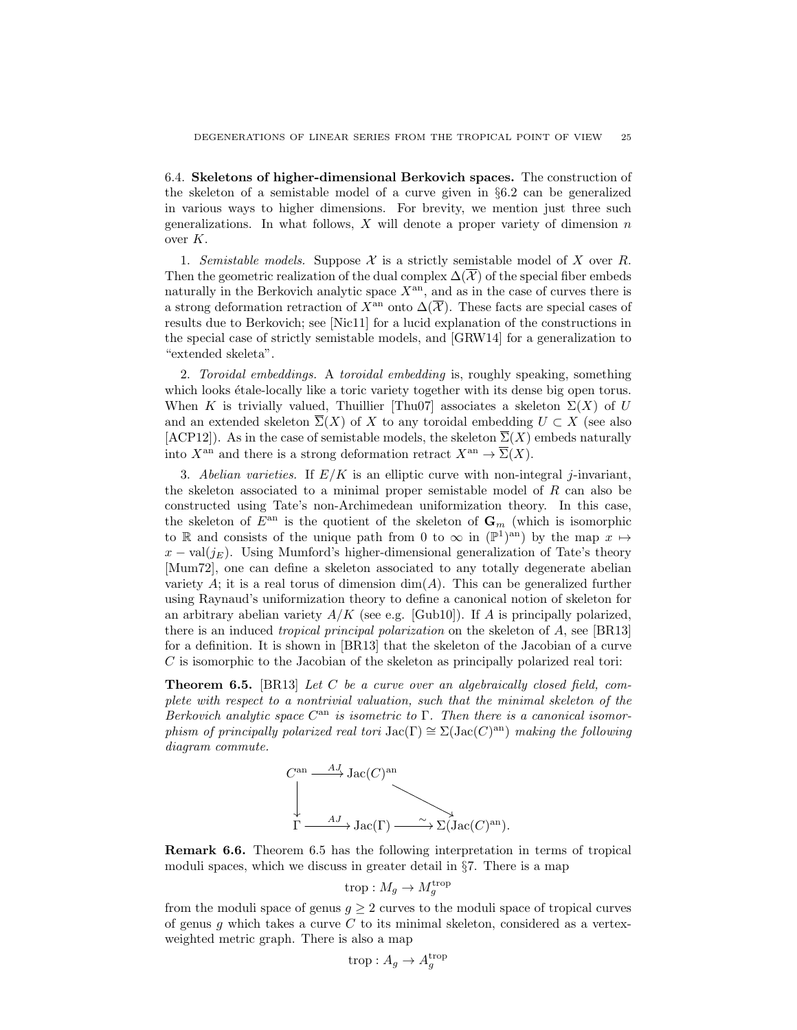6.4. **Skeletons of higher-dimensional Berkovich spaces.** The construction of the skeleton of a semistable model of a curve given in §6.2 can be generalized in various ways to higher dimensions. For brevity, we mention just three such generalizations. In what follows, $X$ will denote a proper variety of dimension $n$ over $K$.

1. *Semistable models.* Suppose $\mathcal{X}$ is a strictly semistable model of $X$ over $R$. Then the geometric realization of the dual complex $\Delta(\overline{\mathcal{X}})$ of the special fiber embeds naturally in the Berkovich analytic space $X^{\mathrm{an}}$, and as in the case of curves there is a strong deformation retraction of $X^{\mathrm{an}}$ onto $\Delta(\overline{\mathcal{X}})$. These facts are special cases of results due to Berkovich; see [Nic11] for a lucid explanation of the constructions in the special case of strictly semistable models, and [GRW14] for a generalization to "extended skeleta".

2. *Toroidal embeddings.* A *toroidal embedding* is, roughly speaking, something which looks étale-locally like a toric variety together with its dense big open torus. When $K$ is trivially valued, Thuillier [Thu07] associates a skeleton $\Sigma(X)$ of $U$ and an extended skeleton $\overline{\Sigma}(X)$ of $X$ to any toroidal embedding $U \subset X$ (see also [ACP12]). As in the case of semistable models, the skeleton $\overline{\Sigma}(X)$ embeds naturally into $X^{\mathrm{an}}$ and there is a strong deformation retract $X^{\mathrm{an}} \to \overline{\Sigma}(X)$.

3. *Abelian varieties.* If $E/K$ is an elliptic curve with non-integral $j$-invariant, the skeleton associated to a minimal proper semistable model of $R$ can also be constructed using Tate's non-Archimedean uniformization theory. In this case, the skeleton of $E^{\mathrm{an}}$ is the quotient of the skeleton of $\mathbf{G}_m$ (which is isomorphic to $\mathbb{R}$ and consists of the unique path from 0 to $\infty$ in $(\mathbb{P}^1)^{\mathrm{an}}$) by the map $x \mapsto x - \mathrm{val}(j_E)$. Using Mumford's higher-dimensional generalization of Tate's theory [Mum72], one can define a skeleton associated to any totally degenerate abelian variety $A$; it is a real torus of dimension $\dim(A)$. This can be generalized further using Raynaud's uniformization theory to define a canonical notion of skeleton for an arbitrary abelian variety $A/K$ (see e.g. [Gub10]). If $A$ is principally polarized, there is an induced *tropical principal polarization* on the skeleton of $A$, see [BR13] for a definition. It is shown in [BR13] that the skeleton of the Jacobian of a curve $C$ is isomorphic to the Jacobian of the skeleton as principally polarized real tori:

**Theorem 6.5.** [BR13] *Let $C$ be a curve over an algebraically closed field, complete with respect to a nontrivial valuation, such that the minimal skeleton of the Berkovich analytic space $C^{\mathrm{an}}$ is isometric to $\Gamma$. Then there is a canonical isomorphism of principally polarized real tori $\mathrm{Jac}(\Gamma) \cong \Sigma(\mathrm{Jac}(C)^{\mathrm{an}})$ making the following diagram commute.*

$$
\begin{array}{ccccc}
C^{\mathrm{an}} & \xrightarrow{AJ} & \mathrm{Jac}(C)^{\mathrm{an}} & & \\
\downarrow & & & \searrow & \\
\Gamma & \xrightarrow{AJ} & \mathrm{Jac}(\Gamma) & \xrightarrow{\sim} & \Sigma(\mathrm{Jac}(C)^{\mathrm{an}}).
\end{array}
$$

**Remark 6.6.** Theorem 6.5 has the following interpretation in terms of tropical moduli spaces, which we discuss in greater detail in §7. There is a map

$$\mathrm{trop} : M_g \to M_g^{\mathrm{trop}}$$

from the moduli space of genus $g \geq 2$ curves to the moduli space of tropical curves of genus $g$ which takes a curve $C$ to its minimal skeleton, considered as a vertex-weighted metric graph. There is also a map

$$\mathrm{trop} : A_g \to A_g^{\mathrm{trop}}$$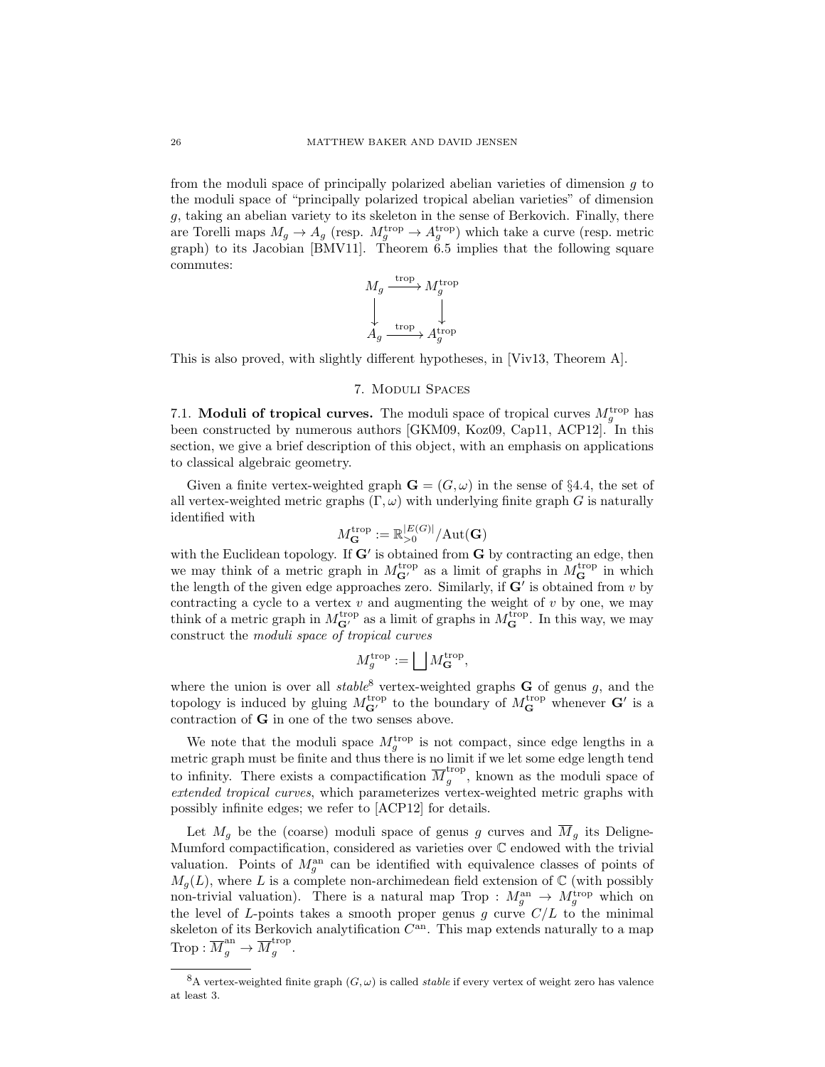from the moduli space of principally polarized abelian varieties of dimension $g$ to the moduli space of "principally polarized tropical abelian varieties" of dimension $g$, taking an abelian variety to its skeleton in the sense of Berkovich. Finally, there are Torelli maps $M_g \to A_g$ (resp. $M_g^{\mathrm{trop}} \to A_g^{\mathrm{trop}}$) which take a curve (resp. metric graph) to its Jacobian [BMV11]. Theorem 6.5 implies that the following square commutes:

$$\begin{array}{ccc} M_g & \xrightarrow{\mathrm{trop}} & M_g^{\mathrm{trop}} \\ \downarrow & & \downarrow \\ A_g & \xrightarrow{\mathrm{trop}} & A_g^{\mathrm{trop}} \end{array}$$

This is also proved, with slightly different hypotheses, in [Viv13, Theorem A].

## 7. Moduli Spaces

**7.1. Moduli of tropical curves.** The moduli space of tropical curves $M_g^{\mathrm{trop}}$ has been constructed by numerous authors [GKM09, Koz09, Cap11, ACP12]. In this section, we give a brief description of this object, with an emphasis on applications to classical algebraic geometry.

Given a finite vertex-weighted graph $\mathbf{G} = (G, \omega)$ in the sense of §4.4, the set of all vertex-weighted metric graphs $(\Gamma, \omega)$ with underlying finite graph $G$ is naturally identified with

$$M_{\mathbf{G}}^{\mathrm{trop}} := \mathbb{R}_{>0}^{|E(G)|}/\mathrm{Aut}(\mathbf{G})$$

with the Euclidean topology. If $\mathbf{G}'$ is obtained from $\mathbf{G}$ by contracting an edge, then we may think of a metric graph in $M_{\mathbf{G}'}^{\mathrm{trop}}$ as a limit of graphs in $M_{\mathbf{G}}^{\mathrm{trop}}$ in which the length of the given edge approaches zero. Similarly, if $\mathbf{G}'$ is obtained from $v$ by contracting a cycle to a vertex $v$ and augmenting the weight of $v$ by one, we may think of a metric graph in $M_{\mathbf{G}'}^{\mathrm{trop}}$ as a limit of graphs in $M_{\mathbf{G}}^{\mathrm{trop}}$. In this way, we may construct the *moduli space of tropical curves*

$$M_g^{\mathrm{trop}} := \bigsqcup M_{\mathbf{G}}^{\mathrm{trop}},$$

where the union is over all *stable*[8] vertex-weighted graphs $\mathbf{G}$ of genus $g$, and the topology is induced by gluing $M_{\mathbf{G}'}^{\mathrm{trop}}$ to the boundary of $M_{\mathbf{G}}^{\mathrm{trop}}$ whenever $\mathbf{G}'$ is a contraction of $\mathbf{G}$ in one of the two senses above.

We note that the moduli space $M_g^{\mathrm{trop}}$ is not compact, since edge lengths in a metric graph must be finite and thus there is no limit if we let some edge length tend to infinity. There exists a compactification $\overline{M}_g^{\mathrm{trop}}$, known as the moduli space of *extended tropical curves*, which parameterizes vertex-weighted metric graphs with possibly infinite edges; we refer to [ACP12] for details.

Let $M_g$ be the (coarse) moduli space of genus $g$ curves and $\overline{M}_g$ its Deligne-Mumford compactification, considered as varieties over $\mathbb{C}$ endowed with the trivial valuation. Points of $M_g^{\mathrm{an}}$ can be identified with equivalence classes of points of $M_g(L)$, where $L$ is a complete non-archimedean field extension of $\mathbb{C}$ (with possibly non-trivial valuation). There is a natural map $\mathrm{Trop} : M_g^{\mathrm{an}} \to M_g^{\mathrm{trop}}$ which on the level of $L$-points takes a smooth proper genus $g$ curve $C/L$ to the minimal skeleton of its Berkovich analytification $C^{\mathrm{an}}$. This map extends naturally to a map $\mathrm{Trop} : \overline{M}_g^{\mathrm{an}} \to \overline{M}_g^{\mathrm{trop}}$.

[8] A vertex-weighted finite graph $(G, \omega)$ is called *stable* if every vertex of weight zero has valence at least 3.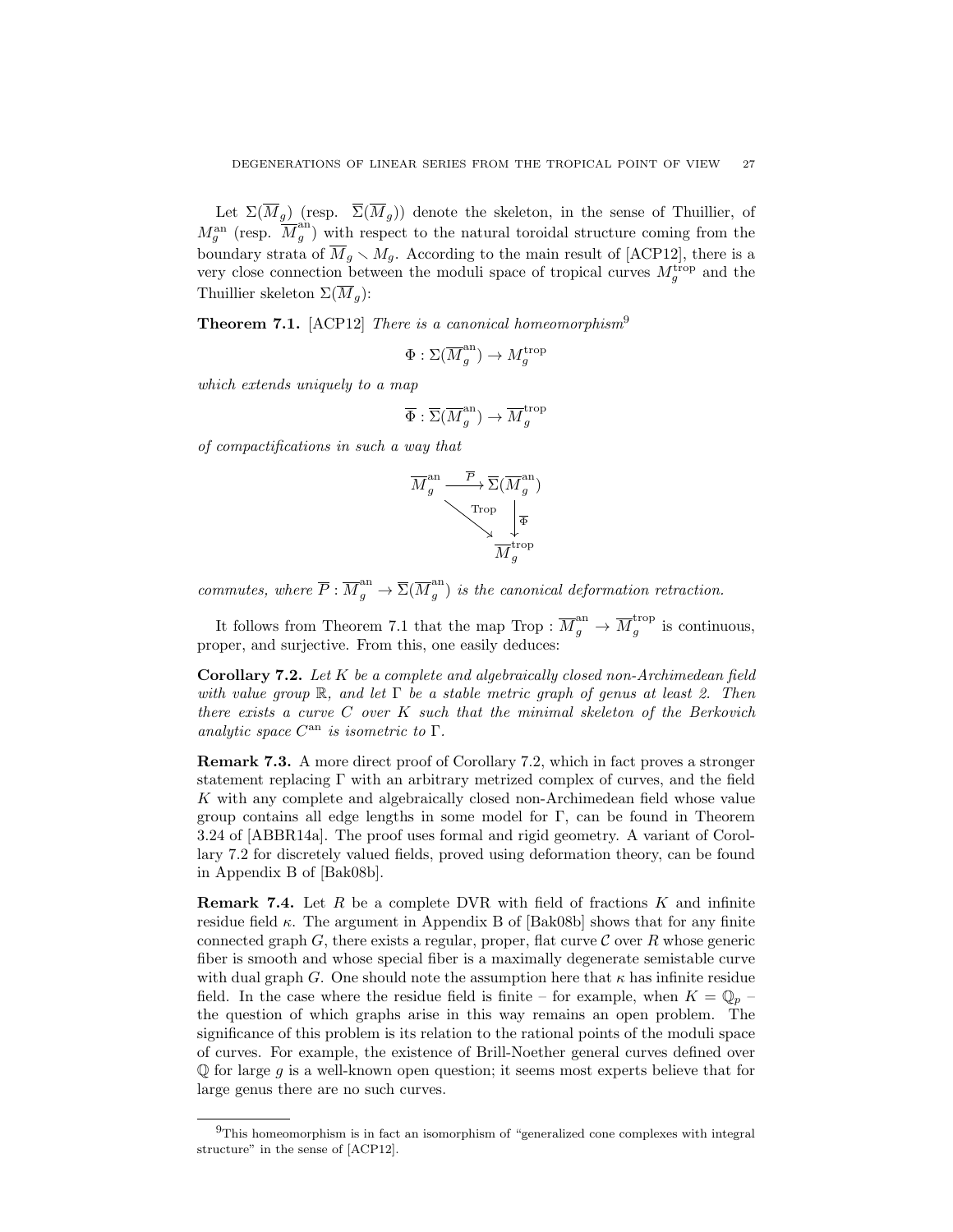Let $\Sigma(\overline{M}_g)$ (resp. $\overline{\Sigma}(\overline{M}_g)$) denote the skeleton, in the sense of Thuillier, of $M_g^{\mathrm{an}}$ (resp. $\overline{M}_g^{\mathrm{an}}$) with respect to the natural toroidal structure coming from the boundary strata of $\overline{M}_g \smallsetminus M_g$. According to the main result of [ACP12], there is a very close connection between the moduli space of tropical curves $M_g^{\mathrm{trop}}$ and the Thuillier skeleton $\Sigma(\overline{M}_g)$:

**Theorem 7.1.** [ACP12] *There is a canonical homeomorphism*[9]

$$\Phi : \Sigma(\overline{M}_g^{\mathrm{an}}) \to M_g^{\mathrm{trop}}$$

*which extends uniquely to a map*

$$\overline{\Phi} : \overline{\Sigma}(\overline{M}_g^{\mathrm{an}}) \to \overline{M}_g^{\mathrm{trop}}$$

*of compactifications in such a way that*

$$\begin{array}{ccc} \overline{M}_g^{\mathrm{an}} & \xrightarrow{\overline{P}} & \overline{\Sigma}(\overline{M}_g^{\mathrm{an}}) \\ & \searrow^{\mathrm{Trop}} & \downarrow{\overline{\Phi}} \\ & & \overline{M}_g^{\mathrm{trop}} \end{array}$$

*commutes, where $\overline{P} : \overline{M}_g^{\mathrm{an}} \to \overline{\Sigma}(\overline{M}_g^{\mathrm{an}})$ is the canonical deformation retraction.*

It follows from Theorem 7.1 that the map $\mathrm{Trop} : \overline{M}_g^{\mathrm{an}} \to \overline{M}_g^{\mathrm{trop}}$ is continuous, proper, and surjective. From this, one easily deduces:

**Corollary 7.2.** *Let $K$ be a complete and algebraically closed non-Archimedean field with value group $\mathbb{R}$, and let $\Gamma$ be a stable metric graph of genus at least 2. Then there exists a curve $C$ over $K$ such that the minimal skeleton of the Berkovich analytic space $C^{\mathrm{an}}$ is isometric to $\Gamma$.*

**Remark 7.3.** A more direct proof of Corollary 7.2, which in fact proves a stronger statement replacing $\Gamma$ with an arbitrary metrized complex of curves, and the field $K$ with any complete and algebraically closed non-Archimedean field whose value group contains all edge lengths in some model for $\Gamma$, can be found in Theorem 3.24 of [ABBR14a]. The proof uses formal and rigid geometry. A variant of Corollary 7.2 for discretely valued fields, proved using deformation theory, can be found in Appendix B of [Bak08b].

**Remark 7.4.** Let $R$ be a complete DVR with field of fractions $K$ and infinite residue field $\kappa$. The argument in Appendix B of [Bak08b] shows that for any finite connected graph $G$, there exists a regular, proper, flat curve $\mathcal{C}$ over $R$ whose generic fiber is smooth and whose special fiber is a maximally degenerate semistable curve with dual graph $G$. One should note the assumption here that $\kappa$ has infinite residue field. In the case where the residue field is finite – for example, when $K = \mathbb{Q}_p$ – the question of which graphs arise in this way remains an open problem. The significance of this problem is its relation to the rational points of the moduli space of curves. For example, the existence of Brill-Noether general curves defined over $\mathbb{Q}$ for large $g$ is a well-known open question; it seems most experts believe that for large genus there are no such curves.

[9] This homeomorphism is in fact an isomorphism of "generalized cone complexes with integral structure" in the sense of [ACP12].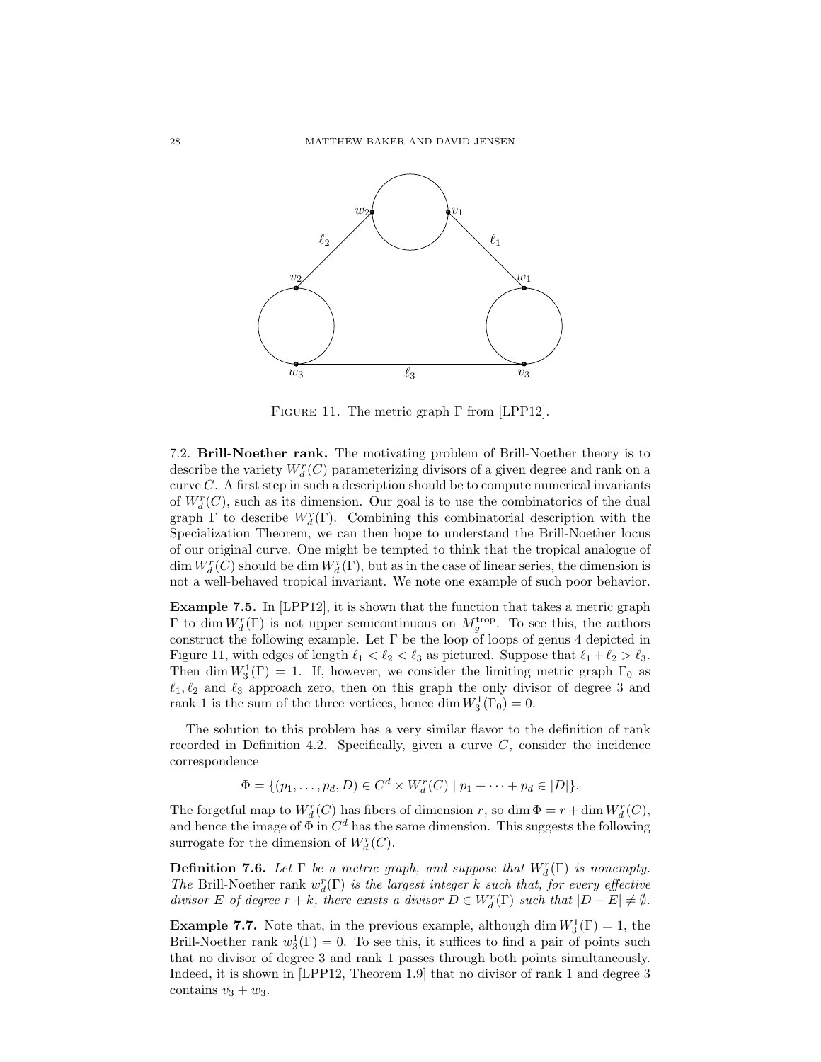Figure 11. The metric graph $\Gamma$ from [LPP12].

7.2. **Brill-Noether rank.** The motivating problem of Brill-Noether theory is to describe the variety $W^r_d(C)$ parameterizing divisors of a given degree and rank on a curve $C$. A first step in such a description should be to compute numerical invariants of $W^r_d(C)$, such as its dimension. Our goal is to use the combinatorics of the dual graph $\Gamma$ to describe $W^r_d(\Gamma)$. Combining this combinatorial description with the Specialization Theorem, we can then hope to understand the Brill-Noether locus of our original curve. One might be tempted to think that the tropical analogue of $\dim W^r_d(C)$ should be $\dim W^r_d(\Gamma)$, but as in the case of linear series, the dimension is not a well-behaved tropical invariant. We note one example of such poor behavior.

**Example 7.5.** In [LPP12], it is shown that the function that takes a metric graph $\Gamma$ to $\dim W^r_d(\Gamma)$ is not upper semicontinuous on $M^{\mathrm{trop}}_g$. To see this, the authors construct the following example. Let $\Gamma$ be the loop of loops of genus 4 depicted in Figure 11, with edges of length $\ell_1 < \ell_2 < \ell_3$ as pictured. Suppose that $\ell_1 + \ell_2 > \ell_3$. Then $\dim W^1_3(\Gamma) = 1$. If, however, we consider the limiting metric graph $\Gamma_0$ as $\ell_1, \ell_2$ and $\ell_3$ approach zero, then on this graph the only divisor of degree 3 and rank 1 is the sum of the three vertices, hence $\dim W^1_3(\Gamma_0) = 0$.

The solution to this problem has a very similar flavor to the definition of rank recorded in Definition 4.2. Specifically, given a curve $C$, consider the incidence correspondence

$$\Phi = \{(p_1, \ldots, p_d, D) \in C^d \times W^r_d(C) \mid p_1 + \cdots + p_d \in |D|\}.$$

The forgetful map to $W^r_d(C)$ has fibers of dimension $r$, so $\dim \Phi = r + \dim W^r_d(C)$, and hence the image of $\Phi$ in $C^d$ has the same dimension. This suggests the following surrogate for the dimension of $W^r_d(C)$.

**Definition 7.6.** *Let $\Gamma$ be a metric graph, and suppose that $W^r_d(\Gamma)$ is nonempty. The* Brill-Noether rank $w^r_d(\Gamma)$ *is the largest integer $k$ such that, for every effective divisor $E$ of degree $r + k$, there exists a divisor $D \in W^r_d(\Gamma)$ such that $|D - E| \neq \emptyset$.*

**Example 7.7.** Note that, in the previous example, although $\dim W^1_3(\Gamma) = 1$, the Brill-Noether rank $w^1_3(\Gamma) = 0$. To see this, it suffices to find a pair of points such that no divisor of degree 3 and rank 1 passes through both points simultaneously. Indeed, it is shown in [LPP12, Theorem 1.9] that no divisor of rank 1 and degree 3 contains $v_3 + w_3$.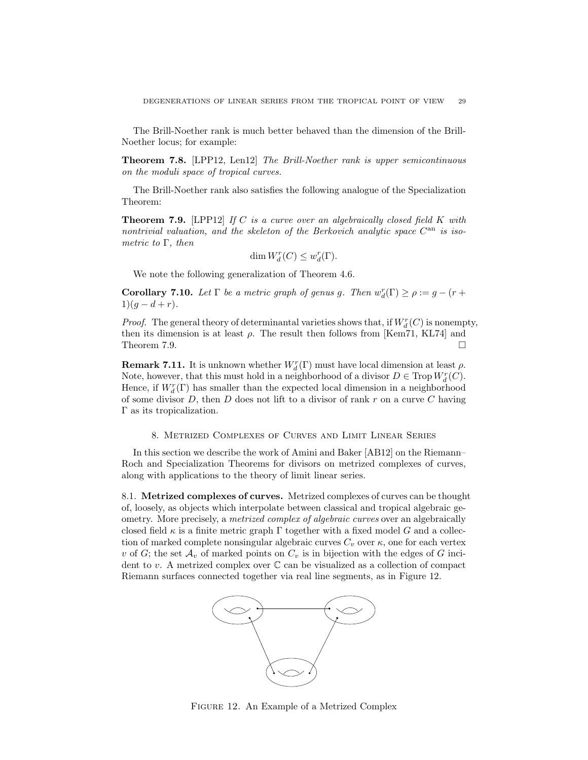The Brill-Noether rank is much better behaved than the dimension of the Brill-Noether locus; for example:

**Theorem 7.8.** [LPP12, Len12] *The Brill-Noether rank is upper semicontinuous on the moduli space of tropical curves.*

The Brill-Noether rank also satisfies the following analogue of the Specialization Theorem:

**Theorem 7.9.** [LPP12] *If $C$ is a curve over an algebraically closed field $K$ with nontrivial valuation, and the skeleton of the Berkovich analytic space $C^{\text{an}}$ is isometric to $\Gamma$, then*

$$\dim W^r_d(C) \leq w^r_d(\Gamma).$$

We note the following generalization of Theorem 4.6.

**Corollary 7.10.** *Let $\Gamma$ be a metric graph of genus $g$. Then $w^r_d(\Gamma) \geq \rho := g - (r+1)(g-d+r)$.*

*Proof.* The general theory of determinantal varieties shows that, if $W^r_d(C)$ is nonempty, then its dimension is at least $\rho$. The result then follows from [Kem71, KL74] and Theorem 7.9. □

**Remark 7.11.** It is unknown whether $W^r_d(\Gamma)$ must have local dimension at least $\rho$. Note, however, that this must hold in a neighborhood of a divisor $D \in \operatorname{Trop} W^r_d(C)$. Hence, if $W^r_d(\Gamma)$ has smaller than the expected local dimension in a neighborhood of some divisor $D$, then $D$ does not lift to a divisor of rank $r$ on a curve $C$ having $\Gamma$ as its tropicalization.

## 8. Metrized Complexes of Curves and Limit Linear Series

In this section we describe the work of Amini and Baker [AB12] on the Riemann–Roch and Specialization Theorems for divisors on metrized complexes of curves, along with applications to the theory of limit linear series.

**8.1. Metrized complexes of curves.** Metrized complexes of curves can be thought of, loosely, as objects which interpolate between classical and tropical algebraic geometry. More precisely, a *metrized complex of algebraic curves* over an algebraically closed field $\kappa$ is a finite metric graph $\Gamma$ together with a fixed model $G$ and a collection of marked complete nonsingular algebraic curves $C_v$ over $\kappa$, one for each vertex $v$ of $G$; the set $\mathcal{A}_v$ of marked points on $C_v$ is in bijection with the edges of $G$ incident to $v$. A metrized complex over $\mathbb{C}$ can be visualized as a collection of compact Riemann surfaces connected together via real line segments, as in Figure 12.

Figure 12. An Example of a Metrized Complex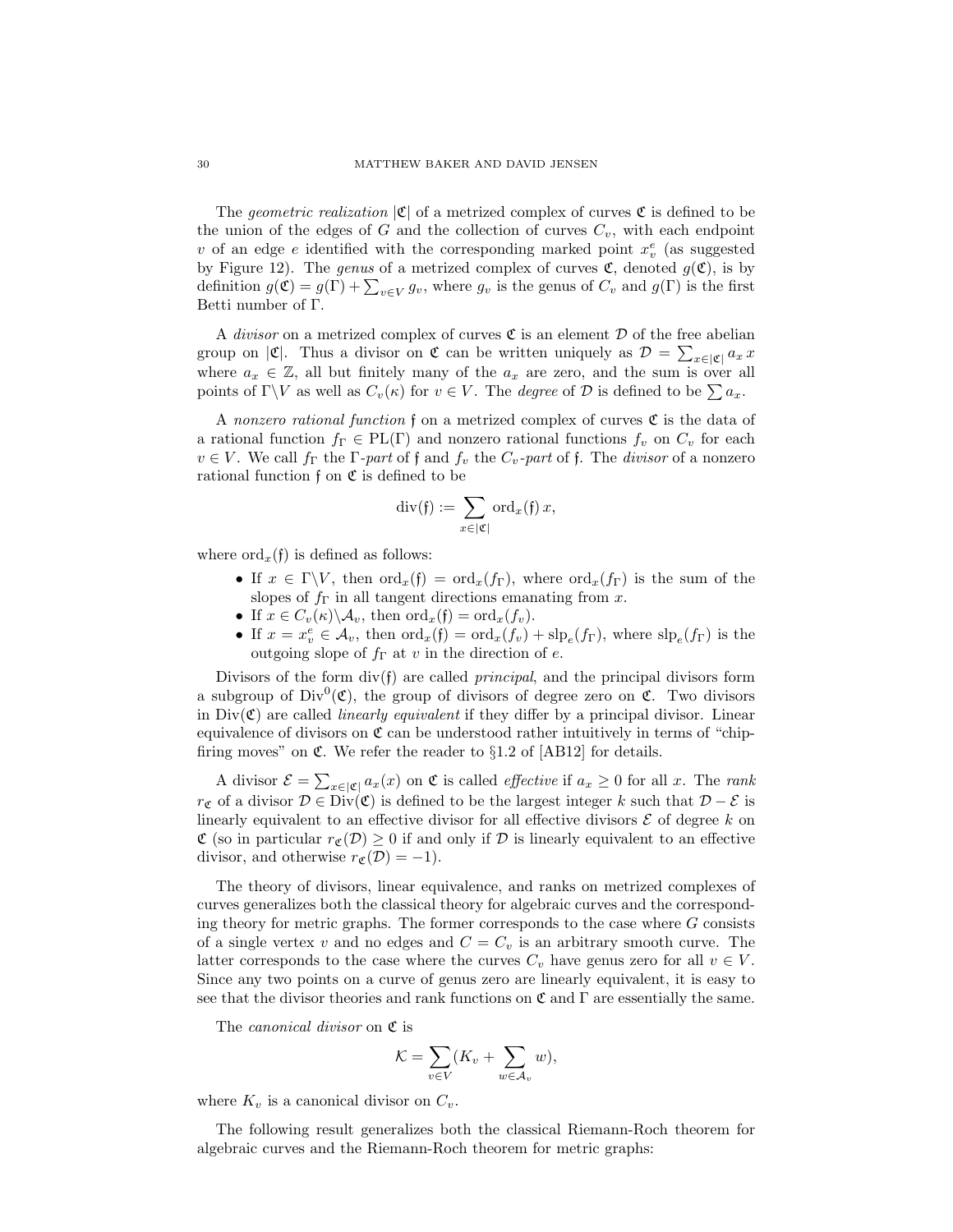The *geometric realization* $|\mathfrak{C}|$ of a metrized complex of curves $\mathfrak{C}$ is defined to be the union of the edges of $G$ and the collection of curves $C_v$, with each endpoint $v$ of an edge $e$ identified with the corresponding marked point $x_v^e$ (as suggested by Figure 12). The *genus* of a metrized complex of curves $\mathfrak{C}$, denoted $g(\mathfrak{C})$, is by definition $g(\mathfrak{C}) = g(\Gamma) + \sum_{v \in V} g_v$, where $g_v$ is the genus of $C_v$ and $g(\Gamma)$ is the first Betti number of $\Gamma$.

A *divisor* on a metrized complex of curves $\mathfrak{C}$ is an element $\mathcal{D}$ of the free abelian group on $|\mathfrak{C}|$. Thus a divisor on $\mathfrak{C}$ can be written uniquely as $\mathcal{D} = \sum_{x \in |\mathfrak{C}|} a_x \, x$ where $a_x \in \mathbb{Z}$, all but finitely many of the $a_x$ are zero, and the sum is over all points of $\Gamma \backslash V$ as well as $C_v(\kappa)$ for $v \in V$. The *degree* of $\mathcal{D}$ is defined to be $\sum a_x$.

A *nonzero rational function* $\mathfrak{f}$ on a metrized complex of curves $\mathfrak{C}$ is the data of a rational function $f_\Gamma \in \mathrm{PL}(\Gamma)$ and nonzero rational functions $f_v$ on $C_v$ for each $v \in V$. We call $f_\Gamma$ the $\Gamma$*-part* of $\mathfrak{f}$ and $f_v$ the $C_v$*-part* of $\mathfrak{f}$. The *divisor* of a nonzero rational function $\mathfrak{f}$ on $\mathfrak{C}$ is defined to be

$$\mathrm{div}(\mathfrak{f}) := \sum_{x \in |\mathfrak{C}|} \mathrm{ord}_x(\mathfrak{f}) \, x,$$

where $\mathrm{ord}_x(\mathfrak{f})$ is defined as follows:

- If $x \in \Gamma \backslash V$, then $\mathrm{ord}_x(\mathfrak{f}) = \mathrm{ord}_x(f_\Gamma)$, where $\mathrm{ord}_x(f_\Gamma)$ is the sum of the slopes of $f_\Gamma$ in all tangent directions emanating from $x$.
- If $x \in C_v(\kappa) \backslash \mathcal{A}_v$, then $\mathrm{ord}_x(\mathfrak{f}) = \mathrm{ord}_x(f_v)$.
- If $x = x_v^e \in \mathcal{A}_v$, then $\mathrm{ord}_x(\mathfrak{f}) = \mathrm{ord}_x(f_v) + \mathrm{slp}_e(f_\Gamma)$, where $\mathrm{slp}_e(f_\Gamma)$ is the outgoing slope of $f_\Gamma$ at $v$ in the direction of $e$.

Divisors of the form $\mathrm{div}(\mathfrak{f})$ are called *principal*, and the principal divisors form a subgroup of $\mathrm{Div}^0(\mathfrak{C})$, the group of divisors of degree zero on $\mathfrak{C}$. Two divisors in $\mathrm{Div}(\mathfrak{C})$ are called *linearly equivalent* if they differ by a principal divisor. Linear equivalence of divisors on $\mathfrak{C}$ can be understood rather intuitively in terms of "chip-firing moves" on $\mathfrak{C}$. We refer the reader to §1.2 of [AB12] for details.

A divisor $\mathcal{E} = \sum_{x \in |\mathfrak{C}|} a_x(x)$ on $\mathfrak{C}$ is called *effective* if $a_x \geq 0$ for all $x$. The *rank* $r_{\mathfrak{C}}$ of a divisor $\mathcal{D} \in \mathrm{Div}(\mathfrak{C})$ is defined to be the largest integer $k$ such that $\mathcal{D} - \mathcal{E}$ is linearly equivalent to an effective divisor for all effective divisors $\mathcal{E}$ of degree $k$ on $\mathfrak{C}$ (so in particular $r_{\mathfrak{C}}(\mathcal{D}) \geq 0$ if and only if $\mathcal{D}$ is linearly equivalent to an effective divisor, and otherwise $r_{\mathfrak{C}}(\mathcal{D}) = -1$).

The theory of divisors, linear equivalence, and ranks on metrized complexes of curves generalizes both the classical theory for algebraic curves and the corresponding theory for metric graphs. The former corresponds to the case where $G$ consists of a single vertex $v$ and no edges and $C = C_v$ is an arbitrary smooth curve. The latter corresponds to the case where the curves $C_v$ have genus zero for all $v \in V$. Since any two points on a curve of genus zero are linearly equivalent, it is easy to see that the divisor theories and rank functions on $\mathfrak{C}$ and $\Gamma$ are essentially the same.

The *canonical divisor* on $\mathfrak{C}$ is

$$\mathcal{K} = \sum_{v \in V} (K_v + \sum_{w \in \mathcal{A}_v} w),$$

where $K_v$ is a canonical divisor on $C_v$.

The following result generalizes both the classical Riemann-Roch theorem for algebraic curves and the Riemann-Roch theorem for metric graphs: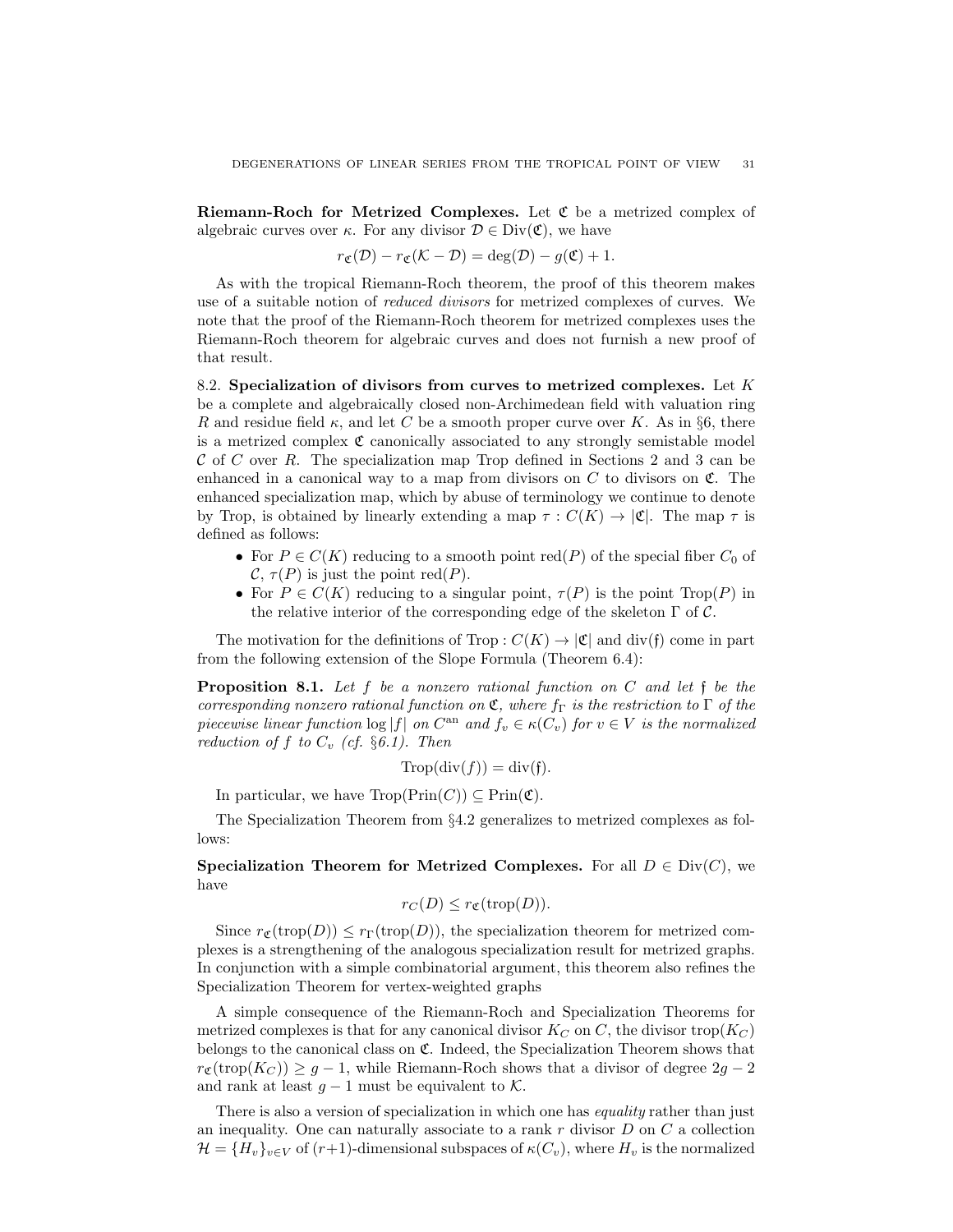**Riemann-Roch for Metrized Complexes.** Let $\mathfrak{C}$ be a metrized complex of algebraic curves over $\kappa$. For any divisor $\mathcal{D} \in \mathrm{Div}(\mathfrak{C})$, we have

$$r_{\mathfrak{C}}(\mathcal{D}) - r_{\mathfrak{C}}(\mathcal{K} - \mathcal{D}) = \deg(\mathcal{D}) - g(\mathfrak{C}) + 1.$$

As with the tropical Riemann-Roch theorem, the proof of this theorem makes use of a suitable notion of *reduced divisors* for metrized complexes of curves. We note that the proof of the Riemann-Roch theorem for metrized complexes uses the Riemann-Roch theorem for algebraic curves and does not furnish a new proof of that result.

8.2. **Specialization of divisors from curves to metrized complexes.** Let $K$ be a complete and algebraically closed non-Archimedean field with valuation ring $R$ and residue field $\kappa$, and let $C$ be a smooth proper curve over $K$. As in §6, there is a metrized complex $\mathfrak{C}$ canonically associated to any strongly semistable model $\mathcal{C}$ of $C$ over $R$. The specialization map Trop defined in Sections 2 and 3 can be enhanced in a canonical way to a map from divisors on $C$ to divisors on $\mathfrak{C}$. The enhanced specialization map, which by abuse of terminology we continue to denote by Trop, is obtained by linearly extending a map $\tau : C(K) \to |\mathfrak{C}|$. The map $\tau$ is defined as follows:

- For $P \in C(K)$ reducing to a smooth point $\mathrm{red}(P)$ of the special fiber $C_0$ of $\mathcal{C}$, $\tau(P)$ is just the point $\mathrm{red}(P)$.
- For $P \in C(K)$ reducing to a singular point, $\tau(P)$ is the point $\mathrm{Trop}(P)$ in the relative interior of the corresponding edge of the skeleton $\Gamma$ of $\mathcal{C}$.

The motivation for the definitions of $\mathrm{Trop} : C(K) \to |\mathfrak{C}|$ and $\mathrm{div}(\mathfrak{f})$ come in part from the following extension of the Slope Formula (Theorem 6.4):

**Proposition 8.1.** *Let $f$ be a nonzero rational function on $C$ and let $\mathfrak{f}$ be the corresponding nonzero rational function on $\mathfrak{C}$, where $f_\Gamma$ is the restriction to $\Gamma$ of the piecewise linear function $\log|f|$ on $C^{\mathrm{an}}$ and $f_v \in \kappa(C_v)$ for $v \in V$ is the normalized reduction of $f$ to $C_v$ (cf. §6.1). Then*

$$\mathrm{Trop}(\mathrm{div}(f)) = \mathrm{div}(\mathfrak{f}).$$

In particular, we have $\mathrm{Trop}(\mathrm{Prin}(C)) \subseteq \mathrm{Prin}(\mathfrak{C})$.

The Specialization Theorem from §4.2 generalizes to metrized complexes as follows:

**Specialization Theorem for Metrized Complexes.** For all $D \in \mathrm{Div}(C)$, we have

$$r_C(D) \leq r_{\mathfrak{C}}(\mathrm{trop}(D)).$$

Since $r_{\mathfrak{C}}(\mathrm{trop}(D)) \leq r_\Gamma(\mathrm{trop}(D))$, the specialization theorem for metrized complexes is a strengthening of the analogous specialization result for metrized graphs. In conjunction with a simple combinatorial argument, this theorem also refines the Specialization Theorem for vertex-weighted graphs

A simple consequence of the Riemann-Roch and Specialization Theorems for metrized complexes is that for any canonical divisor $K_C$ on $C$, the divisor $\mathrm{trop}(K_C)$ belongs to the canonical class on $\mathfrak{C}$. Indeed, the Specialization Theorem shows that $r_{\mathfrak{C}}(\mathrm{trop}(K_C)) \geq g - 1$, while Riemann-Roch shows that a divisor of degree $2g - 2$ and rank at least $g - 1$ must be equivalent to $\mathcal{K}$.

There is also a version of specialization in which one has *equality* rather than just an inequality. One can naturally associate to a rank $r$ divisor $D$ on $C$ a collection $\mathcal{H} = \{H_v\}_{v \in V}$ of $(r+1)$-dimensional subspaces of $\kappa(C_v)$, where $H_v$ is the normalized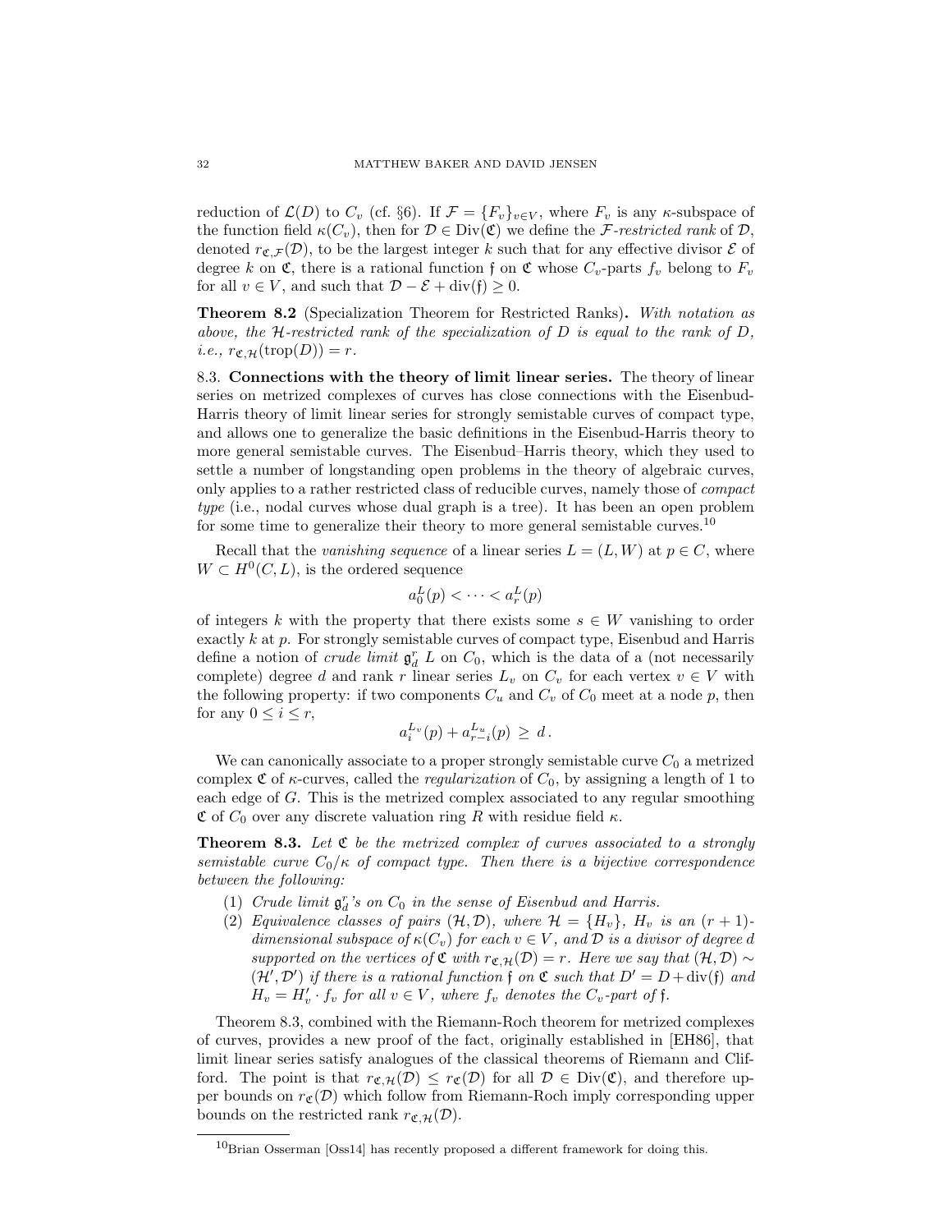reduction of $\mathcal{L}(D)$ to $C_v$ (cf. §6). If $\mathcal{F} = \{F_v\}_{v \in V}$, where $F_v$ is any $\kappa$-subspace of the function field $\kappa(C_v)$, then for $\mathcal{D} \in \mathrm{Div}(\mathfrak{C})$ we define the *$\mathcal{F}$-restricted rank* of $\mathcal{D}$, denoted $r_{\mathfrak{C},\mathcal{F}}(\mathcal{D})$, to be the largest integer $k$ such that for any effective divisor $\mathcal{E}$ of degree $k$ on $\mathfrak{C}$, there is a rational function $\mathfrak{f}$ on $\mathfrak{C}$ whose $C_v$-parts $f_v$ belong to $F_v$ for all $v \in V$, and such that $\mathcal{D} - \mathcal{E} + \mathrm{div}(\mathfrak{f}) \geq 0$.

**Theorem 8.2** (Specialization Theorem for Restricted Ranks)**.** *With notation as above, the $\mathcal{H}$-restricted rank of the specialization of $D$ is equal to the rank of $D$, i.e., $r_{\mathfrak{C},\mathcal{H}}(\mathrm{trop}(D)) = r$.*

8.3. **Connections with the theory of limit linear series.** The theory of linear series on metrized complexes of curves has close connections with the Eisenbud-Harris theory of limit linear series for strongly semistable curves of compact type, and allows one to generalize the basic definitions in the Eisenbud-Harris theory to more general semistable curves. The Eisenbud–Harris theory, which they used to settle a number of longstanding open problems in the theory of algebraic curves, only applies to a rather restricted class of reducible curves, namely those of *compact type* (i.e., nodal curves whose dual graph is a tree). It has been an open problem for some time to generalize their theory to more general semistable curves.[10]

Recall that the *vanishing sequence* of a linear series $L = (L, W)$ at $p \in C$, where $W \subset H^0(C, L)$, is the ordered sequence

$$a_0^L(p) < \cdots < a_r^L(p)$$

of integers $k$ with the property that there exists some $s \in W$ vanishing to order exactly $k$ at $p$. For strongly semistable curves of compact type, Eisenbud and Harris define a notion of *crude limit* $\mathfrak{g}_d^r$ $L$ on $C_0$, which is the data of a (not necessarily complete) degree $d$ and rank $r$ linear series $L_v$ on $C_v$ for each vertex $v \in V$ with the following property: if two components $C_u$ and $C_v$ of $C_0$ meet at a node $p$, then for any $0 \leq i \leq r$,

$$a_i^{L_v}(p) + a_{r-i}^{L_u}(p) \ \geq \ d\,.$$

We can canonically associate to a proper strongly semistable curve $C_0$ a metrized complex $\mathfrak{C}$ of $\kappa$-curves, called the *regularization* of $C_0$, by assigning a length of 1 to each edge of $G$. This is the metrized complex associated to any regular smoothing $\mathfrak{C}$ of $C_0$ over any discrete valuation ring $R$ with residue field $\kappa$.

**Theorem 8.3.** *Let $\mathfrak{C}$ be the metrized complex of curves associated to a strongly semistable curve $C_0/\kappa$ of compact type. Then there is a bijective correspondence between the following:*

1. *Crude limit $\mathfrak{g}_d^r$'s on $C_0$ in the sense of Eisenbud and Harris.*
2. *Equivalence classes of pairs $(\mathcal{H}, \mathcal{D})$, where $\mathcal{H} = \{H_v\}$, $H_v$ is an $(r+1)$-dimensional subspace of $\kappa(C_v)$ for each $v \in V$, and $\mathcal{D}$ is a divisor of degree $d$ supported on the vertices of $\mathfrak{C}$ with $r_{\mathfrak{C},\mathcal{H}}(\mathcal{D}) = r$. Here we say that $(\mathcal{H}, \mathcal{D}) \sim (\mathcal{H}', \mathcal{D}')$ if there is a rational function $\mathfrak{f}$ on $\mathfrak{C}$ such that $D' = D + \mathrm{div}(\mathfrak{f})$ and $H_v = H'_v \cdot f_v$ for all $v \in V$, where $f_v$ denotes the $C_v$-part of $\mathfrak{f}$.*

Theorem 8.3, combined with the Riemann-Roch theorem for metrized complexes of curves, provides a new proof of the fact, originally established in [EH86], that limit linear series satisfy analogues of the classical theorems of Riemann and Clifford. The point is that $r_{\mathfrak{C},\mathcal{H}}(\mathcal{D}) \leq r_{\mathfrak{C}}(\mathcal{D})$ for all $\mathcal{D} \in \mathrm{Div}(\mathfrak{C})$, and therefore upper bounds on $r_{\mathfrak{C}}(\mathcal{D})$ which follow from Riemann-Roch imply corresponding upper bounds on the restricted rank $r_{\mathfrak{C},\mathcal{H}}(\mathcal{D})$.

---

[10] Brian Osserman [Oss14] has recently proposed a different framework for doing this.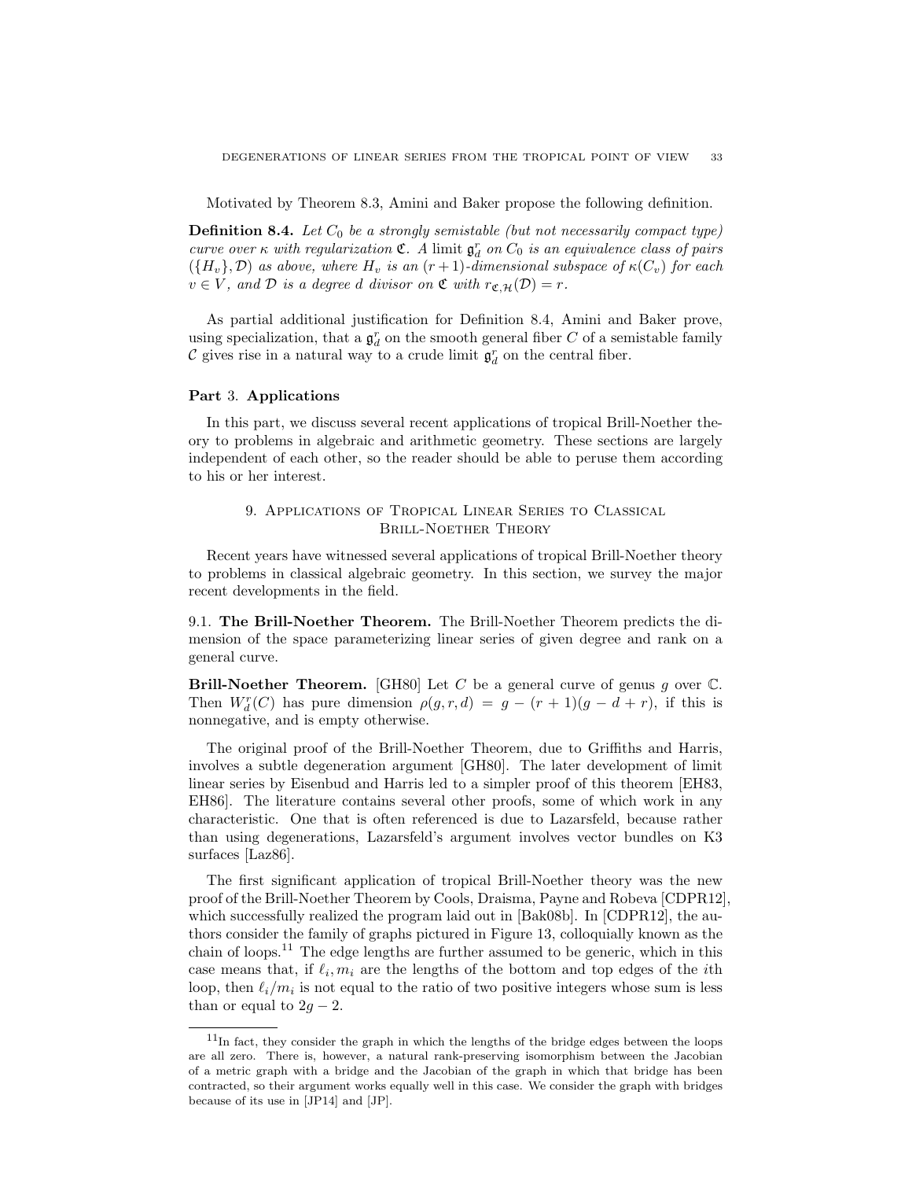Motivated by Theorem 8.3, Amini and Baker propose the following definition.

**Definition 8.4.** *Let $C_0$ be a strongly semistable (but not necessarily compact type) curve over $\kappa$ with regularization $\mathfrak{C}$. A* limit $\mathfrak{g}^r_d$ *on $C_0$ is an equivalence class of pairs $(\{H_v\}, \mathcal{D})$ as above, where $H_v$ is an $(r+1)$-dimensional subspace of $\kappa(C_v)$ for each $v \in V$, and $\mathcal{D}$ is a degree $d$ divisor on $\mathfrak{C}$ with $r_{\mathfrak{C},\mathcal{H}}(\mathcal{D}) = r$.*

As partial additional justification for Definition 8.4, Amini and Baker prove, using specialization, that a $\mathfrak{g}^r_d$ on the smooth general fiber $C$ of a semistable family $\mathcal{C}$ gives rise in a natural way to a crude limit $\mathfrak{g}^r_d$ on the central fiber.

## Part 3. Applications

In this part, we discuss several recent applications of tropical Brill-Noether theory to problems in algebraic and arithmetic geometry. These sections are largely independent of each other, so the reader should be able to peruse them according to his or her interest.

## 9. Applications of Tropical Linear Series to Classical Brill-Noether Theory

Recent years have witnessed several applications of tropical Brill-Noether theory to problems in classical algebraic geometry. In this section, we survey the major recent developments in the field.

### 9.1. The Brill-Noether Theorem.

The Brill-Noether Theorem predicts the dimension of the space parameterizing linear series of given degree and rank on a general curve.

**Brill-Noether Theorem.** [GH80] Let $C$ be a general curve of genus $g$ over $\mathbb{C}$. Then $W^r_d(C)$ has pure dimension $\rho(g, r, d) = g - (r+1)(g - d + r)$, if this is nonnegative, and is empty otherwise.

The original proof of the Brill-Noether Theorem, due to Griffiths and Harris, involves a subtle degeneration argument [GH80]. The later development of limit linear series by Eisenbud and Harris led to a simpler proof of this theorem [EH83, EH86]. The literature contains several other proofs, some of which work in any characteristic. One that is often referenced is due to Lazarsfeld, because rather than using degenerations, Lazarsfeld's argument involves vector bundles on K3 surfaces [Laz86].

The first significant application of tropical Brill-Noether theory was the new proof of the Brill-Noether Theorem by Cools, Draisma, Payne and Robeva [CDPR12], which successfully realized the program laid out in [Bak08b]. In [CDPR12], the authors consider the family of graphs pictured in Figure 13, colloquially known as the chain of loops.[11] The edge lengths are further assumed to be generic, which in this case means that, if $\ell_i, m_i$ are the lengths of the bottom and top edges of the $i$th loop, then $\ell_i/m_i$ is not equal to the ratio of two positive integers whose sum is less than or equal to $2g - 2$.

[11] In fact, they consider the graph in which the lengths of the bridge edges between the loops are all zero. There is, however, a natural rank-preserving isomorphism between the Jacobian of a metric graph with a bridge and the Jacobian of the graph in which that bridge has been contracted, so their argument works equally well in this case. We consider the graph with bridges because of its use in [JP14] and [JP].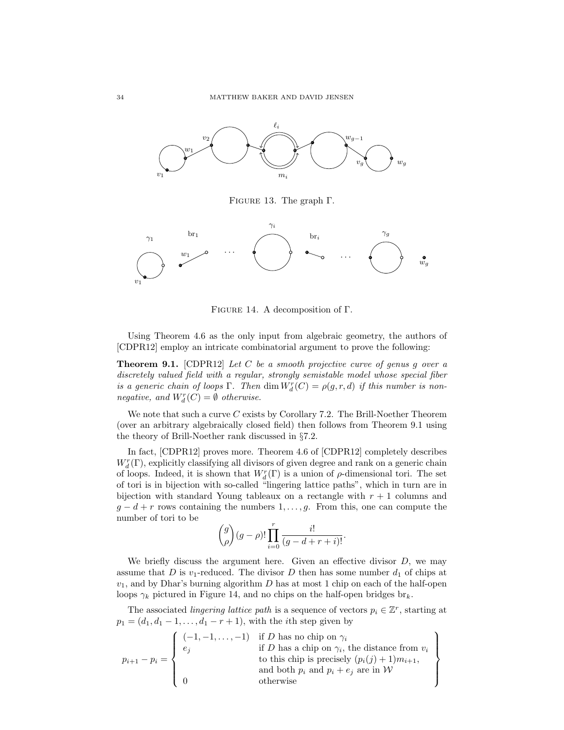Figure 13. The graph $\Gamma$.

Figure 14. A decomposition of $\Gamma$.

Using Theorem 4.6 as the only input from algebraic geometry, the authors of [CDPR12] employ an intricate combinatorial argument to prove the following:

**Theorem 9.1.** [CDPR12] *Let $C$ be a smooth projective curve of genus $g$ over a discretely valued field with a regular, strongly semistable model whose special fiber is a generic chain of loops $\Gamma$. Then $\dim W^r_d(C) = \rho(g,r,d)$ if this number is nonnegative, and $W^r_d(C) = \emptyset$ otherwise.*

We note that such a curve $C$ exists by Corollary 7.2. The Brill-Noether Theorem (over an arbitrary algebraically closed field) then follows from Theorem 9.1 using the theory of Brill-Noether rank discussed in §7.2.

In fact, [CDPR12] proves more. Theorem 4.6 of [CDPR12] completely describes $W^r_d(\Gamma)$, explicitly classifying all divisors of given degree and rank on a generic chain of loops. Indeed, it is shown that $W^r_d(\Gamma)$ is a union of $\rho$-dimensional tori. The set of tori is in bijection with so-called "lingering lattice paths", which in turn are in bijection with standard Young tableaux on a rectangle with $r+1$ columns and $g-d+r$ rows containing the numbers $1,\ldots,g$. From this, one can compute the number of tori to be

$$\binom{g}{\rho}(g-\rho)!\prod_{i=0}^{r}\frac{i!}{(g-d+r+i)!}.$$

We briefly discuss the argument here. Given an effective divisor $D$, we may assume that $D$ is $v_1$-reduced. The divisor $D$ then has some number $d_1$ of chips at $v_1$, and by Dhar's burning algorithm $D$ has at most 1 chip on each of the half-open loops $\gamma_k$ pictured in Figure 14, and no chips on the half-open bridges $\mathrm{br}_k$.

The associated *lingering lattice path* is a sequence of vectors $p_i \in \mathbb{Z}^r$, starting at $p_1 = (d_1, d_1-1, \ldots, d_1-r+1)$, with the $i$th step given by

$$p_{i+1} - p_i = \left\{ \begin{array}{ll} (-1,-1,\ldots,-1) & \text{if } D \text{ has no chip on } \gamma_i \\ e_j & \text{if } D \text{ has a chip on } \gamma_i\text{, the distance from } v_i \\ & \text{to this chip is precisely } (p_i(j)+1)m_{i+1}, \\ & \text{and both } p_i \text{ and } p_i + e_j \text{ are in } \mathcal{W} \\ 0 & \text{otherwise} \end{array} \right\}$$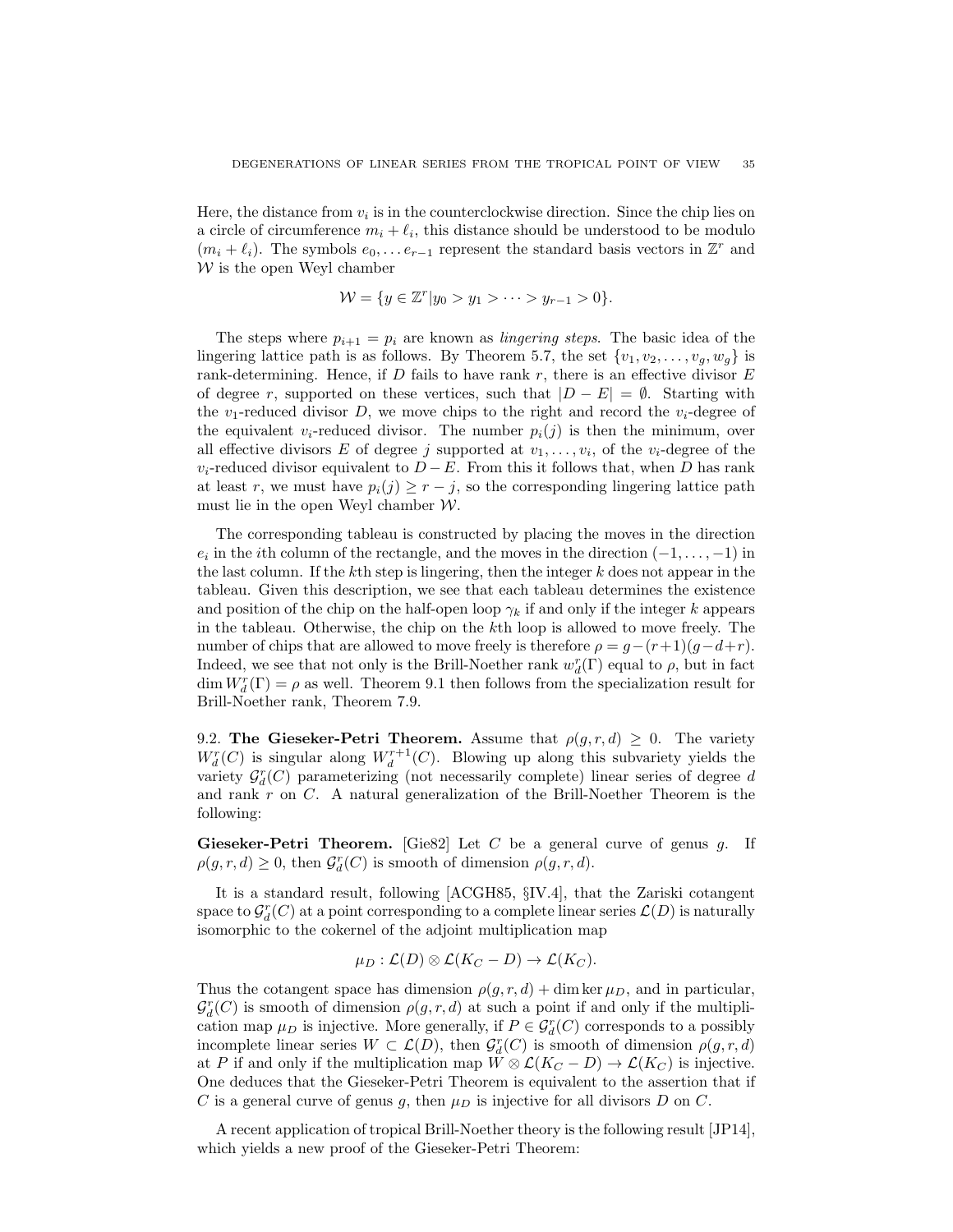Here, the distance from $v_i$ is in the counterclockwise direction. Since the chip lies on a circle of circumference $m_i + \ell_i$, this distance should be understood to be modulo $(m_i + \ell_i)$. The symbols $e_0, \dots e_{r-1}$ represent the standard basis vectors in $\mathbb{Z}^r$ and $\mathcal{W}$ is the open Weyl chamber

$$\mathcal{W} = \{y \in \mathbb{Z}^r | y_0 > y_1 > \cdots > y_{r-1} > 0\}.$$

The steps where $p_{i+1} = p_i$ are known as *lingering steps*. The basic idea of the lingering lattice path is as follows. By Theorem 5.7, the set $\{v_1, v_2, \dots, v_g, w_g\}$ is rank-determining. Hence, if $D$ fails to have rank $r$, there is an effective divisor $E$ of degree $r$, supported on these vertices, such that $|D - E| = \emptyset$. Starting with the $v_1$-reduced divisor $D$, we move chips to the right and record the $v_i$-degree of the equivalent $v_i$-reduced divisor. The number $p_i(j)$ is then the minimum, over all effective divisors $E$ of degree $j$ supported at $v_1, \dots, v_i$, of the $v_i$-degree of the $v_i$-reduced divisor equivalent to $D - E$. From this it follows that, when $D$ has rank at least $r$, we must have $p_i(j) \geq r - j$, so the corresponding lingering lattice path must lie in the open Weyl chamber $\mathcal{W}$.

The corresponding tableau is constructed by placing the moves in the direction $e_i$ in the $i$th column of the rectangle, and the moves in the direction $(-1, \dots, -1)$ in the last column. If the $k$th step is lingering, then the integer $k$ does not appear in the tableau. Given this description, we see that each tableau determines the existence and position of the chip on the half-open loop $\gamma_k$ if and only if the integer $k$ appears in the tableau. Otherwise, the chip on the $k$th loop is allowed to move freely. The number of chips that are allowed to move freely is therefore $\rho = g - (r+1)(g-d+r)$. Indeed, we see that not only is the Brill-Noether rank $w^r_d(\Gamma)$ equal to $\rho$, but in fact $\dim W^r_d(\Gamma) = \rho$ as well. Theorem 9.1 then follows from the specialization result for Brill-Noether rank, Theorem 7.9.

9.2. **The Gieseker-Petri Theorem.** Assume that $\rho(g, r, d) \geq 0$. The variety $W^r_d(C)$ is singular along $W^{r+1}_d(C)$. Blowing up along this subvariety yields the variety $\mathcal{G}^r_d(C)$ parameterizing (not necessarily complete) linear series of degree $d$ and rank $r$ on $C$. A natural generalization of the Brill-Noether Theorem is the following:

**Gieseker-Petri Theorem.** [Gie82] Let $C$ be a general curve of genus $g$. If $\rho(g, r, d) \geq 0$, then $\mathcal{G}^r_d(C)$ is smooth of dimension $\rho(g, r, d)$.

It is a standard result, following [ACGH85, §IV.4], that the Zariski cotangent space to $\mathcal{G}^r_d(C)$ at a point corresponding to a complete linear series $\mathcal{L}(D)$ is naturally isomorphic to the cokernel of the adjoint multiplication map

$$\mu_D : \mathcal{L}(D) \otimes \mathcal{L}(K_C - D) \to \mathcal{L}(K_C).$$

Thus the cotangent space has dimension $\rho(g, r, d) + \dim \ker \mu_D$, and in particular, $\mathcal{G}^r_d(C)$ is smooth of dimension $\rho(g, r, d)$ at such a point if and only if the multiplication map $\mu_D$ is injective. More generally, if $P \in \mathcal{G}^r_d(C)$ corresponds to a possibly incomplete linear series $W \subset \mathcal{L}(D)$, then $\mathcal{G}^r_d(C)$ is smooth of dimension $\rho(g, r, d)$ at $P$ if and only if the multiplication map $W \otimes \mathcal{L}(K_C - D) \to \mathcal{L}(K_C)$ is injective. One deduces that the Gieseker-Petri Theorem is equivalent to the assertion that if $C$ is a general curve of genus $g$, then $\mu_D$ is injective for all divisors $D$ on $C$.

A recent application of tropical Brill-Noether theory is the following result [JP14], which yields a new proof of the Gieseker-Petri Theorem: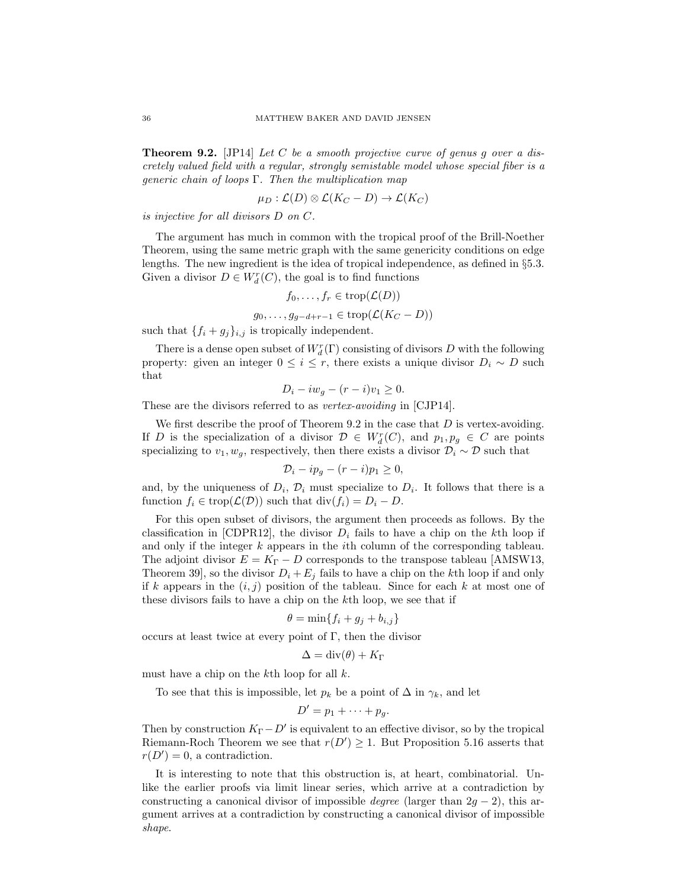**Theorem 9.2.** [JP14] *Let $C$ be a smooth projective curve of genus $g$ over a discretely valued field with a regular, strongly semistable model whose special fiber is a generic chain of loops $\Gamma$. Then the multiplication map*

$$\mu_D : \mathcal{L}(D) \otimes \mathcal{L}(K_C - D) \to \mathcal{L}(K_C)$$

*is injective for all divisors $D$ on $C$.*

The argument has much in common with the tropical proof of the Brill-Noether Theorem, using the same metric graph with the same genericity conditions on edge lengths. The new ingredient is the idea of tropical independence, as defined in §5.3. Given a divisor $D \in W^r_d(C)$, the goal is to find functions

$$f_0, \ldots, f_r \in \mathrm{trop}(\mathcal{L}(D))$$
$$g_0, \ldots, g_{g-d+r-1} \in \mathrm{trop}(\mathcal{L}(K_C - D))$$

such that $\{f_i + g_j\}_{i,j}$ is tropically independent.

There is a dense open subset of $W^r_d(\Gamma)$ consisting of divisors $D$ with the following property: given an integer $0 \leq i \leq r$, there exists a unique divisor $D_i \sim D$ such that

$$D_i - i w_g - (r-i) v_1 \geq 0.$$

These are the divisors referred to as *vertex-avoiding* in [CJP14].

We first describe the proof of Theorem 9.2 in the case that $D$ is vertex-avoiding. If $D$ is the specialization of a divisor $\mathcal{D} \in W^r_d(C)$, and $p_1, p_g \in C$ are points specializing to $v_1, w_g$, respectively, then there exists a divisor $\mathcal{D}_i \sim \mathcal{D}$ such that

$$\mathcal{D}_i - i p_g - (r-i) p_1 \geq 0,$$

and, by the uniqueness of $D_i$, $\mathcal{D}_i$ must specialize to $D_i$. It follows that there is a function $f_i \in \mathrm{trop}(\mathcal{L}(\mathcal{D}))$ such that $\mathrm{div}(f_i) = D_i - D$.

For this open subset of divisors, the argument then proceeds as follows. By the classification in [CDPR12], the divisor $D_i$ fails to have a chip on the $k$th loop if and only if the integer $k$ appears in the $i$th column of the corresponding tableau. The adjoint divisor $E = K_\Gamma - D$ corresponds to the transpose tableau [AMSW13, Theorem 39], so the divisor $D_i + E_j$ fails to have a chip on the $k$th loop if and only if $k$ appears in the $(i,j)$ position of the tableau. Since for each $k$ at most one of these divisors fails to have a chip on the $k$th loop, we see that if

$$\theta = \min\{f_i + g_j + b_{i,j}\}$$

occurs at least twice at every point of $\Gamma$, then the divisor

$$\Delta = \mathrm{div}(\theta) + K_\Gamma$$

must have a chip on the $k$th loop for all $k$.

To see that this is impossible, let $p_k$ be a point of $\Delta$ in $\gamma_k$, and let

$$D' = p_1 + \cdots + p_g.$$

Then by construction $K_\Gamma - D'$ is equivalent to an effective divisor, so by the tropical Riemann-Roch Theorem we see that $r(D') \geq 1$. But Proposition 5.16 asserts that $r(D') = 0$, a contradiction.

It is interesting to note that this obstruction is, at heart, combinatorial. Unlike the earlier proofs via limit linear series, which arrive at a contradiction by constructing a canonical divisor of impossible *degree* (larger than $2g-2$), this argument arrives at a contradiction by constructing a canonical divisor of impossible *shape*.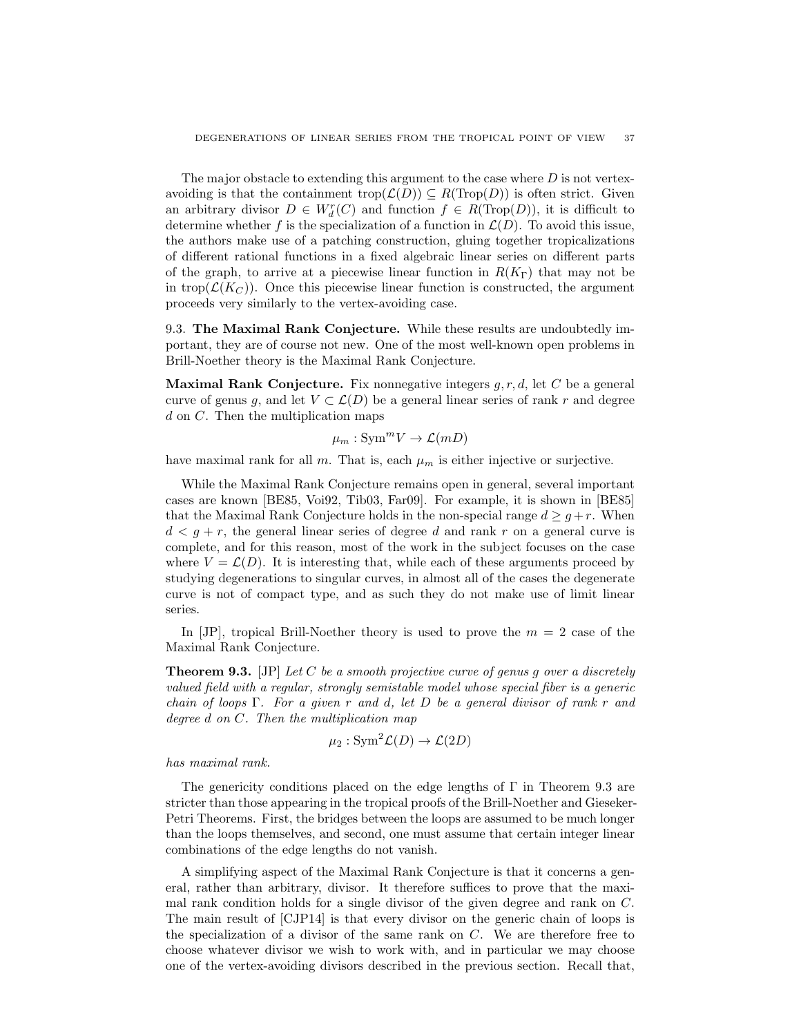The major obstacle to extending this argument to the case where $D$ is not vertex-avoiding is that the containment $\text{trop}(\mathcal{L}(D)) \subseteq R(\text{Trop}(D))$ is often strict. Given an arbitrary divisor $D \in W^r_d(C)$ and function $f \in R(\text{Trop}(D))$, it is difficult to determine whether $f$ is the specialization of a function in $\mathcal{L}(D)$. To avoid this issue, the authors make use of a patching construction, gluing together tropicalizations of different rational functions in a fixed algebraic linear series on different parts of the graph, to arrive at a piecewise linear function in $R(K_\Gamma)$ that may not be in $\text{trop}(\mathcal{L}(K_C))$. Once this piecewise linear function is constructed, the argument proceeds very similarly to the vertex-avoiding case.

## 9.3. The Maximal Rank Conjecture.

While these results are undoubtedly important, they are of course not new. One of the most well-known open problems in Brill-Noether theory is the Maximal Rank Conjecture.

**Maximal Rank Conjecture.** Fix nonnegative integers $g, r, d$, let $C$ be a general curve of genus $g$, and let $V \subset \mathcal{L}(D)$ be a general linear series of rank $r$ and degree $d$ on $C$. Then the multiplication maps

$$\mu_m : \text{Sym}^m V \to \mathcal{L}(mD)$$

have maximal rank for all $m$. That is, each $\mu_m$ is either injective or surjective.

While the Maximal Rank Conjecture remains open in general, several important cases are known [BE85, Voi92, Tib03, Far09]. For example, it is shown in [BE85] that the Maximal Rank Conjecture holds in the non-special range $d \geq g + r$. When $d < g + r$, the general linear series of degree $d$ and rank $r$ on a general curve is complete, and for this reason, most of the work in the subject focuses on the case where $V = \mathcal{L}(D)$. It is interesting that, while each of these arguments proceed by studying degenerations to singular curves, in almost all of the cases the degenerate curve is not of compact type, and as such they do not make use of limit linear series.

In [JP], tropical Brill-Noether theory is used to prove the $m = 2$ case of the Maximal Rank Conjecture.

**Theorem 9.3.** [JP] *Let $C$ be a smooth projective curve of genus $g$ over a discretely valued field with a regular, strongly semistable model whose special fiber is a generic chain of loops $\Gamma$. For a given $r$ and $d$, let $D$ be a general divisor of rank $r$ and degree $d$ on $C$. Then the multiplication map*

$$\mu_2 : \text{Sym}^2 \mathcal{L}(D) \to \mathcal{L}(2D)$$

*has maximal rank.*

The genericity conditions placed on the edge lengths of $\Gamma$ in Theorem 9.3 are stricter than those appearing in the tropical proofs of the Brill-Noether and Gieseker-Petri Theorems. First, the bridges between the loops are assumed to be much longer than the loops themselves, and second, one must assume that certain integer linear combinations of the edge lengths do not vanish.

A simplifying aspect of the Maximal Rank Conjecture is that it concerns a general, rather than arbitrary, divisor. It therefore suffices to prove that the maximal rank condition holds for a single divisor of the given degree and rank on $C$. The main result of [CJP14] is that every divisor on the generic chain of loops is the specialization of a divisor of the same rank on $C$. We are therefore free to choose whatever divisor we wish to work with, and in particular we may choose one of the vertex-avoiding divisors described in the previous section. Recall that,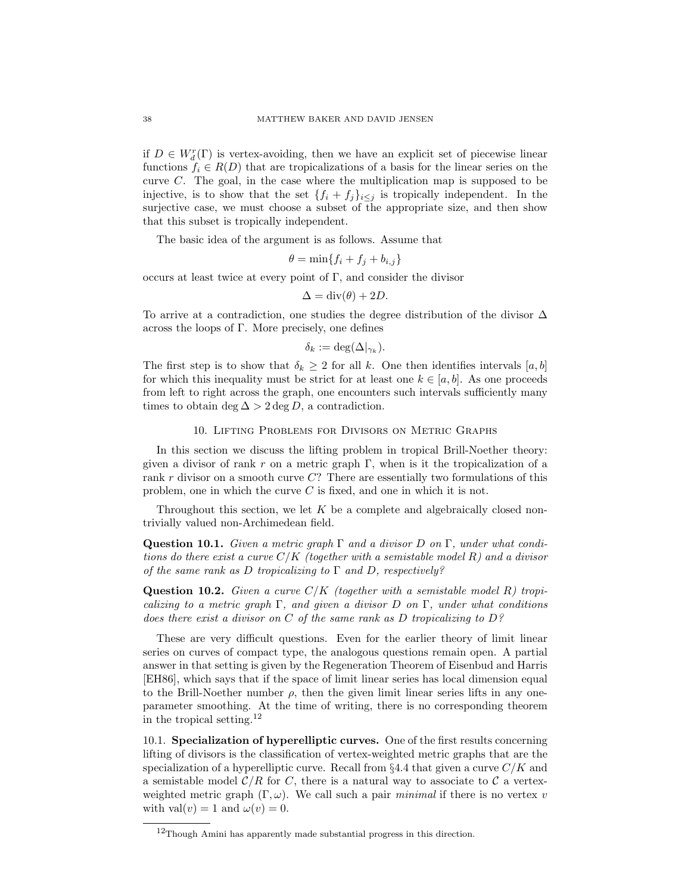if $D \in W^r_d(\Gamma)$ is vertex-avoiding, then we have an explicit set of piecewise linear functions $f_i \in R(D)$ that are tropicalizations of a basis for the linear series on the curve $C$. The goal, in the case where the multiplication map is supposed to be injective, is to show that the set $\{f_i + f_j\}_{i \leq j}$ is tropically independent. In the surjective case, we must choose a subset of the appropriate size, and then show that this subset is tropically independent.

The basic idea of the argument is as follows. Assume that

$$\theta = \min\{f_i + f_j + b_{i,j}\}$$

occurs at least twice at every point of $\Gamma$, and consider the divisor

$$\Delta = \operatorname{div}(\theta) + 2D.$$

To arrive at a contradiction, one studies the degree distribution of the divisor $\Delta$ across the loops of $\Gamma$. More precisely, one defines

$$\delta_k := \deg(\Delta|_{\gamma_k}).$$

The first step is to show that $\delta_k \geq 2$ for all $k$. One then identifies intervals $[a, b]$ for which this inequality must be strict for at least one $k \in [a, b]$. As one proceeds from left to right across the graph, one encounters such intervals sufficiently many times to obtain $\deg \Delta > 2 \deg D$, a contradiction.

## 10. Lifting Problems for Divisors on Metric Graphs

In this section we discuss the lifting problem in tropical Brill-Noether theory: given a divisor of rank $r$ on a metric graph $\Gamma$, when is it the tropicalization of a rank $r$ divisor on a smooth curve $C$? There are essentially two formulations of this problem, one in which the curve $C$ is fixed, and one in which it is not.

Throughout this section, we let $K$ be a complete and algebraically closed non-trivially valued non-Archimedean field.

**Question 10.1.** *Given a metric graph $\Gamma$ and a divisor $D$ on $\Gamma$, under what conditions do there exist a curve $C/K$ (together with a semistable model $R$) and a divisor of the same rank as $D$ tropicalizing to $\Gamma$ and $D$, respectively?*

**Question 10.2.** *Given a curve $C/K$ (together with a semistable model $R$) tropicalizing to a metric graph $\Gamma$, and given a divisor $D$ on $\Gamma$, under what conditions does there exist a divisor on $C$ of the same rank as $D$ tropicalizing to $D$?*

These are very difficult questions. Even for the earlier theory of limit linear series on curves of compact type, the analogous questions remain open. A partial answer in that setting is given by the Regeneration Theorem of Eisenbud and Harris [EH86], which says that if the space of limit linear series has local dimension equal to the Brill-Noether number $\rho$, then the given limit linear series lifts in any one-parameter smoothing. At the time of writing, there is no corresponding theorem in the tropical setting.[12]

10.1. **Specialization of hyperelliptic curves.** One of the first results concerning lifting of divisors is the classification of vertex-weighted metric graphs that are the specialization of a hyperelliptic curve. Recall from §4.4 that given a curve $C/K$ and a semistable model $\mathcal{C}/R$ for $C$, there is a natural way to associate to $\mathcal{C}$ a vertex-weighted metric graph $(\Gamma, \omega)$. We call such a pair *minimal* if there is no vertex $v$ with $\operatorname{val}(v) = 1$ and $\omega(v) = 0$.

[12] Though Amini has apparently made substantial progress in this direction.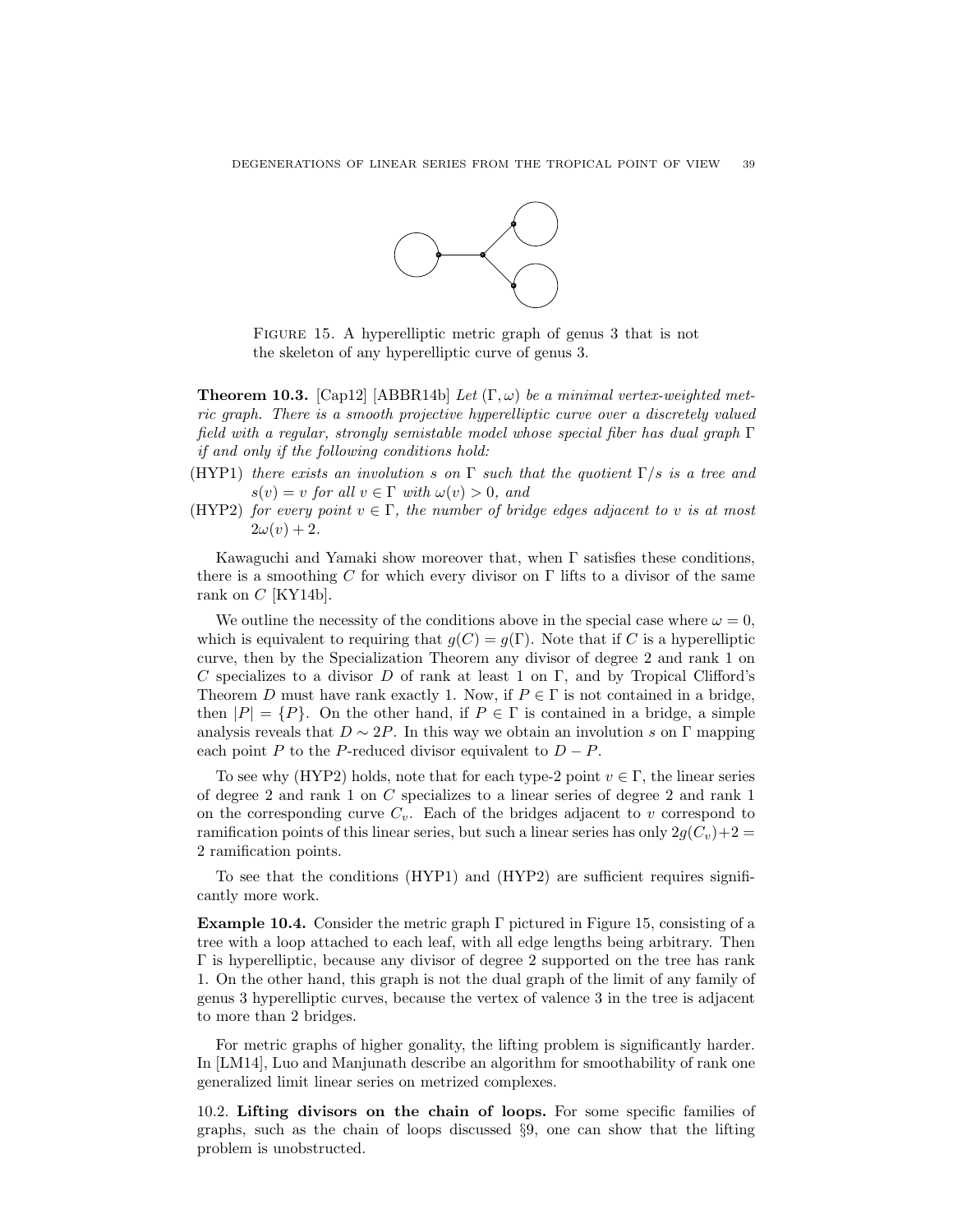FIGURE 15. A hyperelliptic metric graph of genus 3 that is not the skeleton of any hyperelliptic curve of genus 3.

**Theorem 10.3.** [Cap12] [ABBR14b] *Let $(\Gamma, \omega)$ be a minimal vertex-weighted metric graph. There is a smooth projective hyperelliptic curve over a discretely valued field with a regular, strongly semistable model whose special fiber has dual graph $\Gamma$ if and only if the following conditions hold:*

(HYP1) *there exists an involution $s$ on $\Gamma$ such that the quotient $\Gamma/s$ is a tree and $s(v) = v$ for all $v \in \Gamma$ with $\omega(v) > 0$, and*

(HYP2) *for every point $v \in \Gamma$, the number of bridge edges adjacent to $v$ is at most $2\omega(v) + 2$.*

Kawaguchi and Yamaki show moreover that, when $\Gamma$ satisfies these conditions, there is a smoothing $C$ for which every divisor on $\Gamma$ lifts to a divisor of the same rank on $C$ [KY14b].

We outline the necessity of the conditions above in the special case where $\omega = 0$, which is equivalent to requiring that $g(C) = g(\Gamma)$. Note that if $C$ is a hyperelliptic curve, then by the Specialization Theorem any divisor of degree 2 and rank 1 on $C$ specializes to a divisor $D$ of rank at least 1 on $\Gamma$, and by Tropical Clifford's Theorem $D$ must have rank exactly 1. Now, if $P \in \Gamma$ is not contained in a bridge, then $|P| = \{P\}$. On the other hand, if $P \in \Gamma$ is contained in a bridge, a simple analysis reveals that $D \sim 2P$. In this way we obtain an involution $s$ on $\Gamma$ mapping each point $P$ to the $P$-reduced divisor equivalent to $D - P$.

To see why (HYP2) holds, note that for each type-2 point $v \in \Gamma$, the linear series of degree 2 and rank 1 on $C$ specializes to a linear series of degree 2 and rank 1 on the corresponding curve $C_v$. Each of the bridges adjacent to $v$ correspond to ramification points of this linear series, but such a linear series has only $2g(C_v)+2 = 2$ ramification points.

To see that the conditions (HYP1) and (HYP2) are sufficient requires significantly more work.

**Example 10.4.** Consider the metric graph $\Gamma$ pictured in Figure 15, consisting of a tree with a loop attached to each leaf, with all edge lengths being arbitrary. Then $\Gamma$ is hyperelliptic, because any divisor of degree 2 supported on the tree has rank 1. On the other hand, this graph is not the dual graph of the limit of any family of genus 3 hyperelliptic curves, because the vertex of valence 3 in the tree is adjacent to more than 2 bridges.

For metric graphs of higher gonality, the lifting problem is significantly harder. In [LM14], Luo and Manjunath describe an algorithm for smoothability of rank one generalized limit linear series on metrized complexes.

10.2. **Lifting divisors on the chain of loops.** For some specific families of graphs, such as the chain of loops discussed §9, one can show that the lifting problem is unobstructed.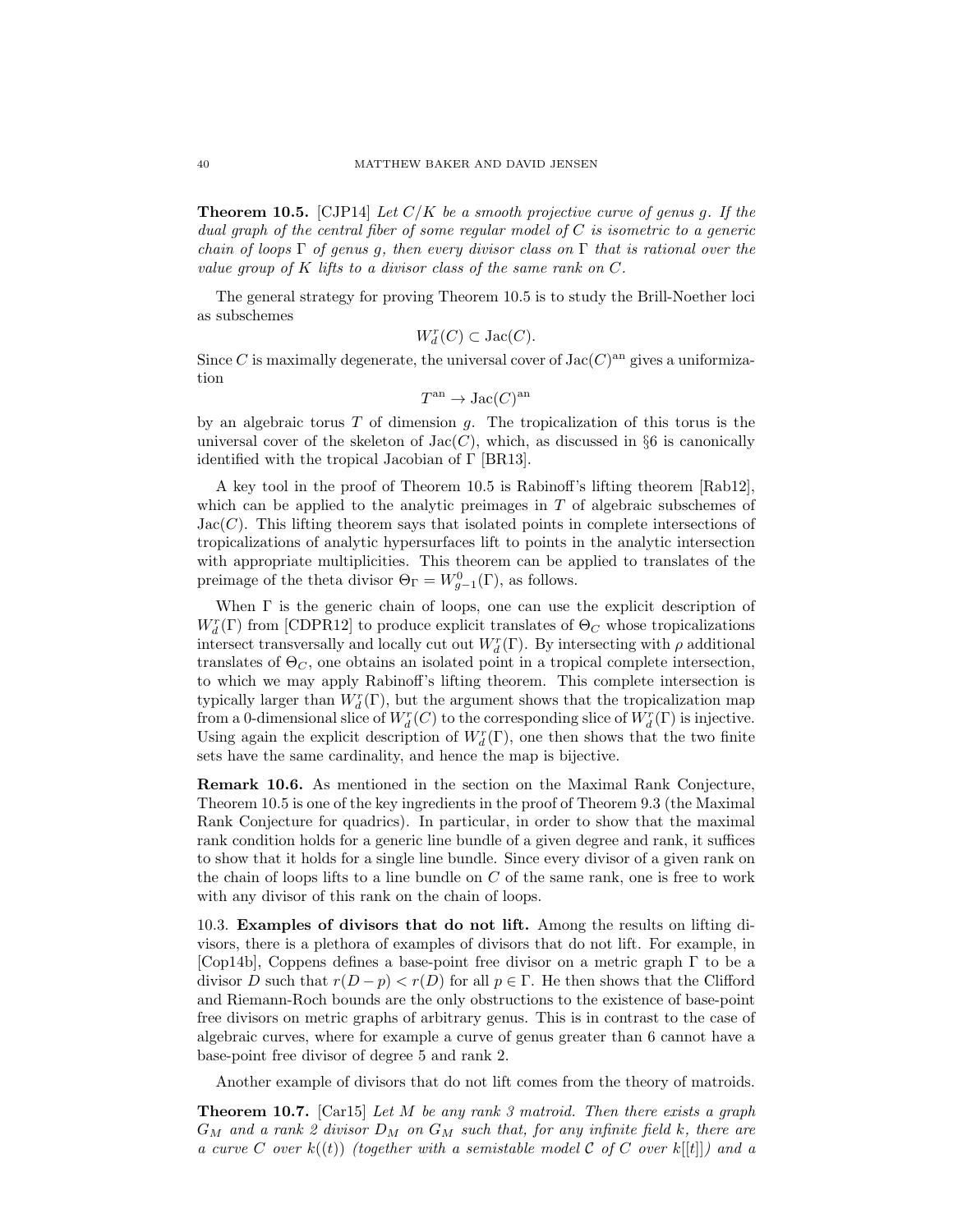**Theorem 10.5.** [CJP14] *Let $C/K$ be a smooth projective curve of genus $g$. If the dual graph of the central fiber of some regular model of $C$ is isometric to a generic chain of loops $\Gamma$ of genus $g$, then every divisor class on $\Gamma$ that is rational over the value group of $K$ lifts to a divisor class of the same rank on $C$.*

The general strategy for proving Theorem 10.5 is to study the Brill-Noether loci as subschemes

$$W^r_d(C) \subset \mathrm{Jac}(C).$$

Since $C$ is maximally degenerate, the universal cover of $\mathrm{Jac}(C)^{\mathrm{an}}$ gives a uniformization

$$T^{\mathrm{an}} \to \mathrm{Jac}(C)^{\mathrm{an}}$$

by an algebraic torus $T$ of dimension $g$. The tropicalization of this torus is the universal cover of the skeleton of $\mathrm{Jac}(C)$, which, as discussed in §6 is canonically identified with the tropical Jacobian of $\Gamma$ [BR13].

A key tool in the proof of Theorem 10.5 is Rabinoff's lifting theorem [Rab12], which can be applied to the analytic preimages in $T$ of algebraic subschemes of $\mathrm{Jac}(C)$. This lifting theorem says that isolated points in complete intersections of tropicalizations of analytic hypersurfaces lift to points in the analytic intersection with appropriate multiplicities. This theorem can be applied to translates of the preimage of the theta divisor $\Theta_\Gamma = W^0_{g-1}(\Gamma)$, as follows.

When $\Gamma$ is the generic chain of loops, one can use the explicit description of $W^r_d(\Gamma)$ from [CDPR12] to produce explicit translates of $\Theta_C$ whose tropicalizations intersect transversally and locally cut out $W^r_d(\Gamma)$. By intersecting with $\rho$ additional translates of $\Theta_C$, one obtains an isolated point in a tropical complete intersection, to which we may apply Rabinoff's lifting theorem. This complete intersection is typically larger than $W^r_d(\Gamma)$, but the argument shows that the tropicalization map from a 0-dimensional slice of $W^r_d(C)$ to the corresponding slice of $W^r_d(\Gamma)$ is injective. Using again the explicit description of $W^r_d(\Gamma)$, one then shows that the two finite sets have the same cardinality, and hence the map is bijective.

**Remark 10.6.** As mentioned in the section on the Maximal Rank Conjecture, Theorem 10.5 is one of the key ingredients in the proof of Theorem 9.3 (the Maximal Rank Conjecture for quadrics). In particular, in order to show that the maximal rank condition holds for a generic line bundle of a given degree and rank, it suffices to show that it holds for a single line bundle. Since every divisor of a given rank on the chain of loops lifts to a line bundle on $C$ of the same rank, one is free to work with any divisor of this rank on the chain of loops.

10.3. **Examples of divisors that do not lift.** Among the results on lifting divisors, there is a plethora of examples of divisors that do not lift. For example, in [Cop14b], Coppens defines a base-point free divisor on a metric graph $\Gamma$ to be a divisor $D$ such that $r(D-p) < r(D)$ for all $p \in \Gamma$. He then shows that the Clifford and Riemann-Roch bounds are the only obstructions to the existence of base-point free divisors on metric graphs of arbitrary genus. This is in contrast to the case of algebraic curves, where for example a curve of genus greater than 6 cannot have a base-point free divisor of degree 5 and rank 2.

Another example of divisors that do not lift comes from the theory of matroids.

**Theorem 10.7.** [Car15] *Let $M$ be any rank 3 matroid. Then there exists a graph $G_M$ and a rank 2 divisor $D_M$ on $G_M$ such that, for any infinite field $k$, there are a curve $C$ over $k((t))$ (together with a semistable model $\mathcal{C}$ of $C$ over $k[[t]]$) and a*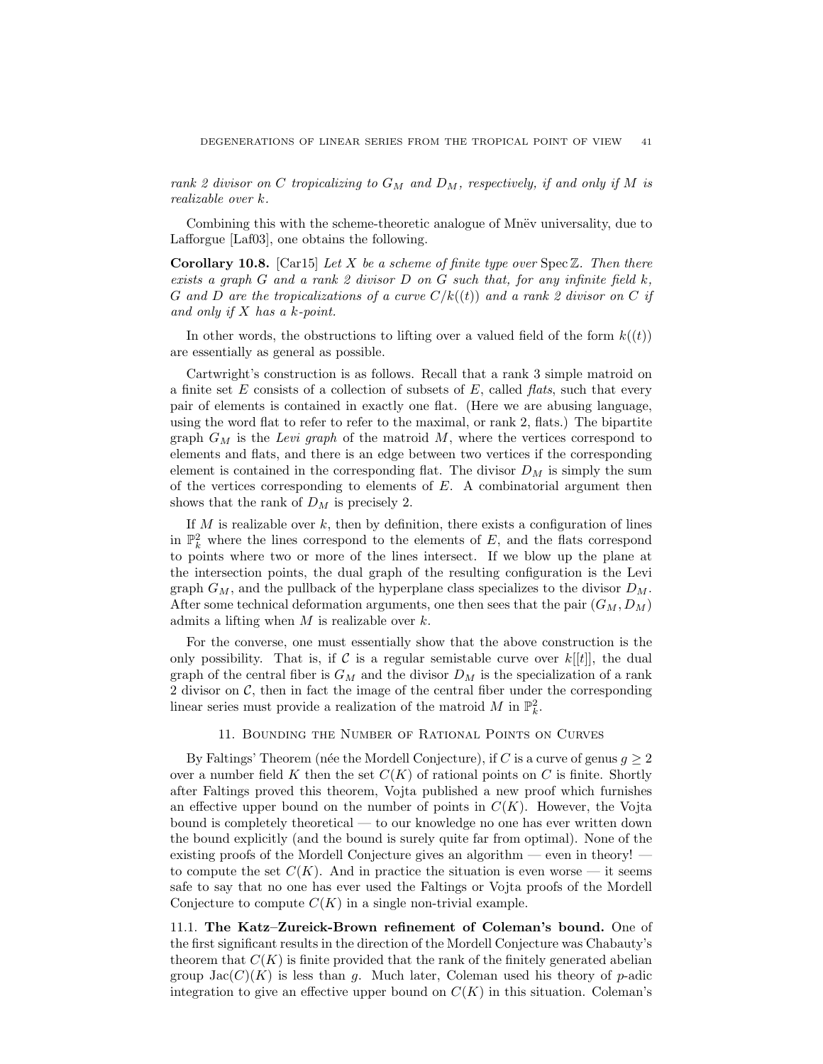*rank 2 divisor on C tropicalizing to $G_M$ and $D_M$, respectively, if and only if M is realizable over k.*

Combining this with the scheme-theoretic analogue of Mnëv universality, due to Lafforgue [Laf03], one obtains the following.

**Corollary 10.8.** [Car15] *Let X be a scheme of finite type over* $\operatorname{Spec} \mathbb{Z}$*. Then there exists a graph G and a rank 2 divisor D on G such that, for any infinite field k, G and D are the tropicalizations of a curve* $C/k((t))$ *and a rank 2 divisor on C if and only if X has a k-point.*

In other words, the obstructions to lifting over a valued field of the form $k((t))$ are essentially as general as possible.

Cartwright's construction is as follows. Recall that a rank 3 simple matroid on a finite set $E$ consists of a collection of subsets of $E$, called *flats*, such that every pair of elements is contained in exactly one flat. (Here we are abusing language, using the word flat to refer to refer to the maximal, or rank 2, flats.) The bipartite graph $G_M$ is the *Levi graph* of the matroid $M$, where the vertices correspond to elements and flats, and there is an edge between two vertices if the corresponding element is contained in the corresponding flat. The divisor $D_M$ is simply the sum of the vertices corresponding to elements of $E$. A combinatorial argument then shows that the rank of $D_M$ is precisely 2.

If $M$ is realizable over $k$, then by definition, there exists a configuration of lines in $\mathbb{P}^2_k$ where the lines correspond to the elements of $E$, and the flats correspond to points where two or more of the lines intersect. If we blow up the plane at the intersection points, the dual graph of the resulting configuration is the Levi graph $G_M$, and the pullback of the hyperplane class specializes to the divisor $D_M$. After some technical deformation arguments, one then sees that the pair $(G_M, D_M)$ admits a lifting when $M$ is realizable over $k$.

For the converse, one must essentially show that the above construction is the only possibility. That is, if $\mathcal{C}$ is a regular semistable curve over $k[[t]]$, the dual graph of the central fiber is $G_M$ and the divisor $D_M$ is the specialization of a rank 2 divisor on $\mathcal{C}$, then in fact the image of the central fiber under the corresponding linear series must provide a realization of the matroid $M$ in $\mathbb{P}^2_k$.

## 11. Bounding the Number of Rational Points on Curves

By Faltings' Theorem (née the Mordell Conjecture), if $C$ is a curve of genus $g \geq 2$ over a number field $K$ then the set $C(K)$ of rational points on $C$ is finite. Shortly after Faltings proved this theorem, Vojta published a new proof which furnishes an effective upper bound on the number of points in $C(K)$. However, the Vojta bound is completely theoretical — to our knowledge no one has ever written down the bound explicitly (and the bound is surely quite far from optimal). None of the existing proofs of the Mordell Conjecture gives an algorithm — even in theory! — to compute the set $C(K)$. And in practice the situation is even worse — it seems safe to say that no one has ever used the Faltings or Vojta proofs of the Mordell Conjecture to compute $C(K)$ in a single non-trivial example.

### 11.1. The Katz–Zureick-Brown refinement of Coleman's bound.

One of the first significant results in the direction of the Mordell Conjecture was Chabauty's theorem that $C(K)$ is finite provided that the rank of the finitely generated abelian group $\operatorname{Jac}(C)(K)$ is less than $g$. Much later, Coleman used his theory of $p$-adic integration to give an effective upper bound on $C(K)$ in this situation. Coleman's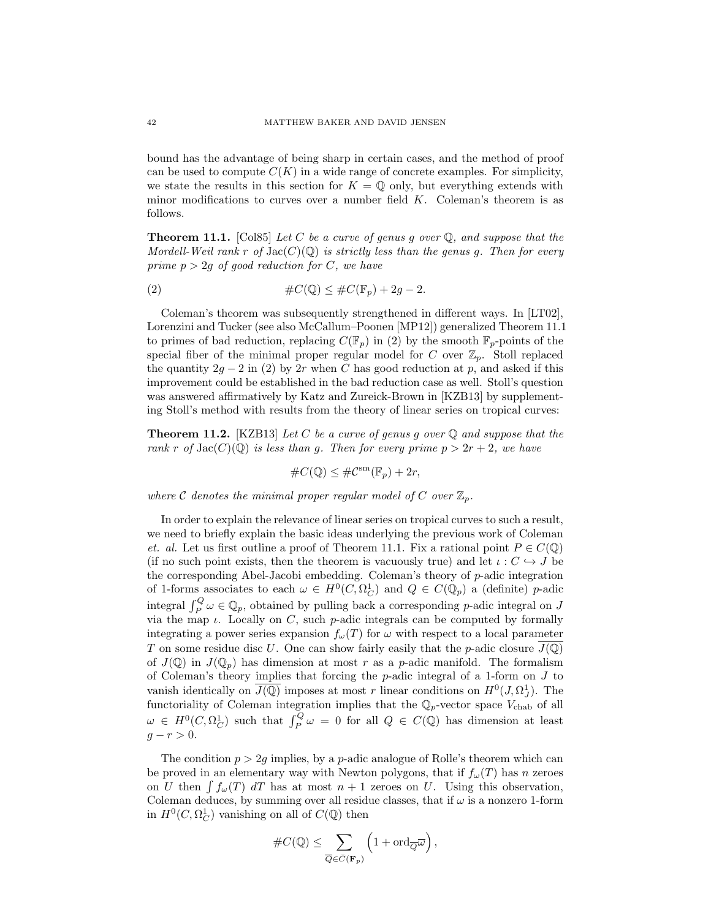bound has the advantage of being sharp in certain cases, and the method of proof can be used to compute $C(K)$ in a wide range of concrete examples. For simplicity, we state the results in this section for $K = \mathbb{Q}$ only, but everything extends with minor modifications to curves over a number field $K$. Coleman's theorem is as follows.

**Theorem 11.1.** [Col85] *Let $C$ be a curve of genus $g$ over $\mathbb{Q}$, and suppose that the Mordell-Weil rank $r$ of $\mathrm{Jac}(C)(\mathbb{Q})$ is strictly less than the genus $g$. Then for every prime $p > 2g$ of good reduction for $C$, we have*

$$\#C(\mathbb{Q}) \leq \#C(\mathbb{F}_p) + 2g - 2. \tag{2}$$

Coleman's theorem was subsequently strengthened in different ways. In [LT02], Lorenzini and Tucker (see also McCallum–Poonen [MP12]) generalized Theorem 11.1 to primes of bad reduction, replacing $C(\mathbb{F}_p)$ in (2) by the smooth $\mathbb{F}_p$-points of the special fiber of the minimal proper regular model for $C$ over $\mathbb{Z}_p$. Stoll replaced the quantity $2g-2$ in (2) by $2r$ when $C$ has good reduction at $p$, and asked if this improvement could be established in the bad reduction case as well. Stoll's question was answered affirmatively by Katz and Zureick-Brown in [KZB13] by supplementing Stoll's method with results from the theory of linear series on tropical curves:

**Theorem 11.2.** [KZB13] *Let $C$ be a curve of genus $g$ over $\mathbb{Q}$ and suppose that the rank $r$ of $\mathrm{Jac}(C)(\mathbb{Q})$ is less than $g$. Then for every prime $p > 2r+2$, we have*

$$\#C(\mathbb{Q}) \leq \#\mathcal{C}^{\mathrm{sm}}(\mathbb{F}_p) + 2r,$$

*where $\mathcal{C}$ denotes the minimal proper regular model of $C$ over $\mathbb{Z}_p$.*

In order to explain the relevance of linear series on tropical curves to such a result, we need to briefly explain the basic ideas underlying the previous work of Coleman *et. al.* Let us first outline a proof of Theorem 11.1. Fix a rational point $P \in C(\mathbb{Q})$ (if no such point exists, then the theorem is vacuously true) and let $\iota : C \hookrightarrow J$ be the corresponding Abel-Jacobi embedding. Coleman's theory of $p$-adic integration of 1-forms associates to each $\omega \in H^0(C, \Omega^1_C)$ and $Q \in C(\mathbb{Q}_p)$ a (definite) $p$-adic integral $\int_P^Q \omega \in \mathbb{Q}_p$, obtained by pulling back a corresponding $p$-adic integral on $J$ via the map $\iota$. Locally on $C$, such $p$-adic integrals can be computed by formally integrating a power series expansion $f_\omega(T)$ for $\omega$ with respect to a local parameter $T$ on some residue disc $U$. One can show fairly easily that the $p$-adic closure $\overline{J(\mathbb{Q})}$ of $J(\mathbb{Q})$ in $J(\mathbb{Q}_p)$ has dimension at most $r$ as a $p$-adic manifold. The formalism of Coleman's theory implies that forcing the $p$-adic integral of a 1-form on $J$ to vanish identically on $\overline{J(\mathbb{Q})}$ imposes at most $r$ linear conditions on $H^0(J, \Omega^1_J)$. The functoriality of Coleman integration implies that the $\mathbb{Q}_p$-vector space $V_{\mathrm{chab}}$ of all $\omega \in H^0(C, \Omega^1_C)$ such that $\int_P^Q \omega = 0$ for all $Q \in C(\mathbb{Q})$ has dimension at least $g - r > 0$.

The condition $p > 2g$ implies, by a $p$-adic analogue of Rolle's theorem which can be proved in an elementary way with Newton polygons, that if $f_\omega(T)$ has $n$ zeroes on $U$ then $\int f_\omega(T)\, dT$ has at most $n+1$ zeroes on $U$. Using this observation, Coleman deduces, by summing over all residue classes, that if $\omega$ is a nonzero 1-form in $H^0(C, \Omega^1_C)$ vanishing on all of $C(\mathbb{Q})$ then

$$\#C(\mathbb{Q}) \leq \sum_{\overline{Q} \in \bar{C}(\mathbf{F}_p)} \left(1 + \mathrm{ord}_{\overline{Q}}\overline{\omega}\right),$$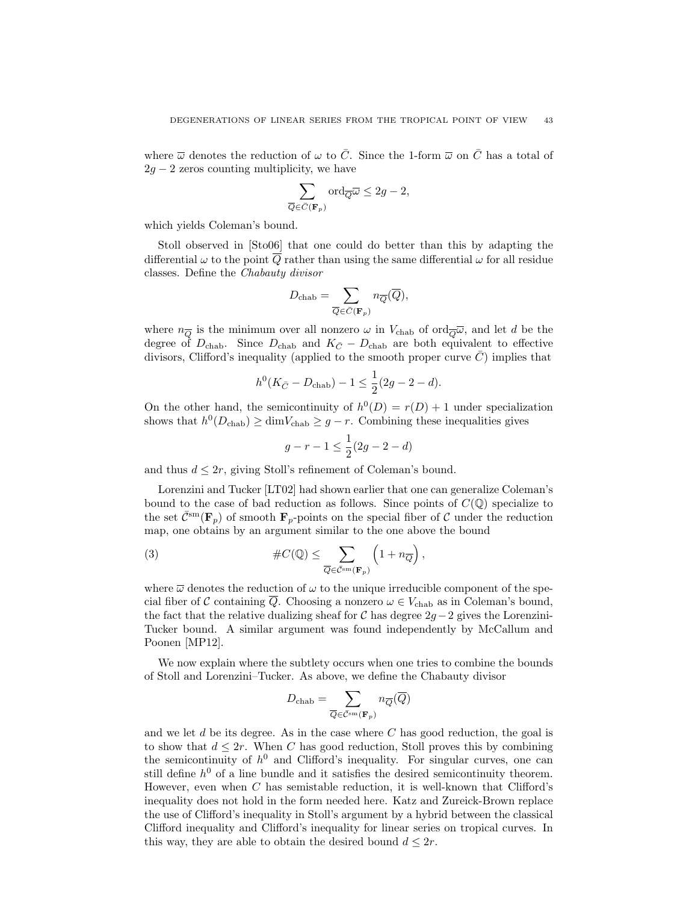where $\overline{\omega}$ denotes the reduction of $\omega$ to $\bar{C}$. Since the 1-form $\overline{\omega}$ on $\bar{C}$ has a total of $2g-2$ zeros counting multiplicity, we have

$$\sum_{\overline{Q} \in \bar{C}(\mathbf{F}_p)} \mathrm{ord}_{\overline{Q}} \overline{\omega} \leq 2g-2,$$

which yields Coleman's bound.

Stoll observed in [Sto06] that one could do better than this by adapting the differential $\omega$ to the point $\overline{Q}$ rather than using the same differential $\omega$ for all residue classes. Define the *Chabauty divisor*

$$D_{\mathrm{chab}} = \sum_{\overline{Q} \in \bar{C}(\mathbf{F}_p)} n_{\overline{Q}}(\overline{Q}),$$

where $n_{\overline{Q}}$ is the minimum over all nonzero $\omega$ in $V_{\mathrm{chab}}$ of $\mathrm{ord}_{\overline{Q}} \overline{\omega}$, and let $d$ be the degree of $D_{\mathrm{chab}}$. Since $D_{\mathrm{chab}}$ and $K_{\bar{C}} - D_{\mathrm{chab}}$ are both equivalent to effective divisors, Clifford's inequality (applied to the smooth proper curve $\bar{C}$) implies that

$$h^0(K_{\bar{C}} - D_{\mathrm{chab}}) - 1 \leq \frac{1}{2}(2g-2-d).$$

On the other hand, the semicontinuity of $h^0(D) = r(D) + 1$ under specialization shows that $h^0(D_{\mathrm{chab}}) \geq \dim V_{\mathrm{chab}} \geq g - r$. Combining these inequalities gives

$$g - r - 1 \leq \frac{1}{2}(2g-2-d)$$

and thus $d \leq 2r$, giving Stoll's refinement of Coleman's bound.

Lorenzini and Tucker [LT02] had shown earlier that one can generalize Coleman's bound to the case of bad reduction as follows. Since points of $C(\mathbb{Q})$ specialize to the set $\bar{\mathcal{C}}^{\mathrm{sm}}(\mathbf{F}_p)$ of smooth $\mathbf{F}_p$-points on the special fiber of $\mathcal{C}$ under the reduction map, one obtains by an argument similar to the one above the bound

$$\#C(\mathbb{Q}) \leq \sum_{\overline{Q} \in \bar{\mathcal{C}}^{\mathrm{sm}}(\mathbf{F}_p)} \left(1 + n_{\overline{Q}}\right), \tag{3}$$

where $\overline{\omega}$ denotes the reduction of $\omega$ to the unique irreducible component of the special fiber of $\mathcal{C}$ containing $\overline{Q}$. Choosing a nonzero $\omega \in V_{\mathrm{chab}}$ as in Coleman's bound, the fact that the relative dualizing sheaf for $\mathcal{C}$ has degree $2g-2$ gives the Lorenzini-Tucker bound. A similar argument was found independently by McCallum and Poonen [MP12].

We now explain where the subtlety occurs when one tries to combine the bounds of Stoll and Lorenzini–Tucker. As above, we define the Chabauty divisor

$$D_{\mathrm{chab}} = \sum_{\overline{Q} \in \bar{\mathcal{C}}^{\mathrm{sm}}(\mathbf{F}_p)} n_{\overline{Q}}(\overline{Q})$$

and we let $d$ be its degree. As in the case where $C$ has good reduction, the goal is to show that $d \leq 2r$. When $C$ has good reduction, Stoll proves this by combining the semicontinuity of $h^0$ and Clifford's inequality. For singular curves, one can still define $h^0$ of a line bundle and it satisfies the desired semicontinuity theorem. However, even when $C$ has semistable reduction, it is well-known that Clifford's inequality does not hold in the form needed here. Katz and Zureick-Brown replace the use of Clifford's inequality in Stoll's argument by a hybrid between the classical Clifford inequality and Clifford's inequality for linear series on tropical curves. In this way, they are able to obtain the desired bound $d \leq 2r$.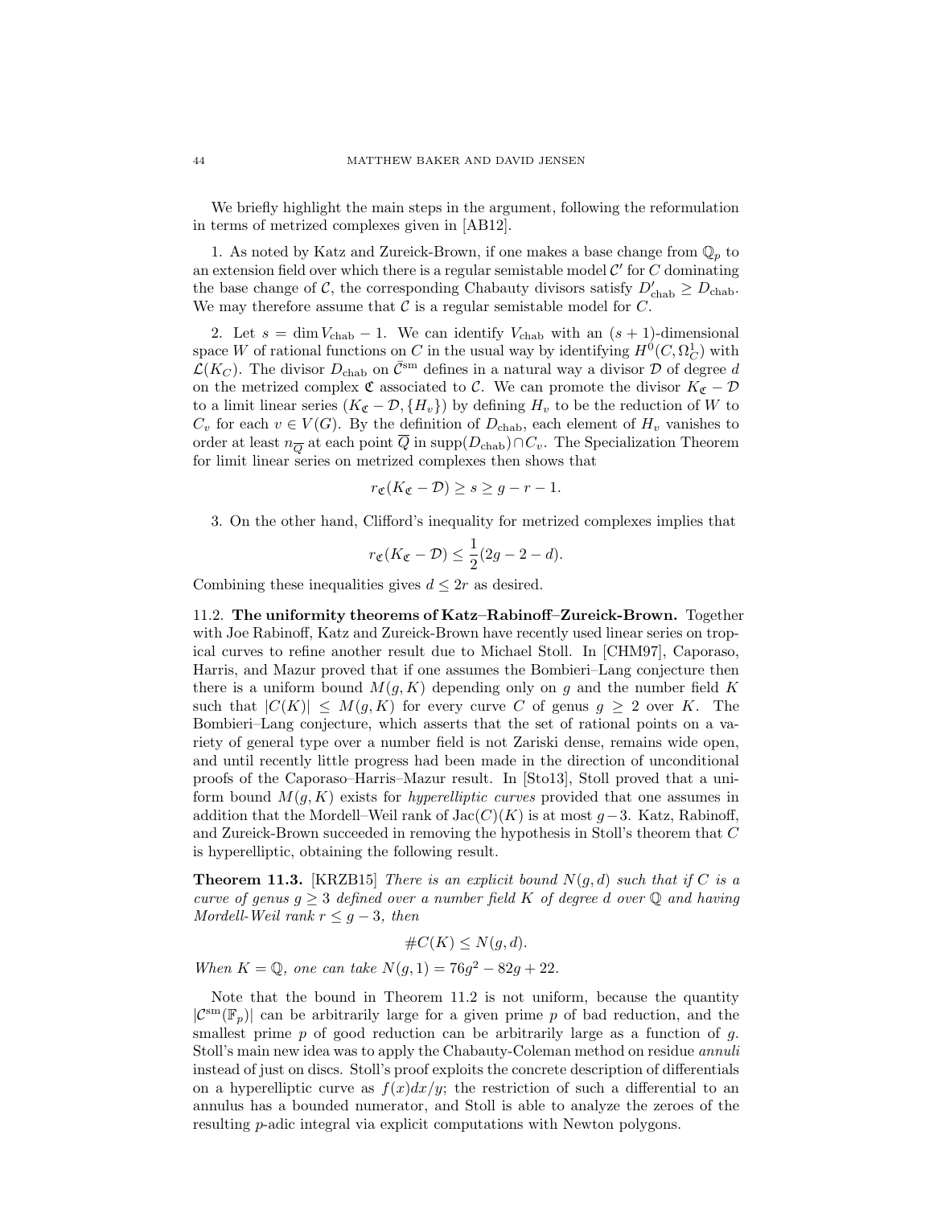We briefly highlight the main steps in the argument, following the reformulation in terms of metrized complexes given in [AB12].

1. As noted by Katz and Zureick-Brown, if one makes a base change from $\mathbb{Q}_p$ to an extension field over which there is a regular semistable model $\mathcal{C}'$ for $C$ dominating the base change of $\mathcal{C}$, the corresponding Chabauty divisors satisfy $D'_{\text{chab}} \geq D_{\text{chab}}$. We may therefore assume that $\mathcal{C}$ is a regular semistable model for $C$.

2. Let $s = \dim V_{\text{chab}} - 1$. We can identify $V_{\text{chab}}$ with an $(s+1)$-dimensional space $W$ of rational functions on $C$ in the usual way by identifying $H^0(C, \Omega^1_C)$ with $\mathcal{L}(K_C)$. The divisor $D_{\text{chab}}$ on $\bar{\mathcal{C}}^{\text{sm}}$ defines in a natural way a divisor $\mathcal{D}$ of degree $d$ on the metrized complex $\mathfrak{C}$ associated to $\mathcal{C}$. We can promote the divisor $K_{\mathfrak{C}} - \mathcal{D}$ to a limit linear series $(K_{\mathfrak{C}} - \mathcal{D}, \{H_v\})$ by defining $H_v$ to be the reduction of $W$ to $C_v$ for each $v \in V(G)$. By the definition of $D_{\text{chab}}$, each element of $H_v$ vanishes to order at least $n_{\overline{Q}}$ at each point $\overline{Q}$ in $\text{supp}(D_{\text{chab}}) \cap C_v$. The Specialization Theorem for limit linear series on metrized complexes then shows that

$$r_{\mathfrak{C}}(K_{\mathfrak{C}} - \mathcal{D}) \geq s \geq g - r - 1.$$

3. On the other hand, Clifford's inequality for metrized complexes implies that

$$r_{\mathfrak{C}}(K_{\mathfrak{C}} - \mathcal{D}) \leq \frac{1}{2}(2g - 2 - d).$$

Combining these inequalities gives $d \leq 2r$ as desired.

**11.2. The uniformity theorems of Katz–Rabinoff–Zureick-Brown.** Together with Joe Rabinoff, Katz and Zureick-Brown have recently used linear series on tropical curves to refine another result due to Michael Stoll. In [CHM97], Caporaso, Harris, and Mazur proved that if one assumes the Bombieri–Lang conjecture then there is a uniform bound $M(g, K)$ depending only on $g$ and the number field $K$ such that $|C(K)| \leq M(g, K)$ for every curve $C$ of genus $g \geq 2$ over $K$. The Bombieri–Lang conjecture, which asserts that the set of rational points on a variety of general type over a number field is not Zariski dense, remains wide open, and until recently little progress had been made in the direction of unconditional proofs of the Caporaso–Harris–Mazur result. In [Sto13], Stoll proved that a uniform bound $M(g, K)$ exists for *hyperelliptic curves* provided that one assumes in addition that the Mordell–Weil rank of $\text{Jac}(C)(K)$ is at most $g-3$. Katz, Rabinoff, and Zureick-Brown succeeded in removing the hypothesis in Stoll's theorem that $C$ is hyperelliptic, obtaining the following result.

**Theorem 11.3.** [KRZB15] *There is an explicit bound $N(g, d)$ such that if $C$ is a curve of genus $g \geq 3$ defined over a number field $K$ of degree $d$ over $\mathbb{Q}$ and having Mordell-Weil rank $r \leq g - 3$, then*

$$\#C(K) \leq N(g, d).$$

*When $K = \mathbb{Q}$, one can take $N(g, 1) = 76g^2 - 82g + 22$.*

Note that the bound in Theorem 11.2 is not uniform, because the quantity $|\mathcal{C}^{\text{sm}}(\mathbb{F}_p)|$ can be arbitrarily large for a given prime $p$ of bad reduction, and the smallest prime $p$ of good reduction can be arbitrarily large as a function of $g$. Stoll's main new idea was to apply the Chabauty-Coleman method on residue *annuli* instead of just on discs. Stoll's proof exploits the concrete description of differentials on a hyperelliptic curve as $f(x)dx/y$; the restriction of such a differential to an annulus has a bounded numerator, and Stoll is able to analyze the zeroes of the resulting $p$-adic integral via explicit computations with Newton polygons.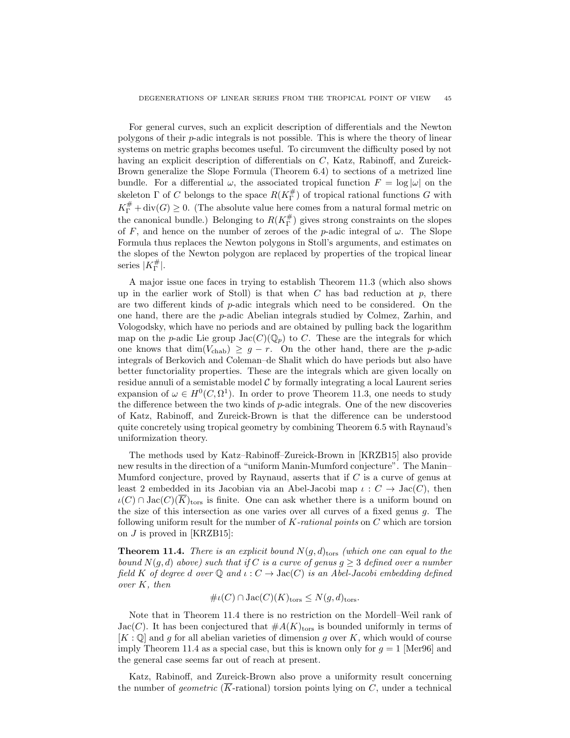For general curves, such an explicit description of differentials and the Newton polygons of their $p$-adic integrals is not possible. This is where the theory of linear systems on metric graphs becomes useful. To circumvent the difficulty posed by not having an explicit description of differentials on $C$, Katz, Rabinoff, and Zureick-Brown generalize the Slope Formula (Theorem 6.4) to sections of a metrized line bundle. For a differential $\omega$, the associated tropical function $F = \log|\omega|$ on the skeleton $\Gamma$ of $C$ belongs to the space $R(K_\Gamma^\#)$ of tropical rational functions $G$ with $K_\Gamma^\# + \mathrm{div}(G) \geq 0$. (The absolute value here comes from a natural formal metric on the canonical bundle.) Belonging to $R(K_\Gamma^\#)$ gives strong constraints on the slopes of $F$, and hence on the number of zeroes of the $p$-adic integral of $\omega$. The Slope Formula thus replaces the Newton polygons in Stoll's arguments, and estimates on the slopes of the Newton polygon are replaced by properties of the tropical linear series $|K_\Gamma^\#|$.

A major issue one faces in trying to establish Theorem 11.3 (which also shows up in the earlier work of Stoll) is that when $C$ has bad reduction at $p$, there are two different kinds of $p$-adic integrals which need to be considered. On the one hand, there are the $p$-adic Abelian integrals studied by Colmez, Zarhin, and Vologodsky, which have no periods and are obtained by pulling back the logarithm map on the $p$-adic Lie group $\mathrm{Jac}(C)(\mathbb{Q}_p)$ to $C$. These are the integrals for which one knows that $\dim(V_{\mathrm{chab}}) \geq g - r$. On the other hand, there are the $p$-adic integrals of Berkovich and Coleman–de Shalit which do have periods but also have better functoriality properties. These are the integrals which are given locally on residue annuli of a semistable model $\mathcal{C}$ by formally integrating a local Laurent series expansion of $\omega \in H^0(C, \Omega^1)$. In order to prove Theorem 11.3, one needs to study the difference between the two kinds of $p$-adic integrals. One of the new discoveries of Katz, Rabinoff, and Zureick-Brown is that the difference can be understood quite concretely using tropical geometry by combining Theorem 6.5 with Raynaud's uniformization theory.

The methods used by Katz–Rabinoff–Zureick-Brown in [KRZB15] also provide new results in the direction of a "uniform Manin-Mumford conjecture". The Manin–Mumford conjecture, proved by Raynaud, asserts that if $C$ is a curve of genus at least 2 embedded in its Jacobian via an Abel-Jacobi map $\iota : C \to \mathrm{Jac}(C)$, then $\iota(C) \cap \mathrm{Jac}(C)(\overline{K})_{\mathrm{tors}}$ is finite. One can ask whether there is a uniform bound on the size of this intersection as one varies over all curves of a fixed genus $g$. The following uniform result for the number of *$K$-rational points* on $C$ which are torsion on $J$ is proved in [KRZB15]:

**Theorem 11.4.** *There is an explicit bound $N(g,d)_{\mathrm{tors}}$ (which one can equal to the bound $N(g,d)$ above) such that if $C$ is a curve of genus $g \geq 3$ defined over a number field $K$ of degree $d$ over $\mathbb{Q}$ and $\iota : C \to \mathrm{Jac}(C)$ is an Abel-Jacobi embedding defined over $K$, then*

$$\#\iota(C) \cap \mathrm{Jac}(C)(K)_{\mathrm{tors}} \leq N(g,d)_{\mathrm{tors}}.$$

Note that in Theorem 11.4 there is no restriction on the Mordell–Weil rank of $\mathrm{Jac}(C)$. It has been conjectured that $\#A(K)_{\mathrm{tors}}$ is bounded uniformly in terms of $[K : \mathbb{Q}]$ and $g$ for all abelian varieties of dimension $g$ over $K$, which would of course imply Theorem 11.4 as a special case, but this is known only for $g = 1$ [Mer96] and the general case seems far out of reach at present.

Katz, Rabinoff, and Zureick-Brown also prove a uniformity result concerning the number of *geometric* ($\overline{K}$-rational) torsion points lying on $C$, under a technical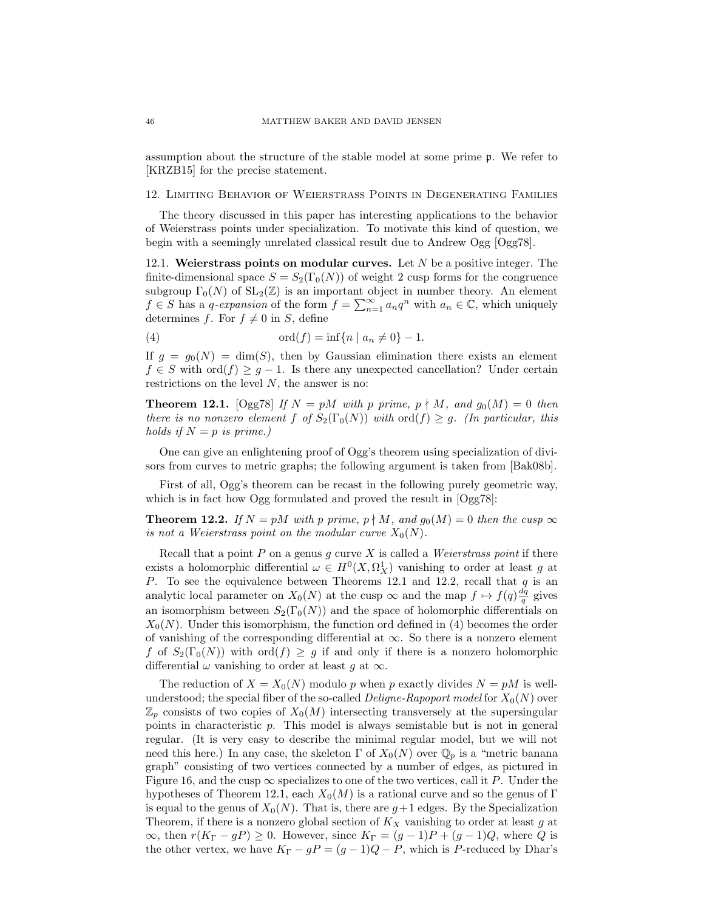assumption about the structure of the stable model at some prime $\mathfrak{p}$. We refer to [KRZB15] for the precise statement.

## 12. Limiting Behavior of Weierstrass Points in Degenerating Families

The theory discussed in this paper has interesting applications to the behavior of Weierstrass points under specialization. To motivate this kind of question, we begin with a seemingly unrelated classical result due to Andrew Ogg [Ogg78].

### 12.1. Weierstrass points on modular curves.

Let $N$ be a positive integer. The finite-dimensional space $S = S_2(\Gamma_0(N))$ of weight 2 cusp forms for the congruence subgroup $\Gamma_0(N)$ of $\mathrm{SL}_2(\mathbb{Z})$ is an important object in number theory. An element $f \in S$ has a *q-expansion* of the form $f = \sum_{n=1}^{\infty} a_n q^n$ with $a_n \in \mathbb{C}$, which uniquely determines $f$. For $f \neq 0$ in $S$, define

$$\operatorname{ord}(f) = \inf\{n \mid a_n \neq 0\} - 1. \tag{4}$$

If $g = g_0(N) = \dim(S)$, then by Gaussian elimination there exists an element $f \in S$ with $\operatorname{ord}(f) \geq g - 1$. Is there any unexpected cancellation? Under certain restrictions on the level $N$, the answer is no:

**Theorem 12.1.** [Ogg78] *If $N = pM$ with $p$ prime, $p \nmid M$, and $g_0(M) = 0$ then there is no nonzero element $f$ of $S_2(\Gamma_0(N))$ with $\operatorname{ord}(f) \geq g$. (In particular, this holds if $N = p$ is prime.)*

One can give an enlightening proof of Ogg's theorem using specialization of divisors from curves to metric graphs; the following argument is taken from [Bak08b].

First of all, Ogg's theorem can be recast in the following purely geometric way, which is in fact how Ogg formulated and proved the result in [Ogg78]:

**Theorem 12.2.** *If $N = pM$ with $p$ prime, $p \nmid M$, and $g_0(M) = 0$ then the cusp $\infty$ is not a Weierstrass point on the modular curve $X_0(N)$.*

Recall that a point $P$ on a genus $g$ curve $X$ is called a *Weierstrass point* if there exists a holomorphic differential $\omega \in H^0(X, \Omega^1_X)$ vanishing to order at least $g$ at $P$. To see the equivalence between Theorems 12.1 and 12.2, recall that $q$ is an analytic local parameter on $X_0(N)$ at the cusp $\infty$ and the map $f \mapsto f(q)\frac{dq}{q}$ gives an isomorphism between $S_2(\Gamma_0(N))$ and the space of holomorphic differentials on $X_0(N)$. Under this isomorphism, the function ord defined in (4) becomes the order of vanishing of the corresponding differential at $\infty$. So there is a nonzero element $f$ of $S_2(\Gamma_0(N))$ with $\operatorname{ord}(f) \geq g$ if and only if there is a nonzero holomorphic differential $\omega$ vanishing to order at least $g$ at $\infty$.

The reduction of $X = X_0(N)$ modulo $p$ when $p$ exactly divides $N = pM$ is well-understood; the special fiber of the so-called *Deligne-Rapoport model* for $X_0(N)$ over $\mathbb{Z}_p$ consists of two copies of $X_0(M)$ intersecting transversely at the supersingular points in characteristic $p$. This model is always semistable but is not in general regular. (It is very easy to describe the minimal regular model, but we will not need this here.) In any case, the skeleton $\Gamma$ of $X_0(N)$ over $\mathbb{Q}_p$ is a "metric banana graph" consisting of two vertices connected by a number of edges, as pictured in Figure 16, and the cusp $\infty$ specializes to one of the two vertices, call it $P$. Under the hypotheses of Theorem 12.1, each $X_0(M)$ is a rational curve and so the genus of $\Gamma$ is equal to the genus of $X_0(N)$. That is, there are $g+1$ edges. By the Specialization Theorem, if there is a nonzero global section of $K_X$ vanishing to order at least $g$ at $\infty$, then $r(K_\Gamma - gP) \geq 0$. However, since $K_\Gamma = (g-1)P + (g-1)Q$, where $Q$ is the other vertex, we have $K_\Gamma - gP = (g-1)Q - P$, which is $P$-reduced by Dhar's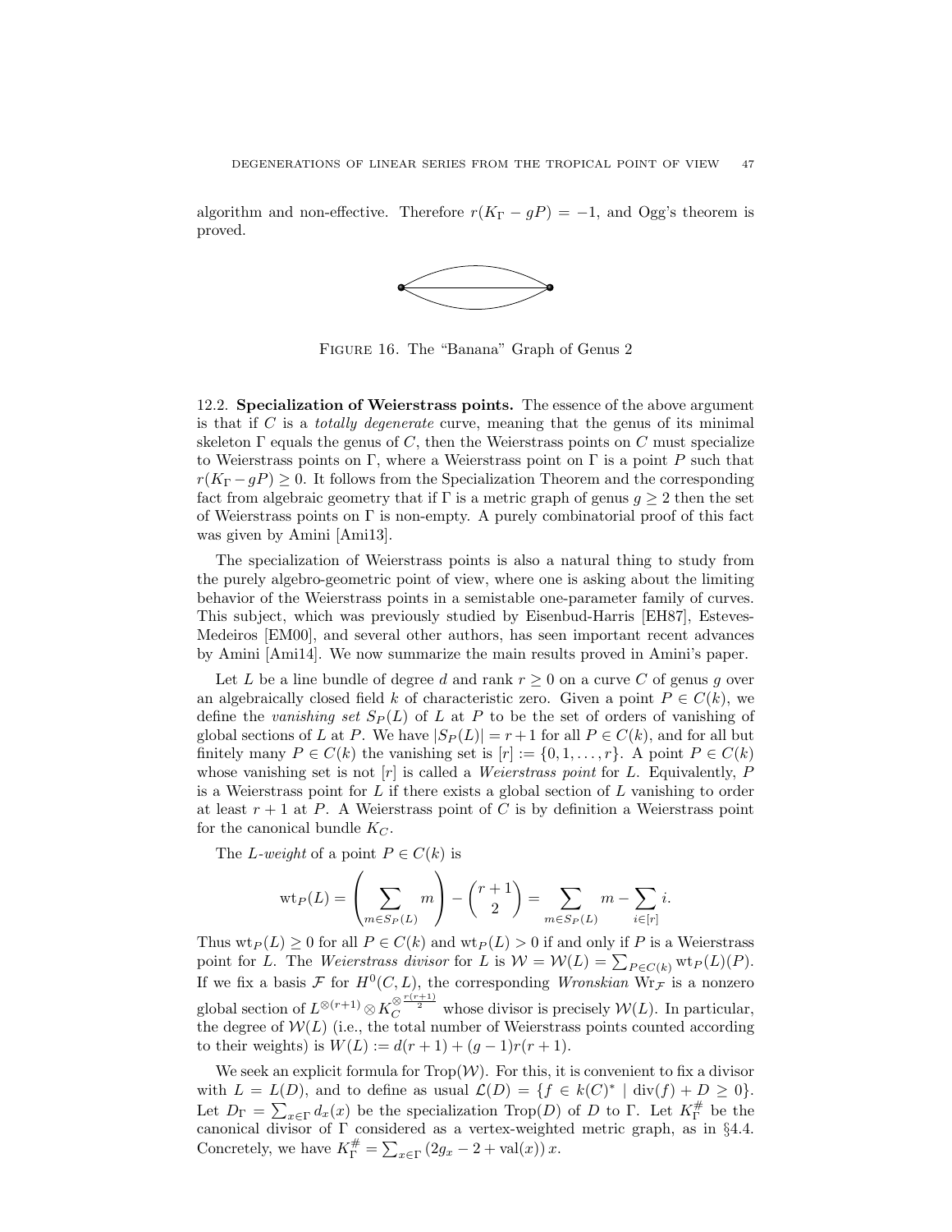algorithm and non-effective. Therefore $r(K_\Gamma - gP) = -1$, and Ogg's theorem is proved.

Figure 16. The "Banana" Graph of Genus 2

**12.2. Specialization of Weierstrass points.** The essence of the above argument is that if $C$ is a *totally degenerate* curve, meaning that the genus of its minimal skeleton $\Gamma$ equals the genus of $C$, then the Weierstrass points on $C$ must specialize to Weierstrass points on $\Gamma$, where a Weierstrass point on $\Gamma$ is a point $P$ such that $r(K_\Gamma - gP) \geq 0$. It follows from the Specialization Theorem and the corresponding fact from algebraic geometry that if $\Gamma$ is a metric graph of genus $g \geq 2$ then the set of Weierstrass points on $\Gamma$ is non-empty. A purely combinatorial proof of this fact was given by Amini [Ami13].

The specialization of Weierstrass points is also a natural thing to study from the purely algebro-geometric point of view, where one is asking about the limiting behavior of the Weierstrass points in a semistable one-parameter family of curves. This subject, which was previously studied by Eisenbud-Harris [EH87], Esteves-Medeiros [EM00], and several other authors, has seen important recent advances by Amini [Ami14]. We now summarize the main results proved in Amini's paper.

Let $L$ be a line bundle of degree $d$ and rank $r \geq 0$ on a curve $C$ of genus $g$ over an algebraically closed field $k$ of characteristic zero. Given a point $P \in C(k)$, we define the *vanishing set* $S_P(L)$ of $L$ at $P$ to be the set of orders of vanishing of global sections of $L$ at $P$. We have $|S_P(L)| = r+1$ for all $P \in C(k)$, and for all but finitely many $P \in C(k)$ the vanishing set is $[r] := \{0, 1, \ldots, r\}$. A point $P \in C(k)$ whose vanishing set is not $[r]$ is called a *Weierstrass point* for $L$. Equivalently, $P$ is a Weierstrass point for $L$ if there exists a global section of $L$ vanishing to order at least $r+1$ at $P$. A Weierstrass point of $C$ is by definition a Weierstrass point for the canonical bundle $K_C$.

The *L-weight* of a point $P \in C(k)$ is

$$\mathrm{wt}_P(L) = \left( \sum_{m \in S_P(L)} m \right) - \binom{r+1}{2} = \sum_{m \in S_P(L)} m - \sum_{i \in [r]} i.$$

Thus $\mathrm{wt}_P(L) \geq 0$ for all $P \in C(k)$ and $\mathrm{wt}_P(L) > 0$ if and only if $P$ is a Weierstrass point for $L$. The *Weierstrass divisor* for $L$ is $\mathcal{W} = \mathcal{W}(L) = \sum_{P \in C(k)} \mathrm{wt}_P(L)(P)$. If we fix a basis $\mathcal{F}$ for $H^0(C, L)$, the corresponding *Wronskian* $\mathrm{Wr}_\mathcal{F}$ is a nonzero global section of $L^{\otimes(r+1)} \otimes K_C^{\otimes \frac{r(r+1)}{2}}$ whose divisor is precisely $\mathcal{W}(L)$. In particular, the degree of $\mathcal{W}(L)$ (i.e., the total number of Weierstrass points counted according to their weights) is $W(L) := d(r+1) + (g-1)r(r+1)$.

We seek an explicit formula for $\mathrm{Trop}(\mathcal{W})$. For this, it is convenient to fix a divisor with $L = L(D)$, and to define as usual $\mathcal{L}(D) = \{f \in k(C)^* \mid \mathrm{div}(f) + D \geq 0\}$. Let $D_\Gamma = \sum_{x \in \Gamma} d_x(x)$ be the specialization $\mathrm{Trop}(D)$ of $D$ to $\Gamma$. Let $K_\Gamma^\#$ be the canonical divisor of $\Gamma$ considered as a vertex-weighted metric graph, as in §4.4. Concretely, we have $K_\Gamma^\# = \sum_{x \in \Gamma} (2g_x - 2 + \mathrm{val}(x))\, x$.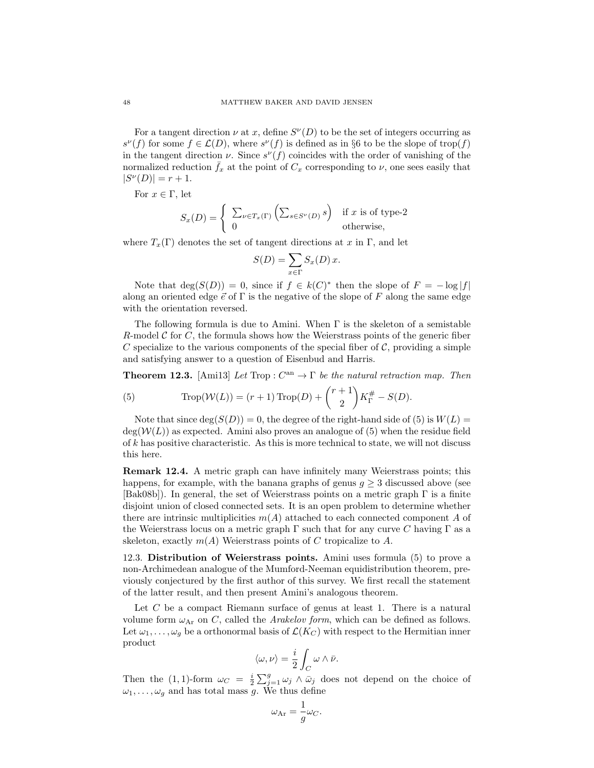For a tangent direction $\nu$ at $x$, define $S^\nu(D)$ to be the set of integers occurring as $s^\nu(f)$ for some $f \in \mathcal{L}(D)$, where $s^\nu(f)$ is defined as in §6 to be the slope of trop$(f)$ in the tangent direction $\nu$. Since $s^\nu(f)$ coincides with the order of vanishing of the normalized reduction $\bar{f}_x$ at the point of $C_x$ corresponding to $\nu$, one sees easily that $|S^\nu(D)| = r + 1$.

For $x \in \Gamma$, let

$$S_x(D) = \begin{cases} \sum_{\nu \in T_x(\Gamma)} \left( \sum_{s \in S^\nu(D)} s \right) & \text{if } x \text{ is of type-2} \\ 0 & \text{otherwise,} \end{cases}$$

where $T_x(\Gamma)$ denotes the set of tangent directions at $x$ in $\Gamma$, and let

$$S(D) = \sum_{x \in \Gamma} S_x(D)\, x.$$

Note that $\deg(S(D)) = 0$, since if $f \in k(C)^*$ then the slope of $F = -\log|f|$ along an oriented edge $\vec{e}$ of $\Gamma$ is the negative of the slope of $F$ along the same edge with the orientation reversed.

The following formula is due to Amini. When $\Gamma$ is the skeleton of a semistable $R$-model $\mathcal{C}$ for $C$, the formula shows how the Weierstrass points of the generic fiber $C$ specialize to the various components of the special fiber of $\mathcal{C}$, providing a simple and satisfying answer to a question of Eisenbud and Harris.

**Theorem 12.3.** [Ami13] *Let* $\mathrm{Trop} : C^{\mathrm{an}} \to \Gamma$ *be the natural retraction map. Then*

$$\mathrm{Trop}(\mathcal{W}(L)) = (r+1)\,\mathrm{Trop}(D) + \binom{r+1}{2} K_\Gamma^{\#} - S(D). \tag{5}$$

Note that since $\deg(S(D)) = 0$, the degree of the right-hand side of (5) is $W(L) = \deg(\mathcal{W}(L))$ as expected. Amini also proves an analogue of (5) when the residue field of $k$ has positive characteristic. As this is more technical to state, we will not discuss this here.

**Remark 12.4.** A metric graph can have infinitely many Weierstrass points; this happens, for example, with the banana graphs of genus $g \geq 3$ discussed above (see [Bak08b]). In general, the set of Weierstrass points on a metric graph $\Gamma$ is a finite disjoint union of closed connected sets. It is an open problem to determine whether there are intrinsic multiplicities $m(A)$ attached to each connected component $A$ of the Weierstrass locus on a metric graph $\Gamma$ such that for any curve $C$ having $\Gamma$ as a skeleton, exactly $m(A)$ Weierstrass points of $C$ tropicalize to $A$.

12.3. **Distribution of Weierstrass points.** Amini uses formula (5) to prove a non-Archimedean analogue of the Mumford-Neeman equidistribution theorem, previously conjectured by the first author of this survey. We first recall the statement of the latter result, and then present Amini's analogous theorem.

Let $C$ be a compact Riemann surface of genus at least 1. There is a natural volume form $\omega_{\mathrm{Ar}}$ on $C$, called the *Arakelov form*, which can be defined as follows. Let $\omega_1, \ldots, \omega_g$ be a orthonormal basis of $\mathcal{L}(K_C)$ with respect to the Hermitian inner product

$$\langle \omega, \nu \rangle = \frac{i}{2} \int_C \omega \wedge \bar{\nu}.$$

Then the $(1,1)$-form $\omega_C = \frac{i}{2} \sum_{j=1}^{g} \omega_j \wedge \bar{\omega}_j$ does not depend on the choice of $\omega_1, \ldots, \omega_g$ and has total mass $g$. We thus define

$$\omega_{\mathrm{Ar}} = \frac{1}{g} \omega_C.$$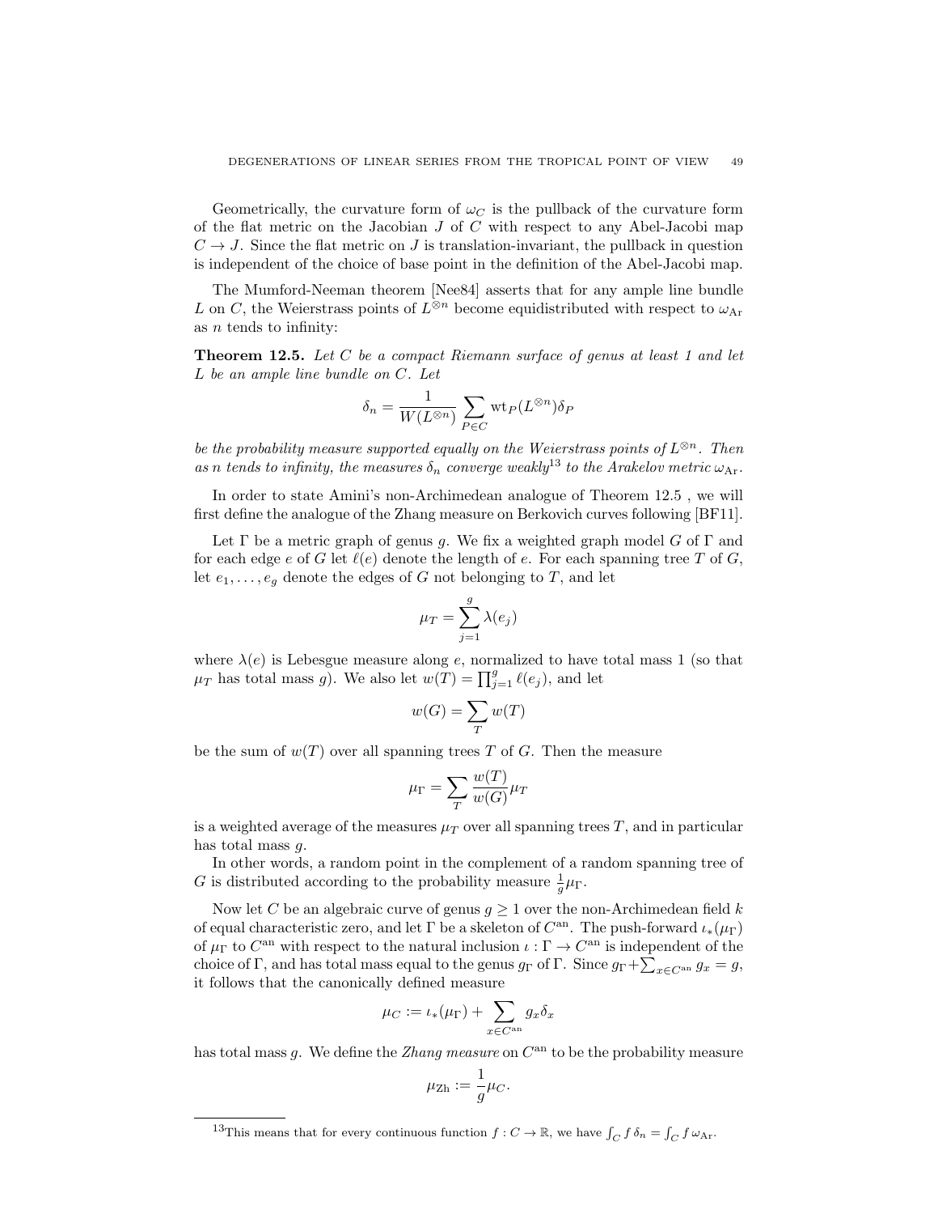Geometrically, the curvature form of $\omega_C$ is the pullback of the curvature form of the flat metric on the Jacobian $J$ of $C$ with respect to any Abel-Jacobi map $C \to J$. Since the flat metric on $J$ is translation-invariant, the pullback in question is independent of the choice of base point in the definition of the Abel-Jacobi map.

The Mumford-Neeman theorem [Nee84] asserts that for any ample line bundle $L$ on $C$, the Weierstrass points of $L^{\otimes n}$ become equidistributed with respect to $\omega_{\mathrm{Ar}}$ as $n$ tends to infinity:

**Theorem 12.5.** *Let $C$ be a compact Riemann surface of genus at least 1 and let $L$ be an ample line bundle on $C$. Let*

$$\delta_n = \frac{1}{W(L^{\otimes n})} \sum_{P \in C} \mathrm{wt}_P(L^{\otimes n}) \delta_P$$

*be the probability measure supported equally on the Weierstrass points of $L^{\otimes n}$. Then as $n$ tends to infinity, the measures $\delta_n$ converge weakly*[13] *to the Arakelov metric $\omega_{\mathrm{Ar}}$.*

In order to state Amini's non-Archimedean analogue of Theorem 12.5 , we will first define the analogue of the Zhang measure on Berkovich curves following [BF11].

Let $\Gamma$ be a metric graph of genus $g$. We fix a weighted graph model $G$ of $\Gamma$ and for each edge $e$ of $G$ let $\ell(e)$ denote the length of $e$. For each spanning tree $T$ of $G$, let $e_1, \ldots, e_g$ denote the edges of $G$ not belonging to $T$, and let

$$\mu_T = \sum_{j=1}^{g} \lambda(e_j)$$

where $\lambda(e)$ is Lebesgue measure along $e$, normalized to have total mass 1 (so that $\mu_T$ has total mass $g$). We also let $w(T) = \prod_{j=1}^{g} \ell(e_j)$, and let

$$w(G) = \sum_T w(T)$$

be the sum of $w(T)$ over all spanning trees $T$ of $G$. Then the measure

$$\mu_\Gamma = \sum_T \frac{w(T)}{w(G)} \mu_T$$

is a weighted average of the measures $\mu_T$ over all spanning trees $T$, and in particular has total mass $g$.

In other words, a random point in the complement of a random spanning tree of $G$ is distributed according to the probability measure $\frac{1}{g}\mu_\Gamma$.

Now let $C$ be an algebraic curve of genus $g \geq 1$ over the non-Archimedean field $k$ of equal characteristic zero, and let $\Gamma$ be a skeleton of $C^{\mathrm{an}}$. The push-forward $\iota_*(\mu_\Gamma)$ of $\mu_\Gamma$ to $C^{\mathrm{an}}$ with respect to the natural inclusion $\iota : \Gamma \to C^{\mathrm{an}}$ is independent of the choice of $\Gamma$, and has total mass equal to the genus $g_\Gamma$ of $\Gamma$. Since $g_\Gamma + \sum_{x \in C^{\mathrm{an}}} g_x = g$, it follows that the canonically defined measure

$$\mu_C := \iota_*(\mu_\Gamma) + \sum_{x \in C^{\mathrm{an}}} g_x \delta_x$$

has total mass $g$. We define the *Zhang measure* on $C^{\mathrm{an}}$ to be the probability measure

$$\mu_{\mathrm{Zh}} := \frac{1}{g}\mu_C.$$

[13] This means that for every continuous function $f : C \to \mathbb{R}$, we have $\int_C f\, \delta_n = \int_C f\, \omega_{\mathrm{Ar}}$.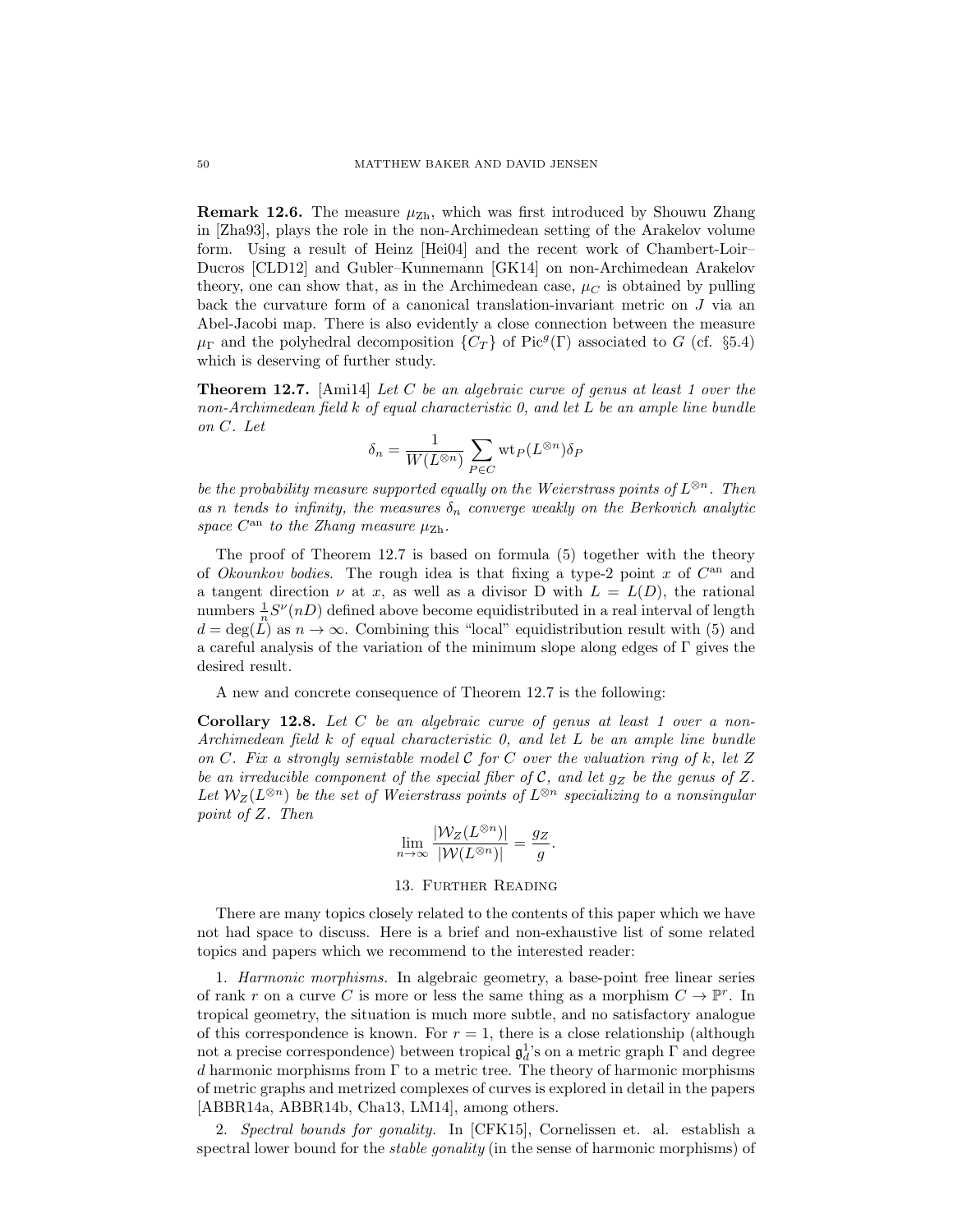**Remark 12.6.** The measure $\mu_{\mathrm{Zh}}$, which was first introduced by Shouwu Zhang in [Zha93], plays the role in the non-Archimedean setting of the Arakelov volume form. Using a result of Heinz [Hei04] and the recent work of Chambert-Loir–Ducros [CLD12] and Gubler–Kunnemann [GK14] on non-Archimedean Arakelov theory, one can show that, as in the Archimedean case, $\mu_C$ is obtained by pulling back the curvature form of a canonical translation-invariant metric on $J$ via an Abel-Jacobi map. There is also evidently a close connection between the measure $\mu_\Gamma$ and the polyhedral decomposition $\{C_T\}$ of $\mathrm{Pic}^g(\Gamma)$ associated to $G$ (cf. §5.4) which is deserving of further study.

**Theorem 12.7.** [Ami14] *Let $C$ be an algebraic curve of genus at least 1 over the non-Archimedean field $k$ of equal characteristic 0, and let $L$ be an ample line bundle on $C$. Let*

$$\delta_n = \frac{1}{W(L^{\otimes n})} \sum_{P \in C} \mathrm{wt}_P(L^{\otimes n}) \delta_P$$

*be the probability measure supported equally on the Weierstrass points of $L^{\otimes n}$. Then as $n$ tends to infinity, the measures $\delta_n$ converge weakly on the Berkovich analytic space $C^{\mathrm{an}}$ to the Zhang measure $\mu_{\mathrm{Zh}}$.*

The proof of Theorem 12.7 is based on formula (5) together with the theory of *Okounkov bodies*. The rough idea is that fixing a type-2 point $x$ of $C^{\mathrm{an}}$ and a tangent direction $\nu$ at $x$, as well as a divisor D with $L = L(D)$, the rational numbers $\frac{1}{n}S^\nu(nD)$ defined above become equidistributed in a real interval of length $d = \deg(L)$ as $n \to \infty$. Combining this "local" equidistribution result with (5) and a careful analysis of the variation of the minimum slope along edges of $\Gamma$ gives the desired result.

A new and concrete consequence of Theorem 12.7 is the following:

**Corollary 12.8.** *Let $C$ be an algebraic curve of genus at least 1 over a non-Archimedean field $k$ of equal characteristic 0, and let $L$ be an ample line bundle on $C$. Fix a strongly semistable model $\mathcal{C}$ for $C$ over the valuation ring of $k$, let $Z$ be an irreducible component of the special fiber of $\mathcal{C}$, and let $g_Z$ be the genus of $Z$. Let $\mathcal{W}_Z(L^{\otimes n})$ be the set of Weierstrass points of $L^{\otimes n}$ specializing to a nonsingular point of $Z$. Then*

$$\lim_{n\to\infty} \frac{|\mathcal{W}_Z(L^{\otimes n})|}{|\mathcal{W}(L^{\otimes n})|} = \frac{g_Z}{g}.$$

## 13. Further Reading

There are many topics closely related to the contents of this paper which we have not had space to discuss. Here is a brief and non-exhaustive list of some related topics and papers which we recommend to the interested reader:

1. *Harmonic morphisms.* In algebraic geometry, a base-point free linear series of rank $r$ on a curve $C$ is more or less the same thing as a morphism $C \to \mathbb{P}^r$. In tropical geometry, the situation is much more subtle, and no satisfactory analogue of this correspondence is known. For $r = 1$, there is a close relationship (although not a precise correspondence) between tropical $\mathfrak{g}^1_d$'s on a metric graph $\Gamma$ and degree $d$ harmonic morphisms from $\Gamma$ to a metric tree. The theory of harmonic morphisms of metric graphs and metrized complexes of curves is explored in detail in the papers [ABBR14a, ABBR14b, Cha13, LM14], among others.

2. *Spectral bounds for gonality.* In [CFK15], Cornelissen et. al. establish a spectral lower bound for the *stable gonality* (in the sense of harmonic morphisms) of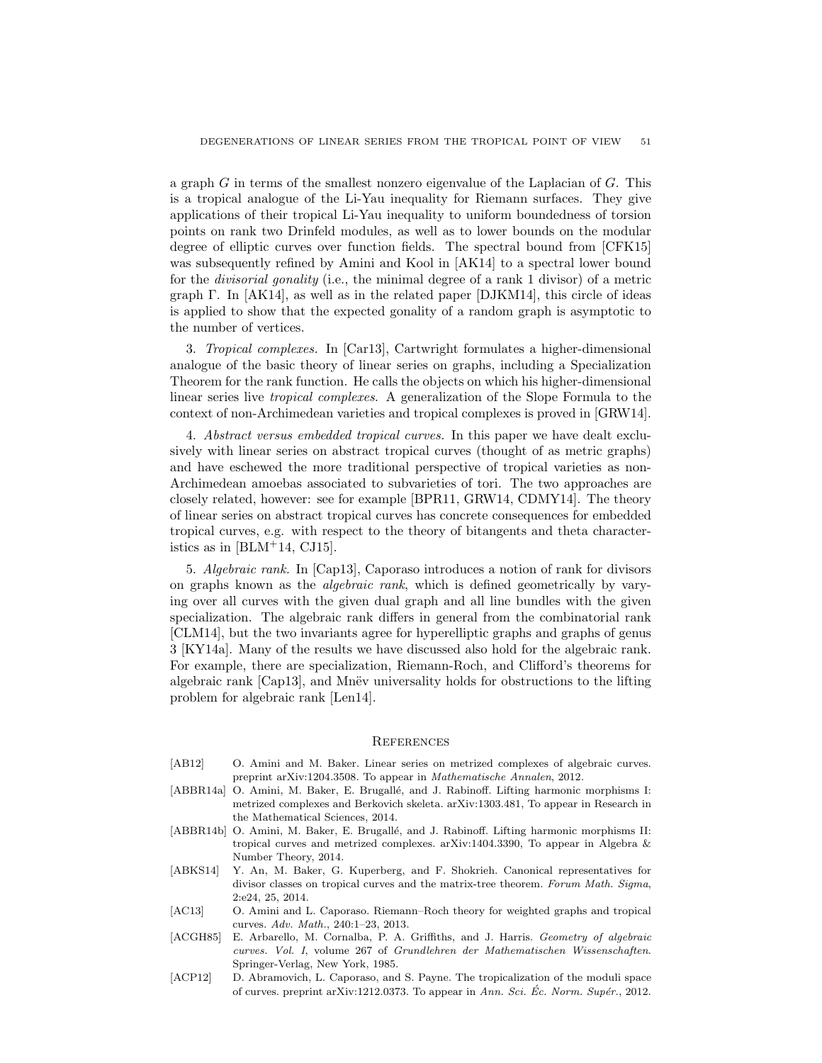a graph $G$ in terms of the smallest nonzero eigenvalue of the Laplacian of $G$. This is a tropical analogue of the Li-Yau inequality for Riemann surfaces. They give applications of their tropical Li-Yau inequality to uniform boundedness of torsion points on rank two Drinfeld modules, as well as to lower bounds on the modular degree of elliptic curves over function fields. The spectral bound from [CFK15] was subsequently refined by Amini and Kool in [AK14] to a spectral lower bound for the *divisorial gonality* (i.e., the minimal degree of a rank 1 divisor) of a metric graph $\Gamma$. In [AK14], as well as in the related paper [DJKM14], this circle of ideas is applied to show that the expected gonality of a random graph is asymptotic to the number of vertices.

3. *Tropical complexes.* In [Car13], Cartwright formulates a higher-dimensional analogue of the basic theory of linear series on graphs, including a Specialization Theorem for the rank function. He calls the objects on which his higher-dimensional linear series live *tropical complexes*. A generalization of the Slope Formula to the context of non-Archimedean varieties and tropical complexes is proved in [GRW14].

4. *Abstract versus embedded tropical curves.* In this paper we have dealt exclusively with linear series on abstract tropical curves (thought of as metric graphs) and have eschewed the more traditional perspective of tropical varieties as non-Archimedean amoebas associated to subvarieties of tori. The two approaches are closely related, however: see for example [BPR11, GRW14, CDMY14]. The theory of linear series on abstract tropical curves has concrete consequences for embedded tropical curves, e.g. with respect to the theory of bitangents and theta characteristics as in [BLM+14, CJ15].

5. *Algebraic rank.* In [Cap13], Caporaso introduces a notion of rank for divisors on graphs known as the *algebraic rank*, which is defined geometrically by varying over all curves with the given dual graph and all line bundles with the given specialization. The algebraic rank differs in general from the combinatorial rank [CLM14], but the two invariants agree for hyperelliptic graphs and graphs of genus 3 [KY14a]. Many of the results we have discussed also hold for the algebraic rank. For example, there are specialization, Riemann-Roch, and Clifford's theorems for algebraic rank [Cap13], and Mnëv universality holds for obstructions to the lifting problem for algebraic rank [Len14].

## References

- [AB12] O. Amini and M. Baker. Linear series on metrized complexes of algebraic curves. preprint arXiv:1204.3508. To appear in *Mathematische Annalen*, 2012.
- [ABBR14a] O. Amini, M. Baker, E. Brugallé, and J. Rabinoff. Lifting harmonic morphisms I: metrized complexes and Berkovich skeleta. arXiv:1303.481, To appear in Research in the Mathematical Sciences, 2014.
- [ABBR14b] O. Amini, M. Baker, E. Brugallé, and J. Rabinoff. Lifting harmonic morphisms II: tropical curves and metrized complexes. arXiv:1404.3390, To appear in Algebra & Number Theory, 2014.
- [ABKS14] Y. An, M. Baker, G. Kuperberg, and F. Shokrieh. Canonical representatives for divisor classes on tropical curves and the matrix-tree theorem. *Forum Math. Sigma*, 2:e24, 25, 2014.
- [AC13] O. Amini and L. Caporaso. Riemann–Roch theory for weighted graphs and tropical curves. *Adv. Math.*, 240:1–23, 2013.
- [ACGH85] E. Arbarello, M. Cornalba, P. A. Griffiths, and J. Harris. *Geometry of algebraic curves. Vol. I*, volume 267 of *Grundlehren der Mathematischen Wissenschaften*. Springer-Verlag, New York, 1985.
- [ACP12] D. Abramovich, L. Caporaso, and S. Payne. The tropicalization of the moduli space of curves. preprint arXiv:1212.0373. To appear in *Ann. Sci. Éc. Norm. Supér.*, 2012.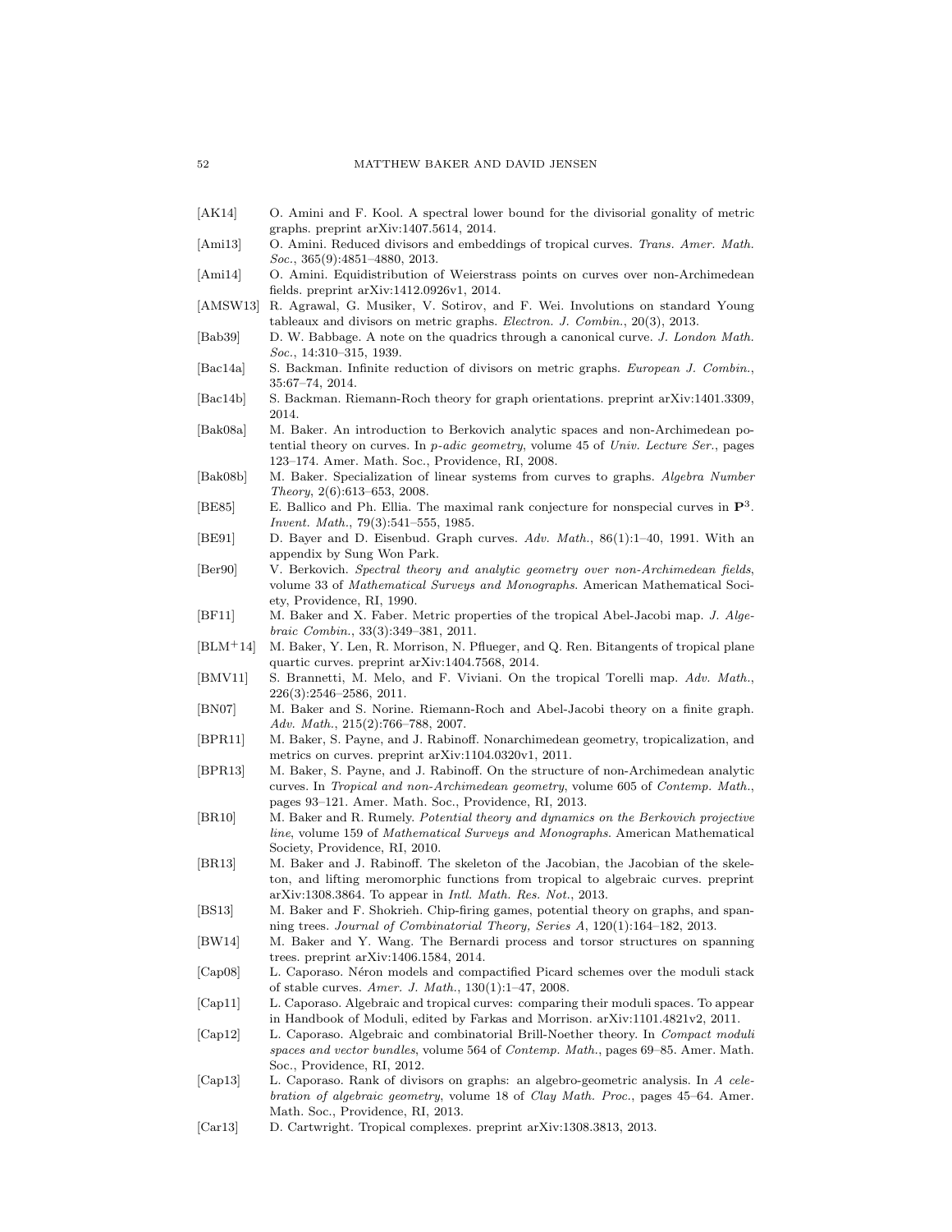[AK14] O. Amini and F. Kool. A spectral lower bound for the divisorial gonality of metric graphs. preprint arXiv:1407.5614, 2014.

[Ami13] O. Amini. Reduced divisors and embeddings of tropical curves. *Trans. Amer. Math. Soc.*, 365(9):4851–4880, 2013.

[Ami14] O. Amini. Equidistribution of Weierstrass points on curves over non-Archimedean fields. preprint arXiv:1412.0926v1, 2014.

[AMSW13] R. Agrawal, G. Musiker, V. Sotirov, and F. Wei. Involutions on standard Young tableaux and divisors on metric graphs. *Electron. J. Combin.*, 20(3), 2013.

[Bab39] D. W. Babbage. A note on the quadrics through a canonical curve. *J. London Math. Soc.*, 14:310–315, 1939.

[Bac14a] S. Backman. Infinite reduction of divisors on metric graphs. *European J. Combin.*, 35:67–74, 2014.

[Bac14b] S. Backman. Riemann-Roch theory for graph orientations. preprint arXiv:1401.3309, 2014.

[Bak08a] M. Baker. An introduction to Berkovich analytic spaces and non-Archimedean potential theory on curves. In *p-adic geometry*, volume 45 of *Univ. Lecture Ser.*, pages 123–174. Amer. Math. Soc., Providence, RI, 2008.

[Bak08b] M. Baker. Specialization of linear systems from curves to graphs. *Algebra Number Theory*, 2(6):613–653, 2008.

[BE85] E. Ballico and Ph. Ellia. The maximal rank conjecture for nonspecial curves in $\mathbf{P}^3$. *Invent. Math.*, 79(3):541–555, 1985.

[BE91] D. Bayer and D. Eisenbud. Graph curves. *Adv. Math.*, 86(1):1–40, 1991. With an appendix by Sung Won Park.

[Ber90] V. Berkovich. *Spectral theory and analytic geometry over non-Archimedean fields*, volume 33 of *Mathematical Surveys and Monographs*. American Mathematical Society, Providence, RI, 1990.

[BF11] M. Baker and X. Faber. Metric properties of the tropical Abel-Jacobi map. *J. Algebraic Combin.*, 33(3):349–381, 2011.

[BLM+14] M. Baker, Y. Len, R. Morrison, N. Pflueger, and Q. Ren. Bitangents of tropical plane quartic curves. preprint arXiv:1404.7568, 2014.

[BMV11] S. Brannetti, M. Melo, and F. Viviani. On the tropical Torelli map. *Adv. Math.*, 226(3):2546–2586, 2011.

[BN07] M. Baker and S. Norine. Riemann-Roch and Abel-Jacobi theory on a finite graph. *Adv. Math.*, 215(2):766–788, 2007.

[BPR11] M. Baker, S. Payne, and J. Rabinoff. Nonarchimedean geometry, tropicalization, and metrics on curves. preprint arXiv:1104.0320v1, 2011.

[BPR13] M. Baker, S. Payne, and J. Rabinoff. On the structure of non-Archimedean analytic curves. In *Tropical and non-Archimedean geometry*, volume 605 of *Contemp. Math.*, pages 93–121. Amer. Math. Soc., Providence, RI, 2013.

[BR10] M. Baker and R. Rumely. *Potential theory and dynamics on the Berkovich projective line*, volume 159 of *Mathematical Surveys and Monographs*. American Mathematical Society, Providence, RI, 2010.

[BR13] M. Baker and J. Rabinoff. The skeleton of the Jacobian, the Jacobian of the skeleton, and lifting meromorphic functions from tropical to algebraic curves. preprint arXiv:1308.3864. To appear in *Intl. Math. Res. Not.*, 2013.

[BS13] M. Baker and F. Shokrieh. Chip-firing games, potential theory on graphs, and spanning trees. *Journal of Combinatorial Theory, Series A*, 120(1):164–182, 2013.

[BW14] M. Baker and Y. Wang. The Bernardi process and torsor structures on spanning trees. preprint arXiv:1406.1584, 2014.

[Cap08] L. Caporaso. Néron models and compactified Picard schemes over the moduli stack of stable curves. *Amer. J. Math.*, 130(1):1–47, 2008.

[Cap11] L. Caporaso. Algebraic and tropical curves: comparing their moduli spaces. To appear in Handbook of Moduli, edited by Farkas and Morrison. arXiv:1101.4821v2, 2011.

[Cap12] L. Caporaso. Algebraic and combinatorial Brill-Noether theory. In *Compact moduli spaces and vector bundles*, volume 564 of *Contemp. Math.*, pages 69–85. Amer. Math. Soc., Providence, RI, 2012.

[Cap13] L. Caporaso. Rank of divisors on graphs: an algebro-geometric analysis. In *A celebration of algebraic geometry*, volume 18 of *Clay Math. Proc.*, pages 45–64. Amer. Math. Soc., Providence, RI, 2013.

[Car13] D. Cartwright. Tropical complexes. preprint arXiv:1308.3813, 2013.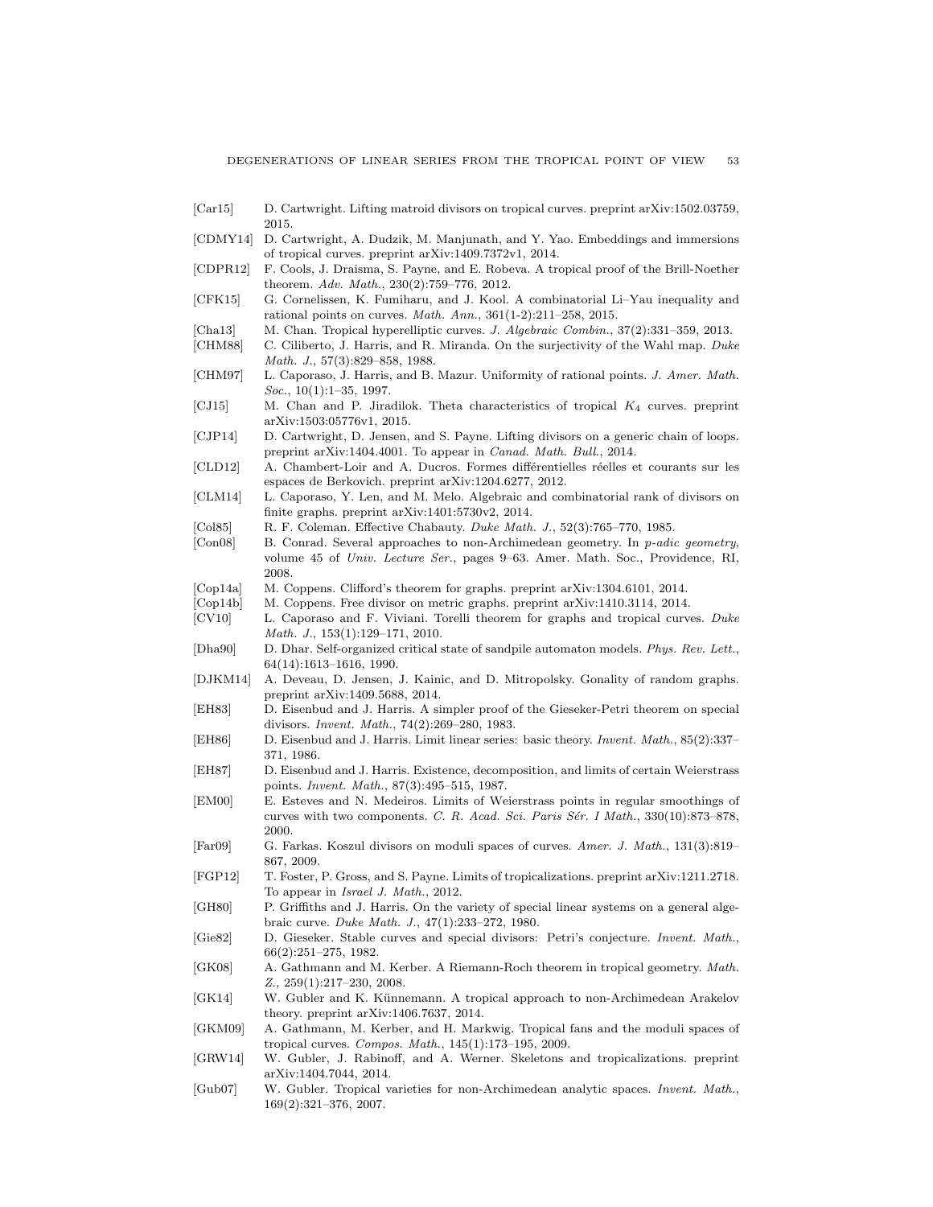[Car15] D. Cartwright. Lifting matroid divisors on tropical curves. preprint arXiv:1502.03759, 2015.

[CDMY14] D. Cartwright, A. Dudzik, M. Manjunath, and Y. Yao. Embeddings and immersions of tropical curves. preprint arXiv:1409.7372v1, 2014.

[CDPR12] F. Cools, J. Draisma, S. Payne, and E. Robeva. A tropical proof of the Brill-Noether theorem. *Adv. Math.*, 230(2):759–776, 2012.

[CFK15] G. Cornelissen, K. Fumiharu, and J. Kool. A combinatorial Li–Yau inequality and rational points on curves. *Math. Ann.*, 361(1-2):211–258, 2015.

[Cha13] M. Chan. Tropical hyperelliptic curves. *J. Algebraic Combin.*, 37(2):331–359, 2013.

[CHM88] C. Ciliberto, J. Harris, and R. Miranda. On the surjectivity of the Wahl map. *Duke Math. J.*, 57(3):829–858, 1988.

[CHM97] L. Caporaso, J. Harris, and B. Mazur. Uniformity of rational points. *J. Amer. Math. Soc.*, 10(1):1–35, 1997.

[CJ15] M. Chan and P. Jiradilok. Theta characteristics of tropical $K_4$ curves. preprint arXiv:1503:05776v1, 2015.

[CJP14] D. Cartwright, D. Jensen, and S. Payne. Lifting divisors on a generic chain of loops. preprint arXiv:1404.4001. To appear in *Canad. Math. Bull.*, 2014.

[CLD12] A. Chambert-Loir and A. Ducros. Formes différentielles réelles et courants sur les espaces de Berkovich. preprint arXiv:1204.6277, 2012.

[CLM14] L. Caporaso, Y. Len, and M. Melo. Algebraic and combinatorial rank of divisors on finite graphs. preprint arXiv:1401:5730v2, 2014.

[Col85] R. F. Coleman. Effective Chabauty. *Duke Math. J.*, 52(3):765–770, 1985.

[Con08] B. Conrad. Several approaches to non-Archimedean geometry. In *p-adic geometry*, volume 45 of *Univ. Lecture Ser.*, pages 9–63. Amer. Math. Soc., Providence, RI, 2008.

[Cop14a] M. Coppens. Clifford's theorem for graphs. preprint arXiv:1304.6101, 2014.

[Cop14b] M. Coppens. Free divisor on metric graphs. preprint arXiv:1410.3114, 2014.

[CV10] L. Caporaso and F. Viviani. Torelli theorem for graphs and tropical curves. *Duke Math. J.*, 153(1):129–171, 2010.

[Dha90] D. Dhar. Self-organized critical state of sandpile automaton models. *Phys. Rev. Lett.*, 64(14):1613–1616, 1990.

[DJKM14] A. Deveau, D. Jensen, J. Kainic, and D. Mitropolsky. Gonality of random graphs. preprint arXiv:1409.5688, 2014.

[EH83] D. Eisenbud and J. Harris. A simpler proof of the Gieseker-Petri theorem on special divisors. *Invent. Math.*, 74(2):269–280, 1983.

[EH86] D. Eisenbud and J. Harris. Limit linear series: basic theory. *Invent. Math.*, 85(2):337–371, 1986.

[EH87] D. Eisenbud and J. Harris. Existence, decomposition, and limits of certain Weierstrass points. *Invent. Math.*, 87(3):495–515, 1987.

[EM00] E. Esteves and N. Medeiros. Limits of Weierstrass points in regular smoothings of curves with two components. *C. R. Acad. Sci. Paris Sér. I Math.*, 330(10):873–878, 2000.

[Far09] G. Farkas. Koszul divisors on moduli spaces of curves. *Amer. J. Math.*, 131(3):819–867, 2009.

[FGP12] T. Foster, P. Gross, and S. Payne. Limits of tropicalizations. preprint arXiv:1211.2718. To appear in *Israel J. Math.*, 2012.

[GH80] P. Griffiths and J. Harris. On the variety of special linear systems on a general algebraic curve. *Duke Math. J.*, 47(1):233–272, 1980.

[Gie82] D. Gieseker. Stable curves and special divisors: Petri's conjecture. *Invent. Math.*, 66(2):251–275, 1982.

[GK08] A. Gathmann and M. Kerber. A Riemann-Roch theorem in tropical geometry. *Math. Z.*, 259(1):217–230, 2008.

[GK14] W. Gubler and K. Künnemann. A tropical approach to non-Archimedean Arakelov theory. preprint arXiv:1406.7637, 2014.

[GKM09] A. Gathmann, M. Kerber, and H. Markwig. Tropical fans and the moduli spaces of tropical curves. *Compos. Math.*, 145(1):173–195, 2009.

[GRW14] W. Gubler, J. Rabinoff, and A. Werner. Skeletons and tropicalizations. preprint arXiv:1404.7044, 2014.

[Gub07] W. Gubler. Tropical varieties for non-Archimedean analytic spaces. *Invent. Math.*, 169(2):321–376, 2007.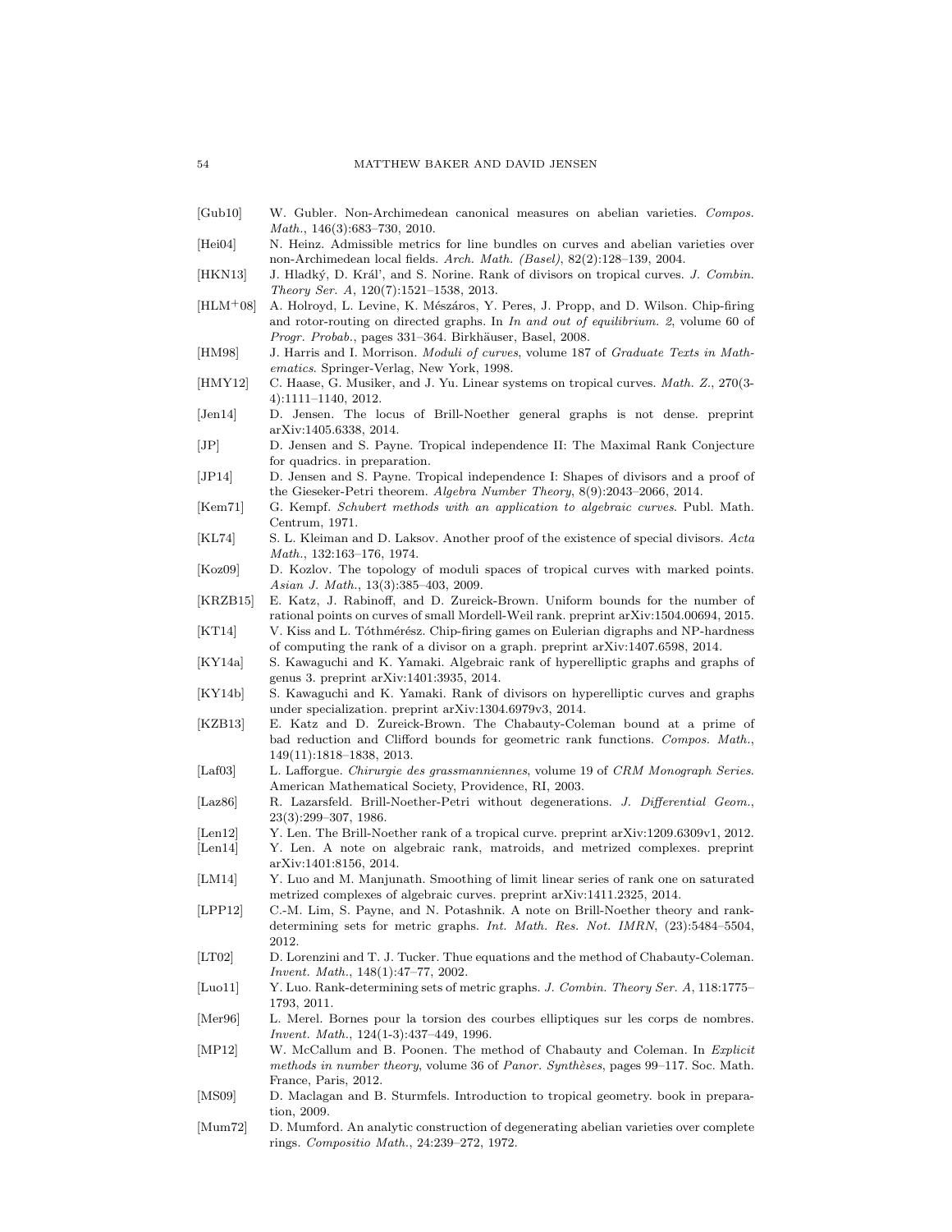[Gub10] W. Gubler. Non-Archimedean canonical measures on abelian varieties. *Compos. Math.*, 146(3):683–730, 2010.

[Hei04] N. Heinz. Admissible metrics for line bundles on curves and abelian varieties over non-Archimedean local fields. *Arch. Math. (Basel)*, 82(2):128–139, 2004.

[HKN13] J. Hladký, D. Kráľ, and S. Norine. Rank of divisors on tropical curves. *J. Combin. Theory Ser. A*, 120(7):1521–1538, 2013.

[HLM+08] A. Holroyd, L. Levine, K. Mészáros, Y. Peres, J. Propp, and D. Wilson. Chip-firing and rotor-routing on directed graphs. In *In and out of equilibrium. 2*, volume 60 of *Progr. Probab.*, pages 331–364. Birkhäuser, Basel, 2008.

[HM98] J. Harris and I. Morrison. *Moduli of curves*, volume 187 of *Graduate Texts in Mathematics*. Springer-Verlag, New York, 1998.

[HMY12] C. Haase, G. Musiker, and J. Yu. Linear systems on tropical curves. *Math. Z.*, 270(3-4):1111–1140, 2012.

[Jen14] D. Jensen. The locus of Brill-Noether general graphs is not dense. preprint arXiv:1405.6338, 2014.

[JP] D. Jensen and S. Payne. Tropical independence II: The Maximal Rank Conjecture for quadrics. in preparation.

[JP14] D. Jensen and S. Payne. Tropical independence I: Shapes of divisors and a proof of the Gieseker-Petri theorem. *Algebra Number Theory*, 8(9):2043–2066, 2014.

[Kem71] G. Kempf. *Schubert methods with an application to algebraic curves*. Publ. Math. Centrum, 1971.

[KL74] S. L. Kleiman and D. Laksov. Another proof of the existence of special divisors. *Acta Math.*, 132:163–176, 1974.

[Koz09] D. Kozlov. The topology of moduli spaces of tropical curves with marked points. *Asian J. Math.*, 13(3):385–403, 2009.

[KRZB15] E. Katz, J. Rabinoff, and D. Zureick-Brown. Uniform bounds for the number of rational points on curves of small Mordell-Weil rank. preprint arXiv:1504.00694, 2015.

[KT14] V. Kiss and L. Tóthmérész. Chip-firing games on Eulerian digraphs and NP-hardness of computing the rank of a divisor on a graph. preprint arXiv:1407.6598, 2014.

[KY14a] S. Kawaguchi and K. Yamaki. Algebraic rank of hyperelliptic graphs and graphs of genus 3. preprint arXiv:1401:3935, 2014.

[KY14b] S. Kawaguchi and K. Yamaki. Rank of divisors on hyperelliptic curves and graphs under specialization. preprint arXiv:1304.6979v3, 2014.

[KZB13] E. Katz and D. Zureick-Brown. The Chabauty-Coleman bound at a prime of bad reduction and Clifford bounds for geometric rank functions. *Compos. Math.*, 149(11):1818–1838, 2013.

[Laf03] L. Lafforgue. *Chirurgie des grassmanniennes*, volume 19 of *CRM Monograph Series*. American Mathematical Society, Providence, RI, 2003.

[Laz86] R. Lazarsfeld. Brill-Noether-Petri without degenerations. *J. Differential Geom.*, 23(3):299–307, 1986.

[Len12] Y. Len. The Brill-Noether rank of a tropical curve. preprint arXiv:1209.6309v1, 2012.

[Len14] Y. Len. A note on algebraic rank, matroids, and metrized complexes. preprint arXiv:1401:8156, 2014.

[LM14] Y. Luo and M. Manjunath. Smoothing of limit linear series of rank one on saturated metrized complexes of algebraic curves. preprint arXiv:1411.2325, 2014.

[LPP12] C.-M. Lim, S. Payne, and N. Potashnik. A note on Brill-Noether theory and rank-determining sets for metric graphs. *Int. Math. Res. Not. IMRN*, (23):5484–5504, 2012.

[LT02] D. Lorenzini and T. J. Tucker. Thue equations and the method of Chabauty-Coleman. *Invent. Math.*, 148(1):47–77, 2002.

[Luo11] Y. Luo. Rank-determining sets of metric graphs. *J. Combin. Theory Ser. A*, 118:1775–1793, 2011.

[Mer96] L. Merel. Bornes pour la torsion des courbes elliptiques sur les corps de nombres. *Invent. Math.*, 124(1-3):437–449, 1996.

[MP12] W. McCallum and B. Poonen. The method of Chabauty and Coleman. In *Explicit methods in number theory*, volume 36 of *Panor. Synthèses*, pages 99–117. Soc. Math. France, Paris, 2012.

[MS09] D. Maclagan and B. Sturmfels. Introduction to tropical geometry. book in preparation, 2009.

[Mum72] D. Mumford. An analytic construction of degenerating abelian varieties over complete rings. *Compositio Math.*, 24:239–272, 1972.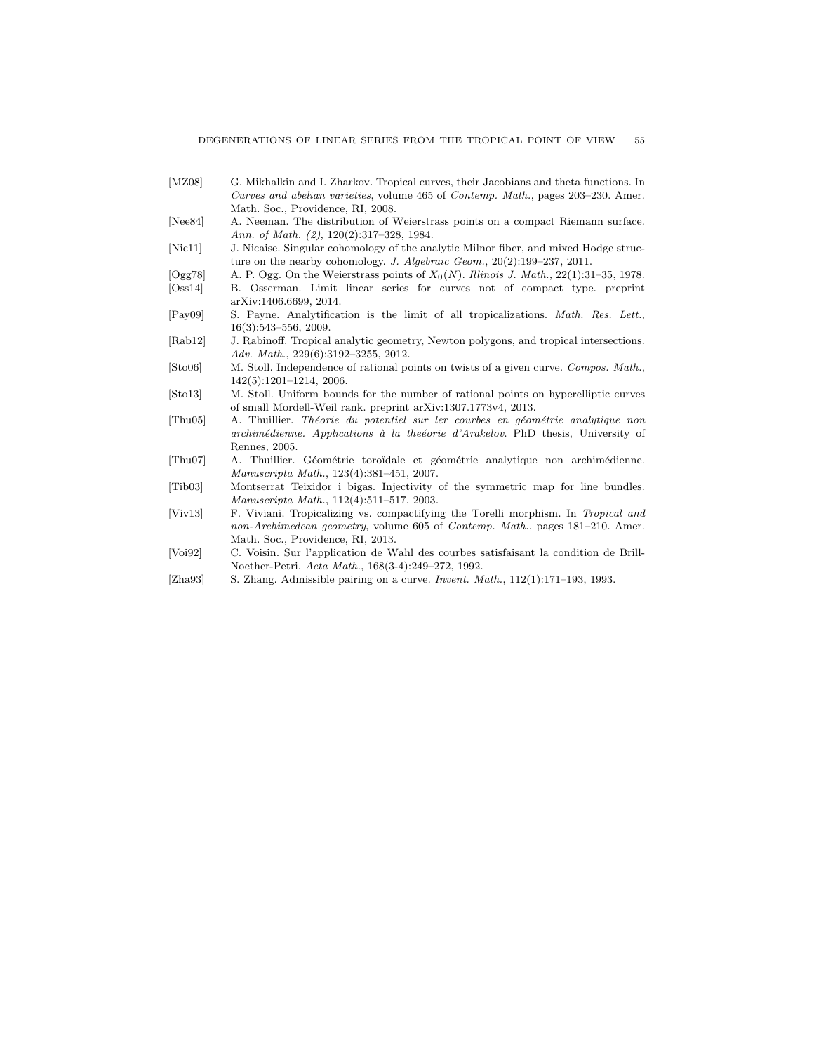[MZ08] G. Mikhalkin and I. Zharkov. Tropical curves, their Jacobians and theta functions. In *Curves and abelian varieties*, volume 465 of *Contemp. Math.*, pages 203–230. Amer. Math. Soc., Providence, RI, 2008.

[Nee84] A. Neeman. The distribution of Weierstrass points on a compact Riemann surface. *Ann. of Math. (2)*, 120(2):317–328, 1984.

[Nic11] J. Nicaise. Singular cohomology of the analytic Milnor fiber, and mixed Hodge structure on the nearby cohomology. *J. Algebraic Geom.*, 20(2):199–237, 2011.

[Ogg78] A. P. Ogg. On the Weierstrass points of $X_0(N)$. *Illinois J. Math.*, 22(1):31–35, 1978.

[Oss14] B. Osserman. Limit linear series for curves not of compact type. preprint arXiv:1406.6699, 2014.

[Pay09] S. Payne. Analytification is the limit of all tropicalizations. *Math. Res. Lett.*, 16(3):543–556, 2009.

[Rab12] J. Rabinoff. Tropical analytic geometry, Newton polygons, and tropical intersections. *Adv. Math.*, 229(6):3192–3255, 2012.

[Sto06] M. Stoll. Independence of rational points on twists of a given curve. *Compos. Math.*, 142(5):1201–1214, 2006.

[Sto13] M. Stoll. Uniform bounds for the number of rational points on hyperelliptic curves of small Mordell-Weil rank. preprint arXiv:1307.1773v4, 2013.

[Thu05] A. Thuillier. *Théorie du potentiel sur ler courbes en géométrie analytique non archimédienne. Applications à la theéorie d'Arakelov*. PhD thesis, University of Rennes, 2005.

[Thu07] A. Thuillier. Géométrie toroïdale et géométrie analytique non archimédienne. *Manuscripta Math.*, 123(4):381–451, 2007.

[Tib03] Montserrat Teixidor i bigas. Injectivity of the symmetric map for line bundles. *Manuscripta Math.*, 112(4):511–517, 2003.

[Viv13] F. Viviani. Tropicalizing vs. compactifying the Torelli morphism. In *Tropical and non-Archimedean geometry*, volume 605 of *Contemp. Math.*, pages 181–210. Amer. Math. Soc., Providence, RI, 2013.

[Voi92] C. Voisin. Sur l'application de Wahl des courbes satisfaisant la condition de Brill-Noether-Petri. *Acta Math.*, 168(3-4):249–272, 1992.

[Zha93] S. Zhang. Admissible pairing on a curve. *Invent. Math.*, 112(1):171–193, 1993.